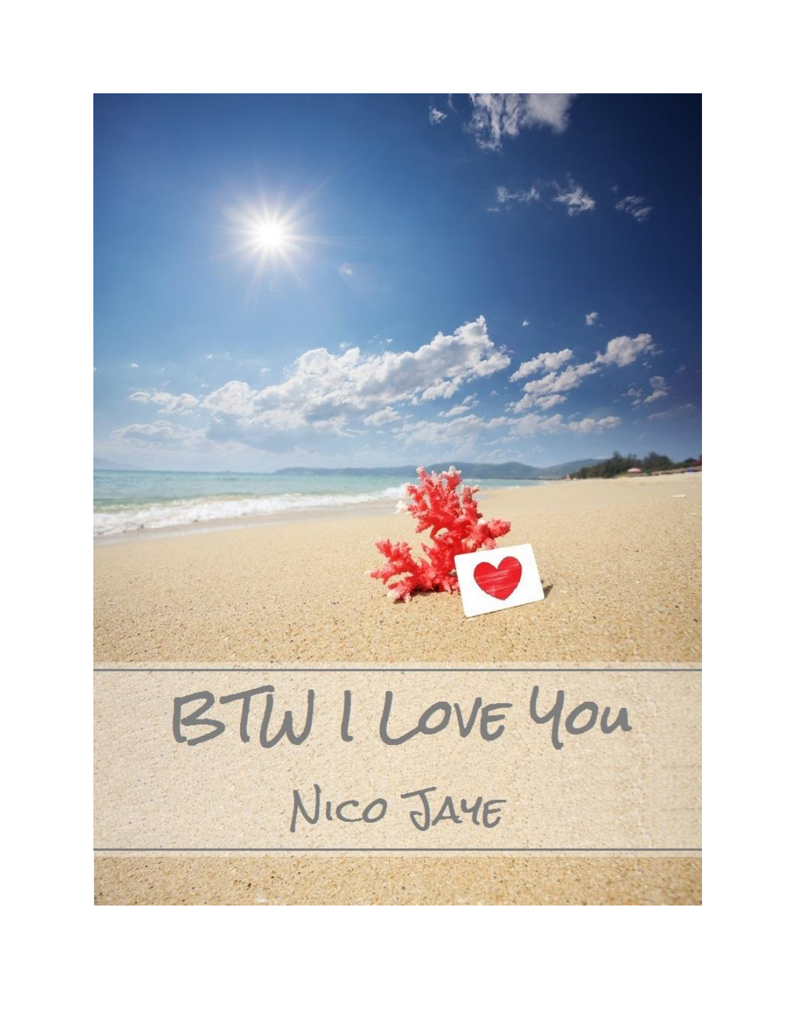# BTW I Love You

Nico Jaye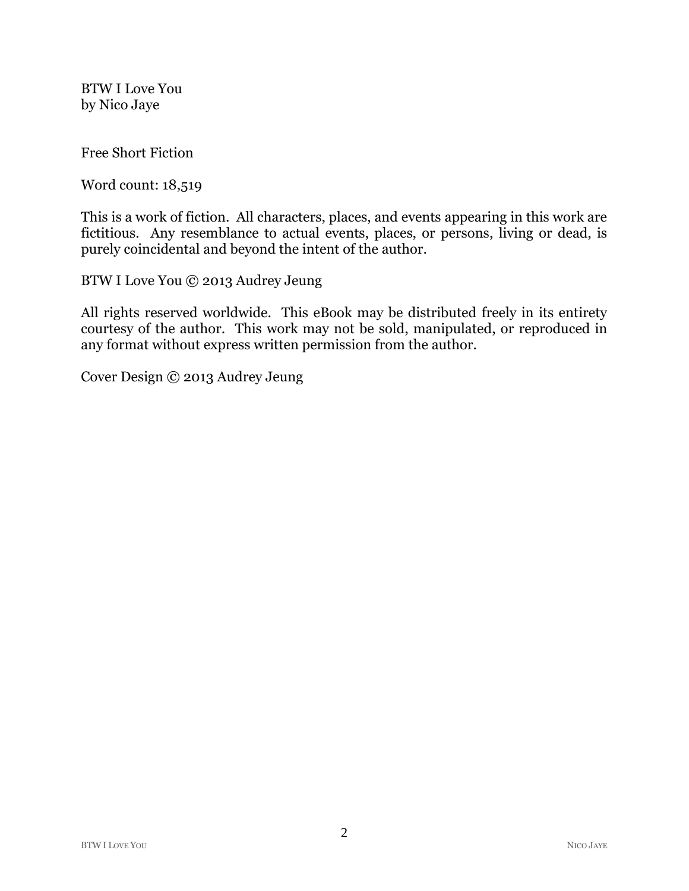BTW I Love You  
by Nico Jaye

Free Short Fiction

Word count: 18,519

This is a work of fiction. All characters, places, and events appearing in this work are fictitious. Any resemblance to actual events, places, or persons, living or dead, is purely coincidental and beyond the intent of the author.

BTW I Love You © 2013 Audrey Jeung

All rights reserved worldwide. This eBook may be distributed freely in its entirety courtesy of the author. This work may not be sold, manipulated, or reproduced in any format without express written permission from the author.

Cover Design © 2013 Audrey Jeung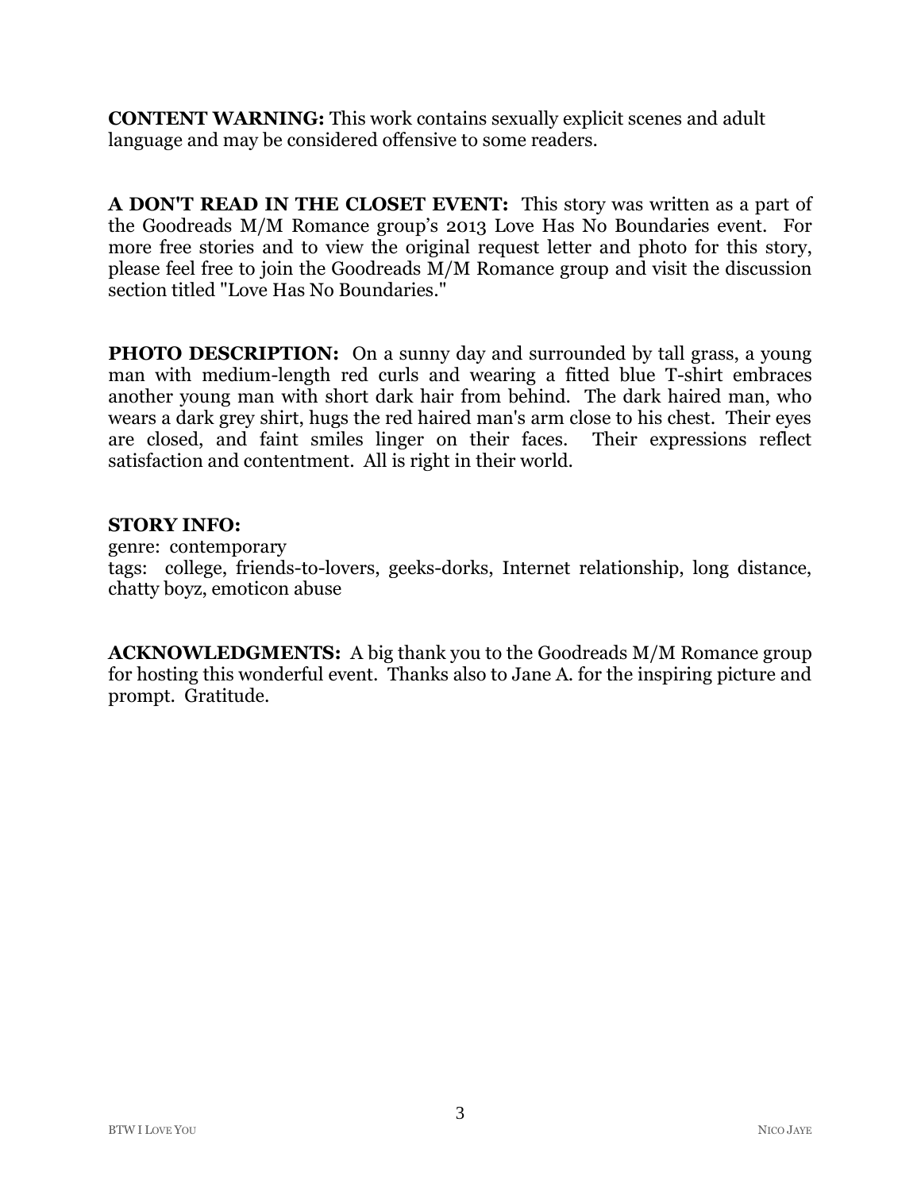**CONTENT WARNING:** This work contains sexually explicit scenes and adult language and may be considered offensive to some readers.

**A DON'T READ IN THE CLOSET EVENT:** This story was written as a part of the Goodreads M/M Romance group's 2013 Love Has No Boundaries event. For more free stories and to view the original request letter and photo for this story, please feel free to join the Goodreads M/M Romance group and visit the discussion section titled "Love Has No Boundaries."

**PHOTO DESCRIPTION:** On a sunny day and surrounded by tall grass, a young man with medium-length red curls and wearing a fitted blue T-shirt embraces another young man with short dark hair from behind. The dark haired man, who wears a dark grey shirt, hugs the red haired man's arm close to his chest. Their eyes are closed, and faint smiles linger on their faces. Their expressions reflect satisfaction and contentment. All is right in their world.

**STORY INFO:**
genre: contemporary
tags: college, friends-to-lovers, geeks-dorks, Internet relationship, long distance, chatty boyz, emoticon abuse

**ACKNOWLEDGMENTS:** A big thank you to the Goodreads M/M Romance group for hosting this wonderful event. Thanks also to Jane A. for the inspiring picture and prompt. Gratitude.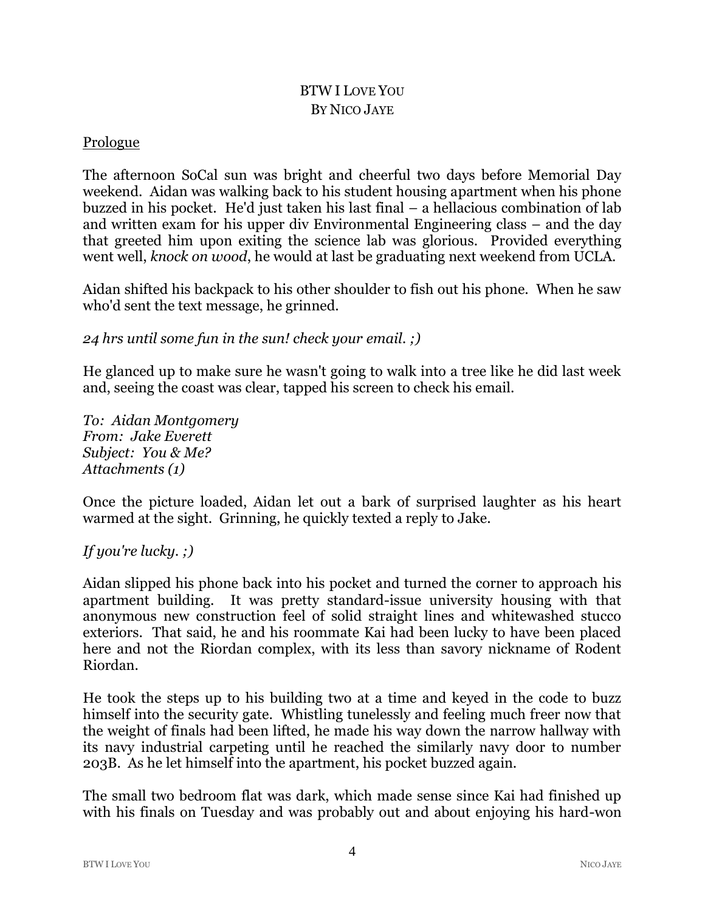# BTW I Love You
## By Nico Jaye

Prologue

The afternoon SoCal sun was bright and cheerful two days before Memorial Day weekend. Aidan was walking back to his student housing apartment when his phone buzzed in his pocket. He'd just taken his last final – a hellacious combination of lab and written exam for his upper div Environmental Engineering class – and the day that greeted him upon exiting the science lab was glorious. Provided everything went well, *knock on wood*, he would at last be graduating next weekend from UCLA.

Aidan shifted his backpack to his other shoulder to fish out his phone. When he saw who'd sent the text message, he grinned.

*24 hrs until some fun in the sun! check your email. ;)*

He glanced up to make sure he wasn't going to walk into a tree like he did last week and, seeing the coast was clear, tapped his screen to check his email.

*To: Aidan Montgomery*
*From: Jake Everett*
*Subject: You & Me?*
*Attachments (1)*

Once the picture loaded, Aidan let out a bark of surprised laughter as his heart warmed at the sight. Grinning, he quickly texted a reply to Jake.

*If you're lucky. ;)*

Aidan slipped his phone back into his pocket and turned the corner to approach his apartment building. It was pretty standard-issue university housing with that anonymous new construction feel of solid straight lines and whitewashed stucco exteriors. That said, he and his roommate Kai had been lucky to have been placed here and not the Riordan complex, with its less than savory nickname of Rodent Riordan.

He took the steps up to his building two at a time and keyed in the code to buzz himself into the security gate. Whistling tunelessly and feeling much freer now that the weight of finals had been lifted, he made his way down the narrow hallway with its navy industrial carpeting until he reached the similarly navy door to number 203B. As he let himself into the apartment, his pocket buzzed again.

The small two bedroom flat was dark, which made sense since Kai had finished up with his finals on Tuesday and was probably out and about enjoying his hard-won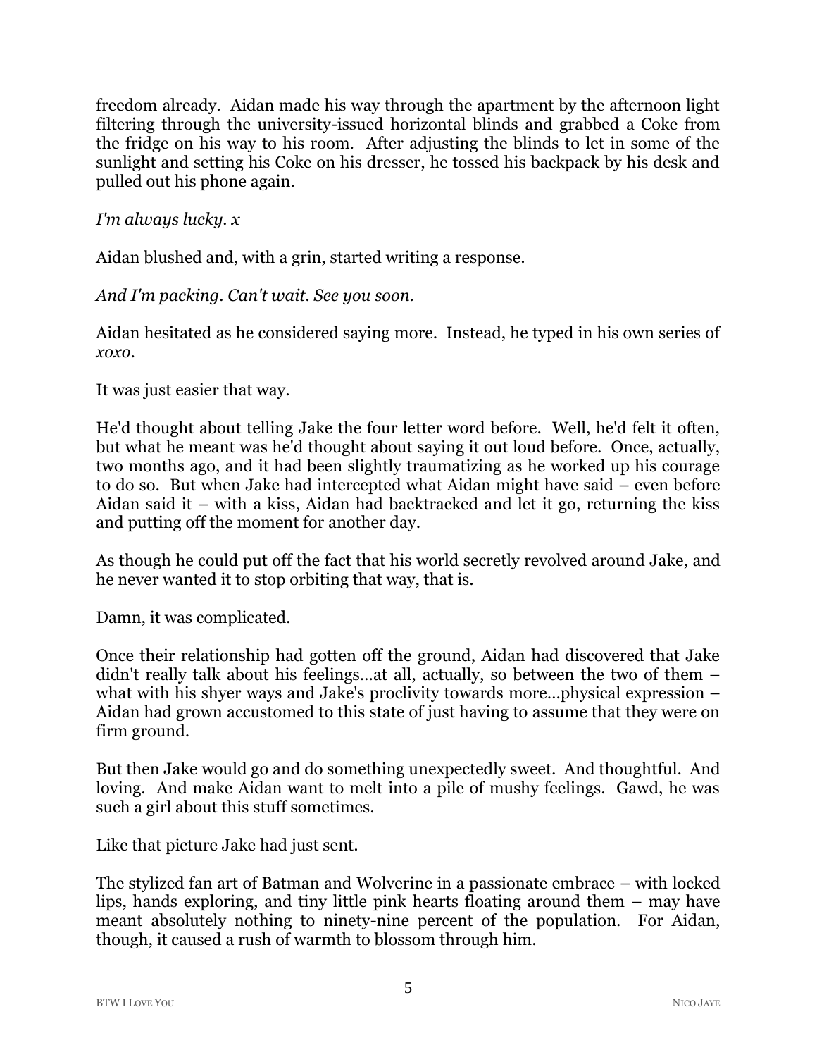freedom already. Aidan made his way through the apartment by the afternoon light filtering through the university-issued horizontal blinds and grabbed a Coke from the fridge on his way to his room. After adjusting the blinds to let in some of the sunlight and setting his Coke on his dresser, he tossed his backpack by his desk and pulled out his phone again.

*I'm always lucky. x*

Aidan blushed and, with a grin, started writing a response.

*And I'm packing. Can't wait. See you soon.*

Aidan hesitated as he considered saying more. Instead, he typed in his own series of *xoxo*.

It was just easier that way.

He'd thought about telling Jake the four letter word before. Well, he'd felt it often, but what he meant was he'd thought about saying it out loud before. Once, actually, two months ago, and it had been slightly traumatizing as he worked up his courage to do so. But when Jake had intercepted what Aidan might have said – even before Aidan said it – with a kiss, Aidan had backtracked and let it go, returning the kiss and putting off the moment for another day.

As though he could put off the fact that his world secretly revolved around Jake, and he never wanted it to stop orbiting that way, that is.

Damn, it was complicated.

Once their relationship had gotten off the ground, Aidan had discovered that Jake didn't really talk about his feelings…at all, actually, so between the two of them – what with his shyer ways and Jake's proclivity towards more…physical expression – Aidan had grown accustomed to this state of just having to assume that they were on firm ground.

But then Jake would go and do something unexpectedly sweet. And thoughtful. And loving. And make Aidan want to melt into a pile of mushy feelings. Gawd, he was such a girl about this stuff sometimes.

Like that picture Jake had just sent.

The stylized fan art of Batman and Wolverine in a passionate embrace – with locked lips, hands exploring, and tiny little pink hearts floating around them – may have meant absolutely nothing to ninety-nine percent of the population. For Aidan, though, it caused a rush of warmth to blossom through him.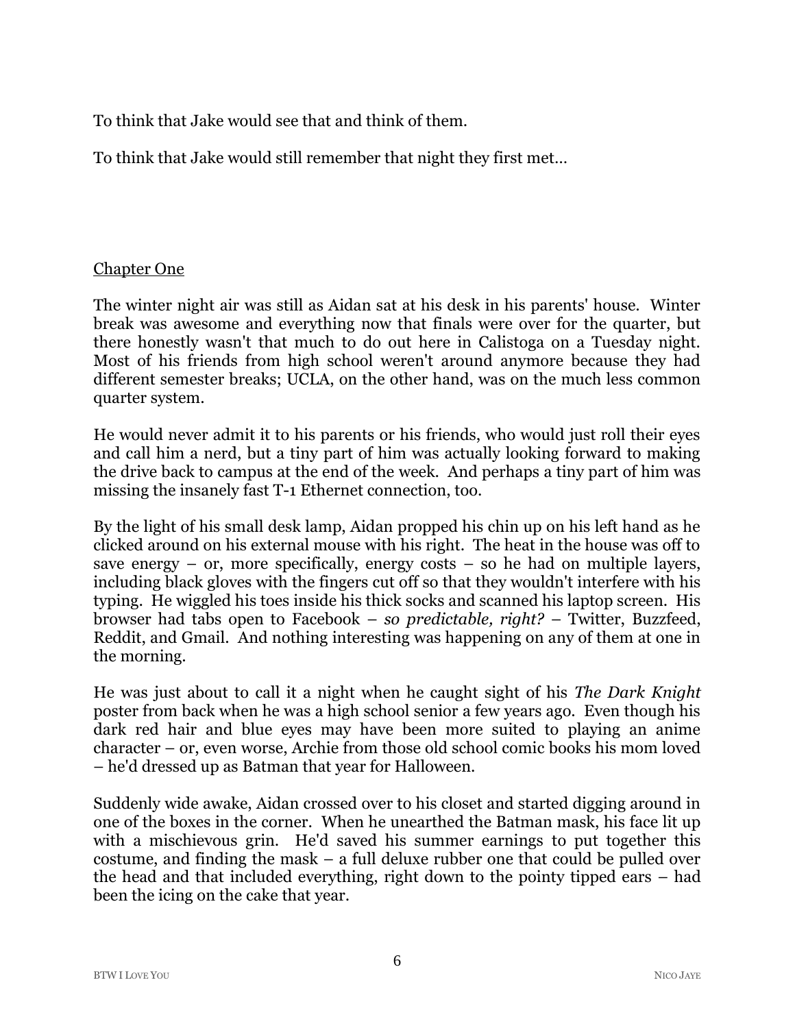To think that Jake would see that and think of them.

To think that Jake would still remember that night they first met…

## Chapter One

The winter night air was still as Aidan sat at his desk in his parents' house. Winter break was awesome and everything now that finals were over for the quarter, but there honestly wasn't that much to do out here in Calistoga on a Tuesday night. Most of his friends from high school weren't around anymore because they had different semester breaks; UCLA, on the other hand, was on the much less common quarter system.

He would never admit it to his parents or his friends, who would just roll their eyes and call him a nerd, but a tiny part of him was actually looking forward to making the drive back to campus at the end of the week. And perhaps a tiny part of him was missing the insanely fast T-1 Ethernet connection, too.

By the light of his small desk lamp, Aidan propped his chin up on his left hand as he clicked around on his external mouse with his right. The heat in the house was off to save energy – or, more specifically, energy costs – so he had on multiple layers, including black gloves with the fingers cut off so that they wouldn't interfere with his typing. He wiggled his toes inside his thick socks and scanned his laptop screen. His browser had tabs open to Facebook – *so predictable, right?* – Twitter, Buzzfeed, Reddit, and Gmail. And nothing interesting was happening on any of them at one in the morning.

He was just about to call it a night when he caught sight of his *The Dark Knight* poster from back when he was a high school senior a few years ago. Even though his dark red hair and blue eyes may have been more suited to playing an anime character – or, even worse, Archie from those old school comic books his mom loved – he'd dressed up as Batman that year for Halloween.

Suddenly wide awake, Aidan crossed over to his closet and started digging around in one of the boxes in the corner. When he unearthed the Batman mask, his face lit up with a mischievous grin. He'd saved his summer earnings to put together this costume, and finding the mask – a full deluxe rubber one that could be pulled over the head and that included everything, right down to the pointy tipped ears – had been the icing on the cake that year.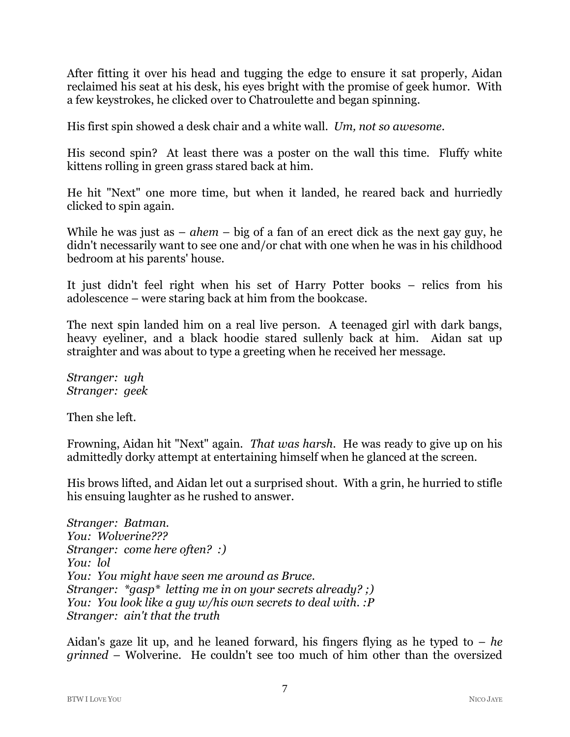After fitting it over his head and tugging the edge to ensure it sat properly, Aidan reclaimed his seat at his desk, his eyes bright with the promise of geek humor. With a few keystrokes, he clicked over to Chatroulette and began spinning.

His first spin showed a desk chair and a white wall. *Um, not so awesome.*

His second spin? At least there was a poster on the wall this time. Fluffy white kittens rolling in green grass stared back at him.

He hit "Next" one more time, but when it landed, he reared back and hurriedly clicked to spin again.

While he was just as – *ahem* – big of a fan of an erect dick as the next gay guy, he didn't necessarily want to see one and/or chat with one when he was in his childhood bedroom at his parents' house.

It just didn't feel right when his set of Harry Potter books – relics from his adolescence – were staring back at him from the bookcase.

The next spin landed him on a real live person. A teenaged girl with dark bangs, heavy eyeliner, and a black hoodie stared sullenly back at him. Aidan sat up straighter and was about to type a greeting when he received her message.

*Stranger: ugh*
*Stranger: geek*

Then she left.

Frowning, Aidan hit "Next" again. *That was harsh.* He was ready to give up on his admittedly dorky attempt at entertaining himself when he glanced at the screen.

His brows lifted, and Aidan let out a surprised shout. With a grin, he hurried to stifle his ensuing laughter as he rushed to answer.

*Stranger: Batman.*
*You: Wolverine???*
*Stranger: come here often? :)*
*You: lol*
*You: You might have seen me around as Bruce.*
*Stranger: *gasp* letting me in on your secrets already? ;)*
*You: You look like a guy w/his own secrets to deal with. :P*
*Stranger: ain't that the truth*

Aidan's gaze lit up, and he leaned forward, his fingers flying as he typed to – *he grinned* – Wolverine. He couldn't see too much of him other than the oversized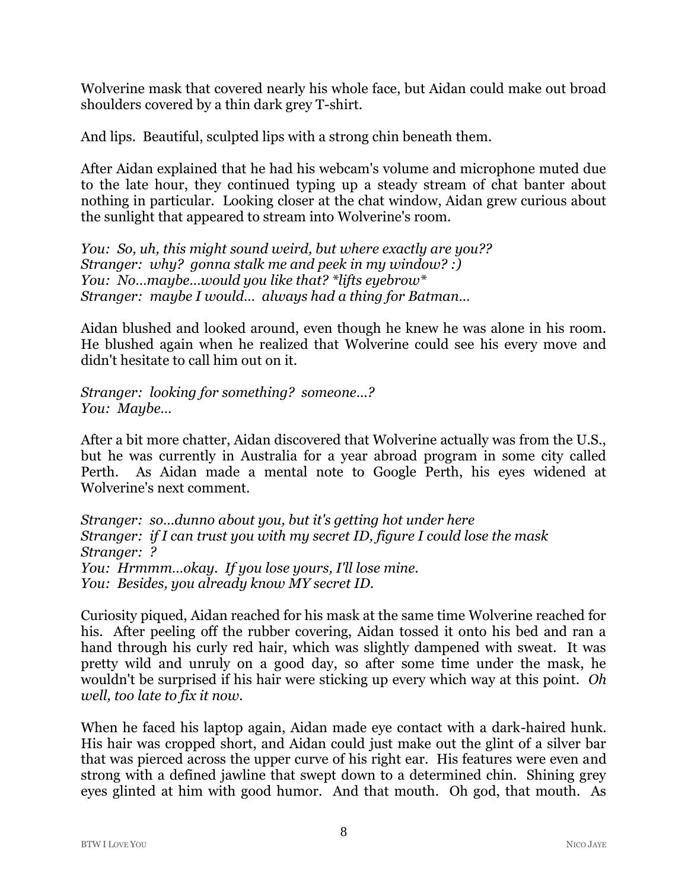Wolverine mask that covered nearly his whole face, but Aidan could make out broad shoulders covered by a thin dark grey T-shirt.

And lips. Beautiful, sculpted lips with a strong chin beneath them.

After Aidan explained that he had his webcam's volume and microphone muted due to the late hour, they continued typing up a steady stream of chat banter about nothing in particular. Looking closer at the chat window, Aidan grew curious about the sunlight that appeared to stream into Wolverine's room.

*You: So, uh, this might sound weird, but where exactly are you??*
*Stranger: why? gonna stalk me and peek in my window? :)*
*You: No...maybe...would you like that? *lifts eyebrow**
*Stranger: maybe I would... always had a thing for Batman...*

Aidan blushed and looked around, even though he knew he was alone in his room. He blushed again when he realized that Wolverine could see his every move and didn't hesitate to call him out on it.

*Stranger: looking for something? someone...?*
*You: Maybe...*

After a bit more chatter, Aidan discovered that Wolverine actually was from the U.S., but he was currently in Australia for a year abroad program in some city called Perth. As Aidan made a mental note to Google Perth, his eyes widened at Wolverine's next comment.

*Stranger: so...dunno about you, but it's getting hot under here*
*Stranger: if I can trust you with my secret ID, figure I could lose the mask*
*Stranger: ?*
*You: Hrmmm...okay. If you lose yours, I'll lose mine.*
*You: Besides, you already know MY secret ID.*

Curiosity piqued, Aidan reached for his mask at the same time Wolverine reached for his. After peeling off the rubber covering, Aidan tossed it onto his bed and ran a hand through his curly red hair, which was slightly dampened with sweat. It was pretty wild and unruly on a good day, so after some time under the mask, he wouldn't be surprised if his hair were sticking up every which way at this point. *Oh well, too late to fix it now.*

When he faced his laptop again, Aidan made eye contact with a dark-haired hunk. His hair was cropped short, and Aidan could just make out the glint of a silver bar that was pierced across the upper curve of his right ear. His features were even and strong with a defined jawline that swept down to a determined chin. Shining grey eyes glinted at him with good humor. And that mouth. Oh god, that mouth. As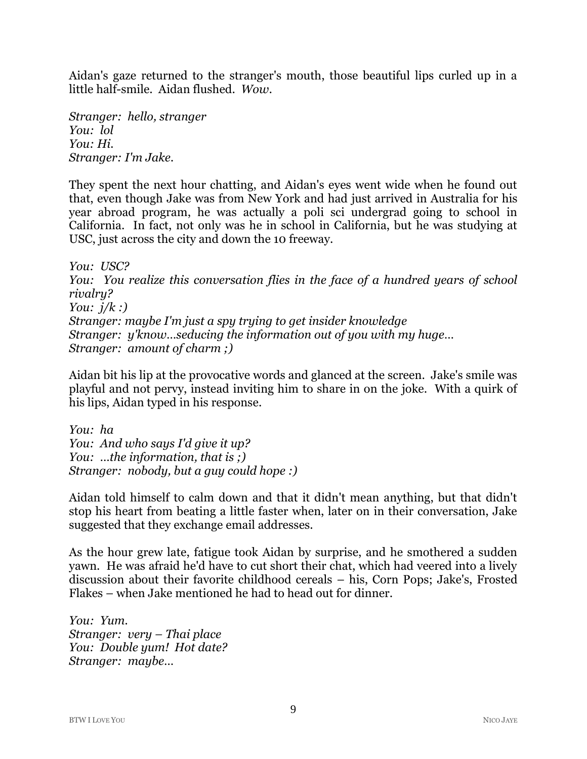Aidan's gaze returned to the stranger's mouth, those beautiful lips curled up in a little half-smile. Aidan flushed. *Wow.*

*Stranger: hello, stranger*
*You: lol*
*You: Hi.*
*Stranger: I'm Jake.*

They spent the next hour chatting, and Aidan's eyes went wide when he found out that, even though Jake was from New York and had just arrived in Australia for his year abroad program, he was actually a poli sci undergrad going to school in California. In fact, not only was he in school in California, but he was studying at USC, just across the city and down the 10 freeway.

*You: USC?*
*You: You realize this conversation flies in the face of a hundred years of school rivalry?*
*You: j/k :)*
*Stranger: maybe I'm just a spy trying to get insider knowledge*
*Stranger: y'know…seducing the information out of you with my huge…*
*Stranger: amount of charm ;)*

Aidan bit his lip at the provocative words and glanced at the screen. Jake's smile was playful and not pervy, instead inviting him to share in on the joke. With a quirk of his lips, Aidan typed in his response.

*You: ha*
*You: And who says I'd give it up?*
*You: …the information, that is ;)*
*Stranger: nobody, but a guy could hope :)*

Aidan told himself to calm down and that it didn't mean anything, but that didn't stop his heart from beating a little faster when, later on in their conversation, Jake suggested that they exchange email addresses.

As the hour grew late, fatigue took Aidan by surprise, and he smothered a sudden yawn. He was afraid he'd have to cut short their chat, which had veered into a lively discussion about their favorite childhood cereals – his, Corn Pops; Jake's, Frosted Flakes – when Jake mentioned he had to head out for dinner.

*You: Yum.*
*Stranger: very – Thai place*
*You: Double yum! Hot date?*
*Stranger: maybe…*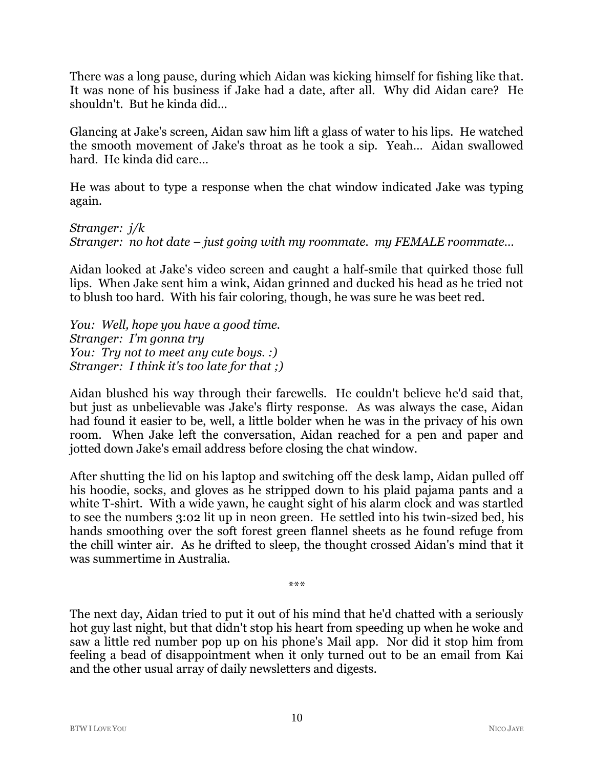There was a long pause, during which Aidan was kicking himself for fishing like that. It was none of his business if Jake had a date, after all. Why did Aidan care? He shouldn't. But he kinda did…

Glancing at Jake's screen, Aidan saw him lift a glass of water to his lips. He watched the smooth movement of Jake's throat as he took a sip. Yeah… Aidan swallowed hard. He kinda did care…

He was about to type a response when the chat window indicated Jake was typing again.

*Stranger: j/k*
*Stranger: no hot date – just going with my roommate. my FEMALE roommate…*

Aidan looked at Jake's video screen and caught a half-smile that quirked those full lips. When Jake sent him a wink, Aidan grinned and ducked his head as he tried not to blush too hard. With his fair coloring, though, he was sure he was beet red.

*You: Well, hope you have a good time.*
*Stranger: I'm gonna try*
*You: Try not to meet any cute boys. :)*
*Stranger: I think it's too late for that ;)*

Aidan blushed his way through their farewells. He couldn't believe he'd said that, but just as unbelievable was Jake's flirty response. As was always the case, Aidan had found it easier to be, well, a little bolder when he was in the privacy of his own room. When Jake left the conversation, Aidan reached for a pen and paper and jotted down Jake's email address before closing the chat window.

After shutting the lid on his laptop and switching off the desk lamp, Aidan pulled off his hoodie, socks, and gloves as he stripped down to his plaid pajama pants and a white T-shirt. With a wide yawn, he caught sight of his alarm clock and was startled to see the numbers 3:02 lit up in neon green. He settled into his twin-sized bed, his hands smoothing over the soft forest green flannel sheets as he found refuge from the chill winter air. As he drifted to sleep, the thought crossed Aidan's mind that it was summertime in Australia.

\*\*\*

The next day, Aidan tried to put it out of his mind that he'd chatted with a seriously hot guy last night, but that didn't stop his heart from speeding up when he woke and saw a little red number pop up on his phone's Mail app. Nor did it stop him from feeling a bead of disappointment when it only turned out to be an email from Kai and the other usual array of daily newsletters and digests.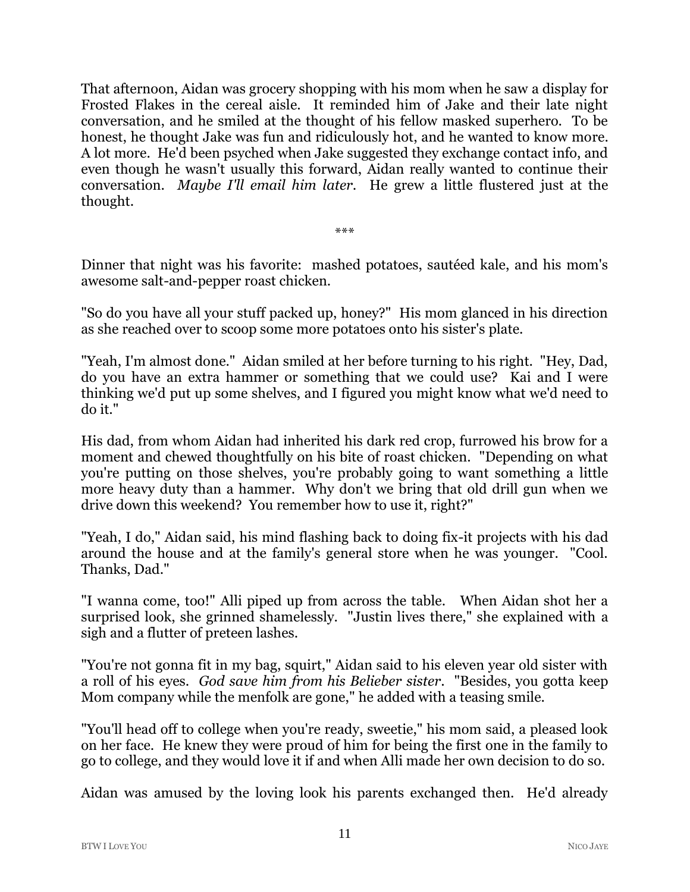That afternoon, Aidan was grocery shopping with his mom when he saw a display for Frosted Flakes in the cereal aisle. It reminded him of Jake and their late night conversation, and he smiled at the thought of his fellow masked superhero. To be honest, he thought Jake was fun and ridiculously hot, and he wanted to know more. A lot more. He'd been psyched when Jake suggested they exchange contact info, and even though he wasn't usually this forward, Aidan really wanted to continue their conversation. *Maybe I'll email him later.* He grew a little flustered just at the thought.

\*\*\*

Dinner that night was his favorite: mashed potatoes, sautéed kale, and his mom's awesome salt-and-pepper roast chicken.

"So do you have all your stuff packed up, honey?" His mom glanced in his direction as she reached over to scoop some more potatoes onto his sister's plate.

"Yeah, I'm almost done." Aidan smiled at her before turning to his right. "Hey, Dad, do you have an extra hammer or something that we could use? Kai and I were thinking we'd put up some shelves, and I figured you might know what we'd need to do it."

His dad, from whom Aidan had inherited his dark red crop, furrowed his brow for a moment and chewed thoughtfully on his bite of roast chicken. "Depending on what you're putting on those shelves, you're probably going to want something a little more heavy duty than a hammer. Why don't we bring that old drill gun when we drive down this weekend? You remember how to use it, right?"

"Yeah, I do," Aidan said, his mind flashing back to doing fix-it projects with his dad around the house and at the family's general store when he was younger. "Cool. Thanks, Dad."

"I wanna come, too!" Alli piped up from across the table. When Aidan shot her a surprised look, she grinned shamelessly. "Justin lives there," she explained with a sigh and a flutter of preteen lashes.

"You're not gonna fit in my bag, squirt," Aidan said to his eleven year old sister with a roll of his eyes. *God save him from his Belieber sister.* "Besides, you gotta keep Mom company while the menfolk are gone," he added with a teasing smile.

"You'll head off to college when you're ready, sweetie," his mom said, a pleased look on her face. He knew they were proud of him for being the first one in the family to go to college, and they would love it if and when Alli made her own decision to do so.

Aidan was amused by the loving look his parents exchanged then. He'd already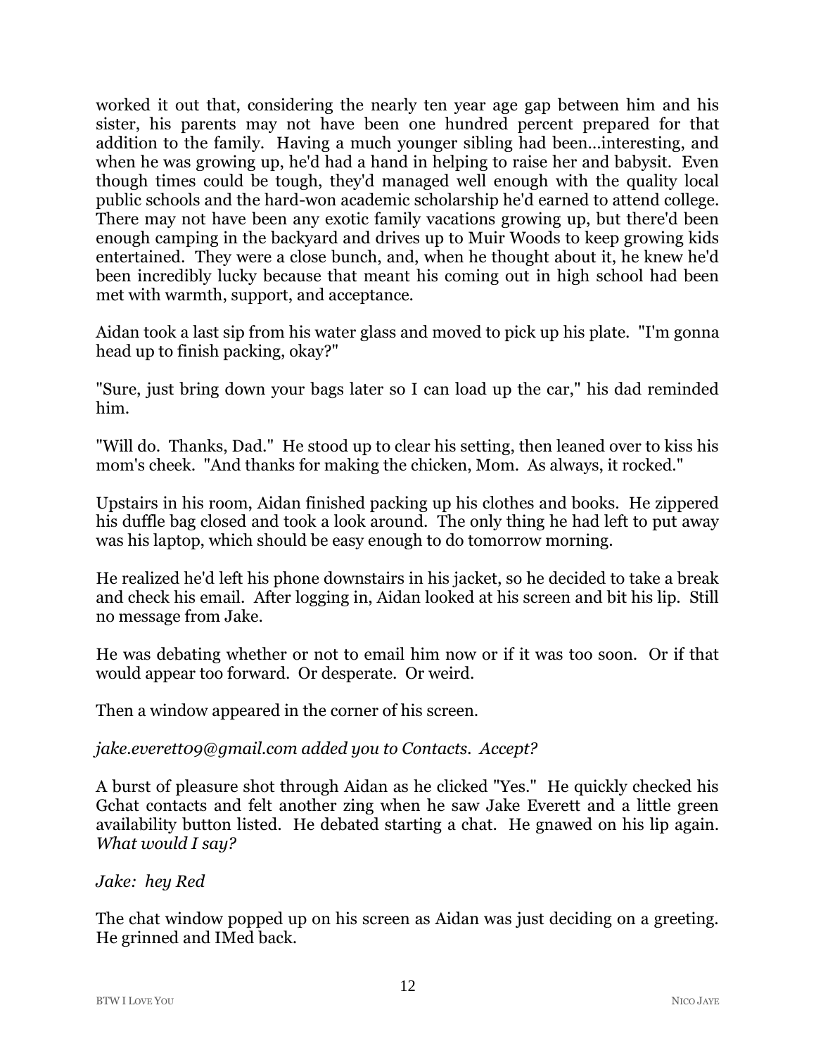worked it out that, considering the nearly ten year age gap between him and his sister, his parents may not have been one hundred percent prepared for that addition to the family. Having a much younger sibling had been…interesting, and when he was growing up, he'd had a hand in helping to raise her and babysit. Even though times could be tough, they'd managed well enough with the quality local public schools and the hard-won academic scholarship he'd earned to attend college. There may not have been any exotic family vacations growing up, but there'd been enough camping in the backyard and drives up to Muir Woods to keep growing kids entertained. They were a close bunch, and, when he thought about it, he knew he'd been incredibly lucky because that meant his coming out in high school had been met with warmth, support, and acceptance.

Aidan took a last sip from his water glass and moved to pick up his plate. "I'm gonna head up to finish packing, okay?"

"Sure, just bring down your bags later so I can load up the car," his dad reminded him.

"Will do. Thanks, Dad." He stood up to clear his setting, then leaned over to kiss his mom's cheek. "And thanks for making the chicken, Mom. As always, it rocked."

Upstairs in his room, Aidan finished packing up his clothes and books. He zippered his duffle bag closed and took a look around. The only thing he had left to put away was his laptop, which should be easy enough to do tomorrow morning.

He realized he'd left his phone downstairs in his jacket, so he decided to take a break and check his email. After logging in, Aidan looked at his screen and bit his lip. Still no message from Jake.

He was debating whether or not to email him now or if it was too soon. Or if that would appear too forward. Or desperate. Or weird.

Then a window appeared in the corner of his screen.

*jake.everett09@gmail.com added you to Contacts. Accept?*

A burst of pleasure shot through Aidan as he clicked "Yes." He quickly checked his Gchat contacts and felt another zing when he saw Jake Everett and a little green availability button listed. He debated starting a chat. He gnawed on his lip again. *What would I say?*

*Jake: hey Red*

The chat window popped up on his screen as Aidan was just deciding on a greeting. He grinned and IMed back.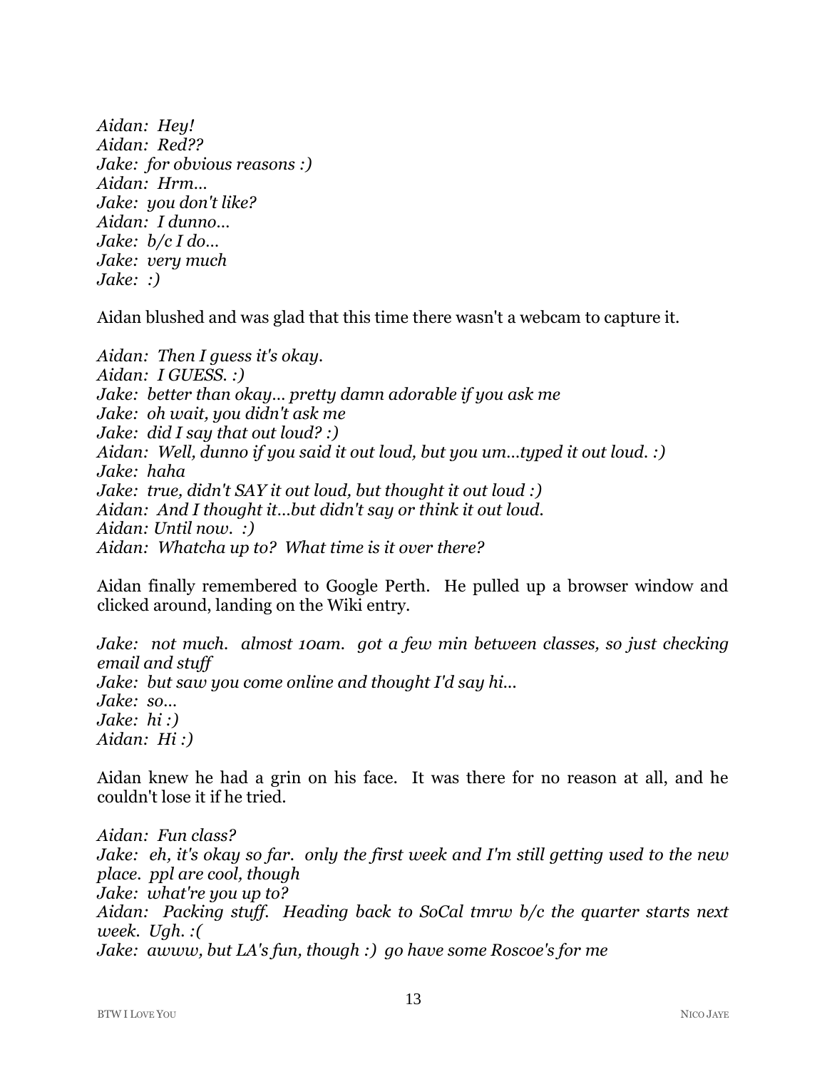*Aidan: Hey!*
*Aidan: Red??*
*Jake: for obvious reasons :)*
*Aidan: Hrm...*
*Jake: you don't like?*
*Aidan: I dunno...*
*Jake: b/c I do...*
*Jake: very much*
*Jake: :)*

Aidan blushed and was glad that this time there wasn't a webcam to capture it.

*Aidan: Then I guess it's okay.*
*Aidan: I GUESS. :)*
*Jake: better than okay... pretty damn adorable if you ask me*
*Jake: oh wait, you didn't ask me*
*Jake: did I say that out loud? :)*
*Aidan: Well, dunno if you said it out loud, but you um...typed it out loud. :)*
*Jake: haha*
*Jake: true, didn't SAY it out loud, but thought it out loud :)*
*Aidan: And I thought it...but didn't say or think it out loud.*
*Aidan: Until now. :)*
*Aidan: Whatcha up to? What time is it over there?*

Aidan finally remembered to Google Perth. He pulled up a browser window and clicked around, landing on the Wiki entry.

*Jake: not much. almost 10am. got a few min between classes, so just checking email and stuff*
*Jake: but saw you come online and thought I'd say hi...*
*Jake: so...*
*Jake: hi :)*
*Aidan: Hi :)*

Aidan knew he had a grin on his face. It was there for no reason at all, and he couldn't lose it if he tried.

*Aidan: Fun class?*
*Jake: eh, it's okay so far. only the first week and I'm still getting used to the new place. ppl are cool, though*
*Jake: what're you up to?*
*Aidan: Packing stuff. Heading back to SoCal tmrw b/c the quarter starts next week. Ugh. :(*
*Jake: awww, but LA's fun, though :) go have some Roscoe's for me*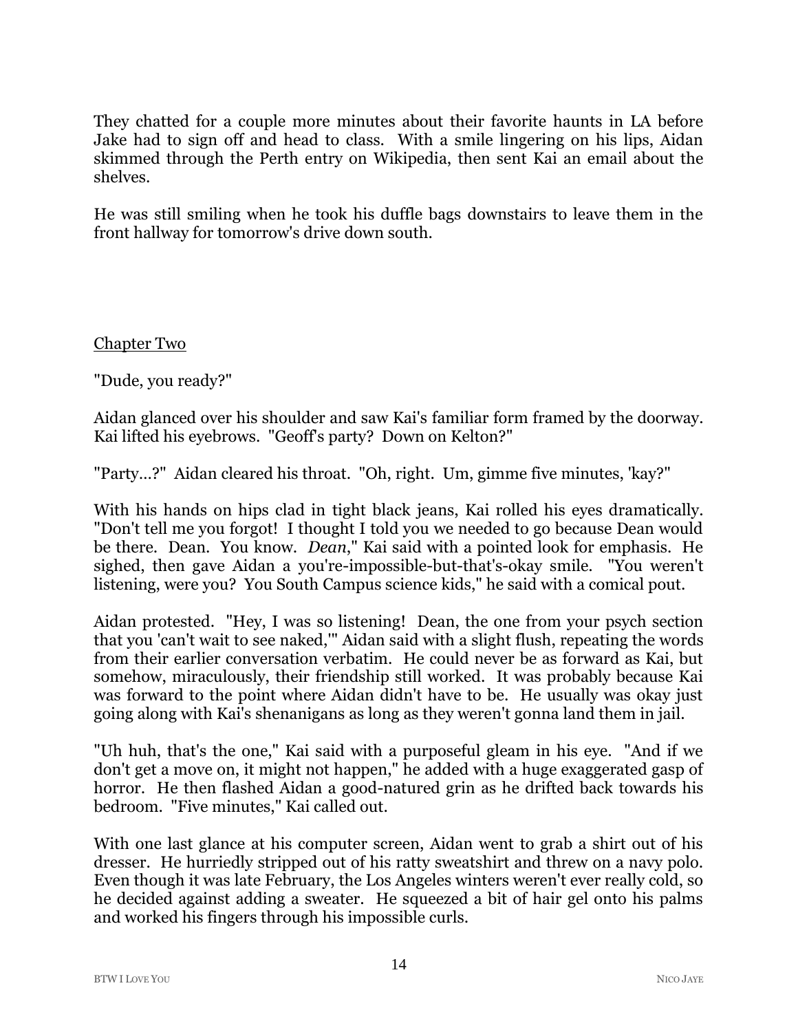They chatted for a couple more minutes about their favorite haunts in LA before Jake had to sign off and head to class. With a smile lingering on his lips, Aidan skimmed through the Perth entry on Wikipedia, then sent Kai an email about the shelves.

He was still smiling when he took his duffle bags downstairs to leave them in the front hallway for tomorrow's drive down south.

## Chapter Two

"Dude, you ready?"

Aidan glanced over his shoulder and saw Kai's familiar form framed by the doorway. Kai lifted his eyebrows. "Geoff's party? Down on Kelton?"

"Party…?" Aidan cleared his throat. "Oh, right. Um, gimme five minutes, 'kay?"

With his hands on hips clad in tight black jeans, Kai rolled his eyes dramatically. "Don't tell me you forgot! I thought I told you we needed to go because Dean would be there. Dean. You know. *Dean*," Kai said with a pointed look for emphasis. He sighed, then gave Aidan a you're-impossible-but-that's-okay smile. "You weren't listening, were you? You South Campus science kids," he said with a comical pout.

Aidan protested. "Hey, I was so listening! Dean, the one from your psych section that you 'can't wait to see naked,'" Aidan said with a slight flush, repeating the words from their earlier conversation verbatim. He could never be as forward as Kai, but somehow, miraculously, their friendship still worked. It was probably because Kai was forward to the point where Aidan didn't have to be. He usually was okay just going along with Kai's shenanigans as long as they weren't gonna land them in jail.

"Uh huh, that's the one," Kai said with a purposeful gleam in his eye. "And if we don't get a move on, it might not happen," he added with a huge exaggerated gasp of horror. He then flashed Aidan a good-natured grin as he drifted back towards his bedroom. "Five minutes," Kai called out.

With one last glance at his computer screen, Aidan went to grab a shirt out of his dresser. He hurriedly stripped out of his ratty sweatshirt and threw on a navy polo. Even though it was late February, the Los Angeles winters weren't ever really cold, so he decided against adding a sweater. He squeezed a bit of hair gel onto his palms and worked his fingers through his impossible curls.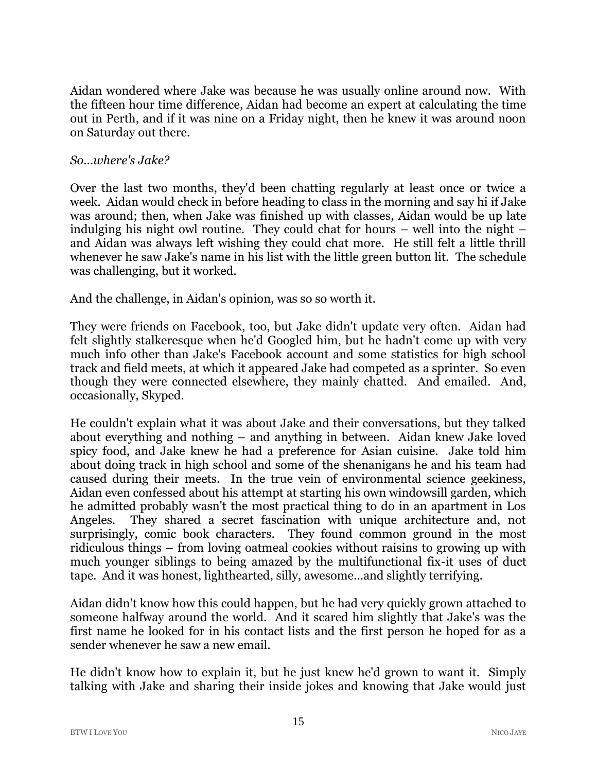Aidan wondered where Jake was because he was usually online around now. With the fifteen hour time difference, Aidan had become an expert at calculating the time out in Perth, and if it was nine on a Friday night, then he knew it was around noon on Saturday out there.

*So…where's Jake?*

Over the last two months, they'd been chatting regularly at least once or twice a week. Aidan would check in before heading to class in the morning and say hi if Jake was around; then, when Jake was finished up with classes, Aidan would be up late indulging his night owl routine. They could chat for hours – well into the night – and Aidan was always left wishing they could chat more. He still felt a little thrill whenever he saw Jake's name in his list with the little green button lit. The schedule was challenging, but it worked.

And the challenge, in Aidan's opinion, was so so worth it.

They were friends on Facebook, too, but Jake didn't update very often. Aidan had felt slightly stalkeresque when he'd Googled him, but he hadn't come up with very much info other than Jake's Facebook account and some statistics for high school track and field meets, at which it appeared Jake had competed as a sprinter. So even though they were connected elsewhere, they mainly chatted. And emailed. And, occasionally, Skyped.

He couldn't explain what it was about Jake and their conversations, but they talked about everything and nothing – and anything in between. Aidan knew Jake loved spicy food, and Jake knew he had a preference for Asian cuisine. Jake told him about doing track in high school and some of the shenanigans he and his team had caused during their meets. In the true vein of environmental science geekiness, Aidan even confessed about his attempt at starting his own windowsill garden, which he admitted probably wasn't the most practical thing to do in an apartment in Los Angeles. They shared a secret fascination with unique architecture and, not surprisingly, comic book characters. They found common ground in the most ridiculous things – from loving oatmeal cookies without raisins to growing up with much younger siblings to being amazed by the multifunctional fix-it uses of duct tape. And it was honest, lighthearted, silly, awesome…and slightly terrifying.

Aidan didn't know how this could happen, but he had very quickly grown attached to someone halfway around the world. And it scared him slightly that Jake's was the first name he looked for in his contact lists and the first person he hoped for as a sender whenever he saw a new email.

He didn't know how to explain it, but he just knew he'd grown to want it. Simply talking with Jake and sharing their inside jokes and knowing that Jake would just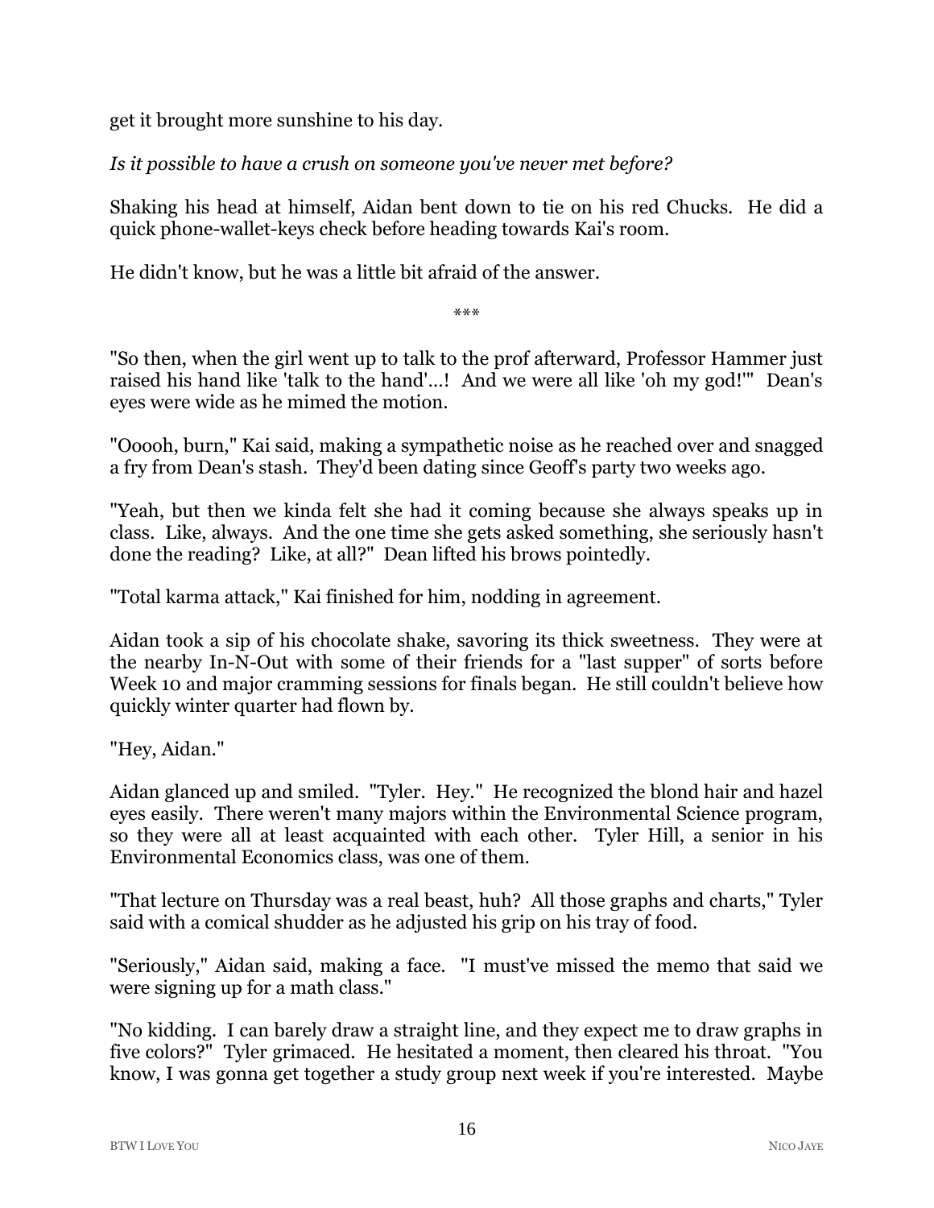get it brought more sunshine to his day.

*Is it possible to have a crush on someone you've never met before?*

Shaking his head at himself, Aidan bent down to tie on his red Chucks. He did a quick phone-wallet-keys check before heading towards Kai's room.

He didn't know, but he was a little bit afraid of the answer.

\*\*\*

"So then, when the girl went up to talk to the prof afterward, Professor Hammer just raised his hand like 'talk to the hand'...! And we were all like 'oh my god!'" Dean's eyes were wide as he mimed the motion.

"Ooooh, burn," Kai said, making a sympathetic noise as he reached over and snagged a fry from Dean's stash. They'd been dating since Geoff's party two weeks ago.

"Yeah, but then we kinda felt she had it coming because she always speaks up in class. Like, always. And the one time she gets asked something, she seriously hasn't done the reading? Like, at all?" Dean lifted his brows pointedly.

"Total karma attack," Kai finished for him, nodding in agreement.

Aidan took a sip of his chocolate shake, savoring its thick sweetness. They were at the nearby In-N-Out with some of their friends for a "last supper" of sorts before Week 10 and major cramming sessions for finals began. He still couldn't believe how quickly winter quarter had flown by.

"Hey, Aidan."

Aidan glanced up and smiled. "Tyler. Hey." He recognized the blond hair and hazel eyes easily. There weren't many majors within the Environmental Science program, so they were all at least acquainted with each other. Tyler Hill, a senior in his Environmental Economics class, was one of them.

"That lecture on Thursday was a real beast, huh? All those graphs and charts," Tyler said with a comical shudder as he adjusted his grip on his tray of food.

"Seriously," Aidan said, making a face. "I must've missed the memo that said we were signing up for a math class."

"No kidding. I can barely draw a straight line, and they expect me to draw graphs in five colors?" Tyler grimaced. He hesitated a moment, then cleared his throat. "You know, I was gonna get together a study group next week if you're interested. Maybe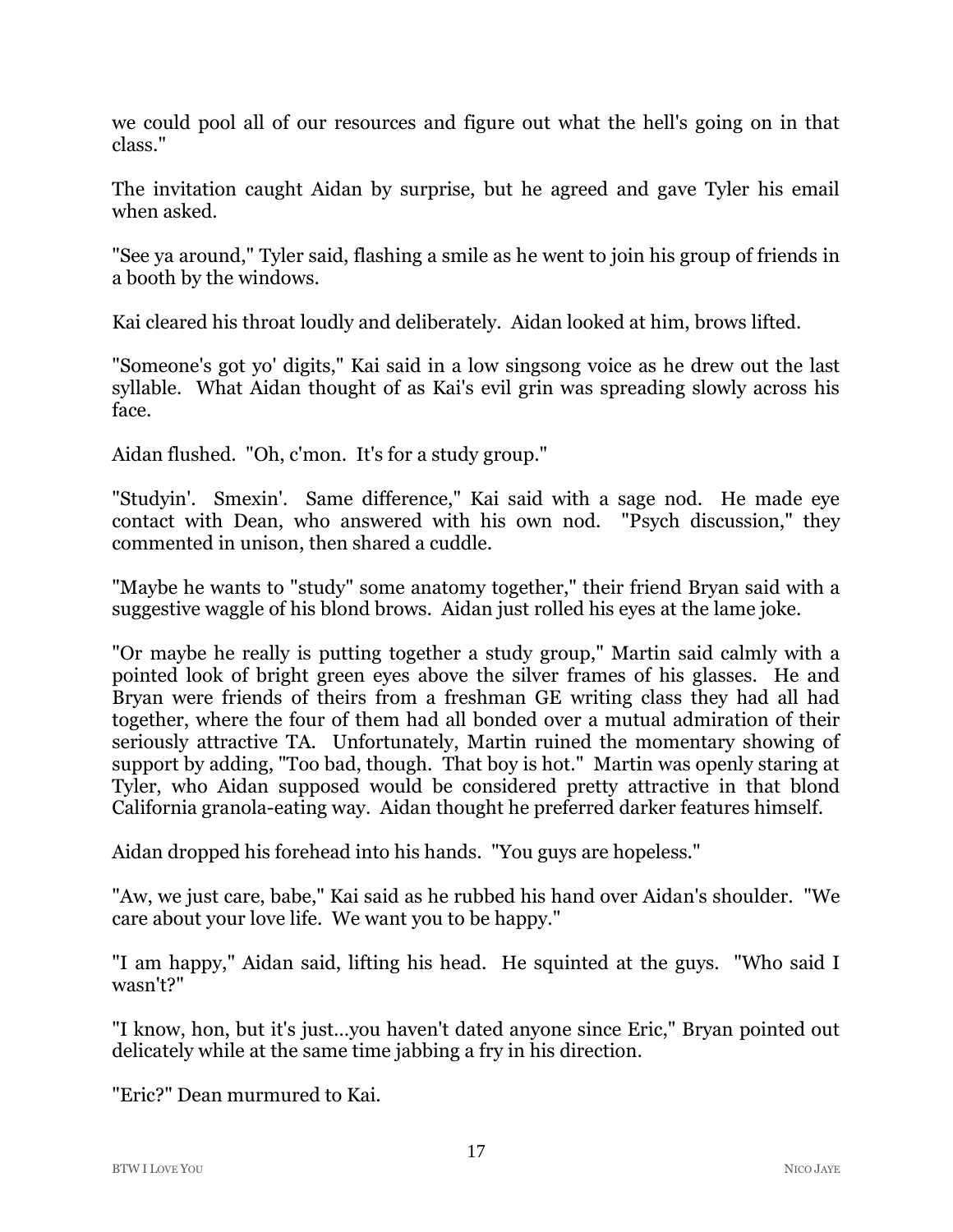we could pool all of our resources and figure out what the hell's going on in that class."

The invitation caught Aidan by surprise, but he agreed and gave Tyler his email when asked.

"See ya around," Tyler said, flashing a smile as he went to join his group of friends in a booth by the windows.

Kai cleared his throat loudly and deliberately. Aidan looked at him, brows lifted.

"Someone's got yo' digits," Kai said in a low singsong voice as he drew out the last syllable. What Aidan thought of as Kai's evil grin was spreading slowly across his face.

Aidan flushed. "Oh, c'mon. It's for a study group."

"Studyin'. Smexin'. Same difference," Kai said with a sage nod. He made eye contact with Dean, who answered with his own nod. "Psych discussion," they commented in unison, then shared a cuddle.

"Maybe he wants to "study" some anatomy together," their friend Bryan said with a suggestive waggle of his blond brows. Aidan just rolled his eyes at the lame joke.

"Or maybe he really is putting together a study group," Martin said calmly with a pointed look of bright green eyes above the silver frames of his glasses. He and Bryan were friends of theirs from a freshman GE writing class they had all had together, where the four of them had all bonded over a mutual admiration of their seriously attractive TA. Unfortunately, Martin ruined the momentary showing of support by adding, "Too bad, though. That boy is hot." Martin was openly staring at Tyler, who Aidan supposed would be considered pretty attractive in that blond California granola-eating way. Aidan thought he preferred darker features himself.

Aidan dropped his forehead into his hands. "You guys are hopeless."

"Aw, we just care, babe," Kai said as he rubbed his hand over Aidan's shoulder. "We care about your love life. We want you to be happy."

"I am happy," Aidan said, lifting his head. He squinted at the guys. "Who said I wasn't?"

"I know, hon, but it's just...you haven't dated anyone since Eric," Bryan pointed out delicately while at the same time jabbing a fry in his direction.

"Eric?" Dean murmured to Kai.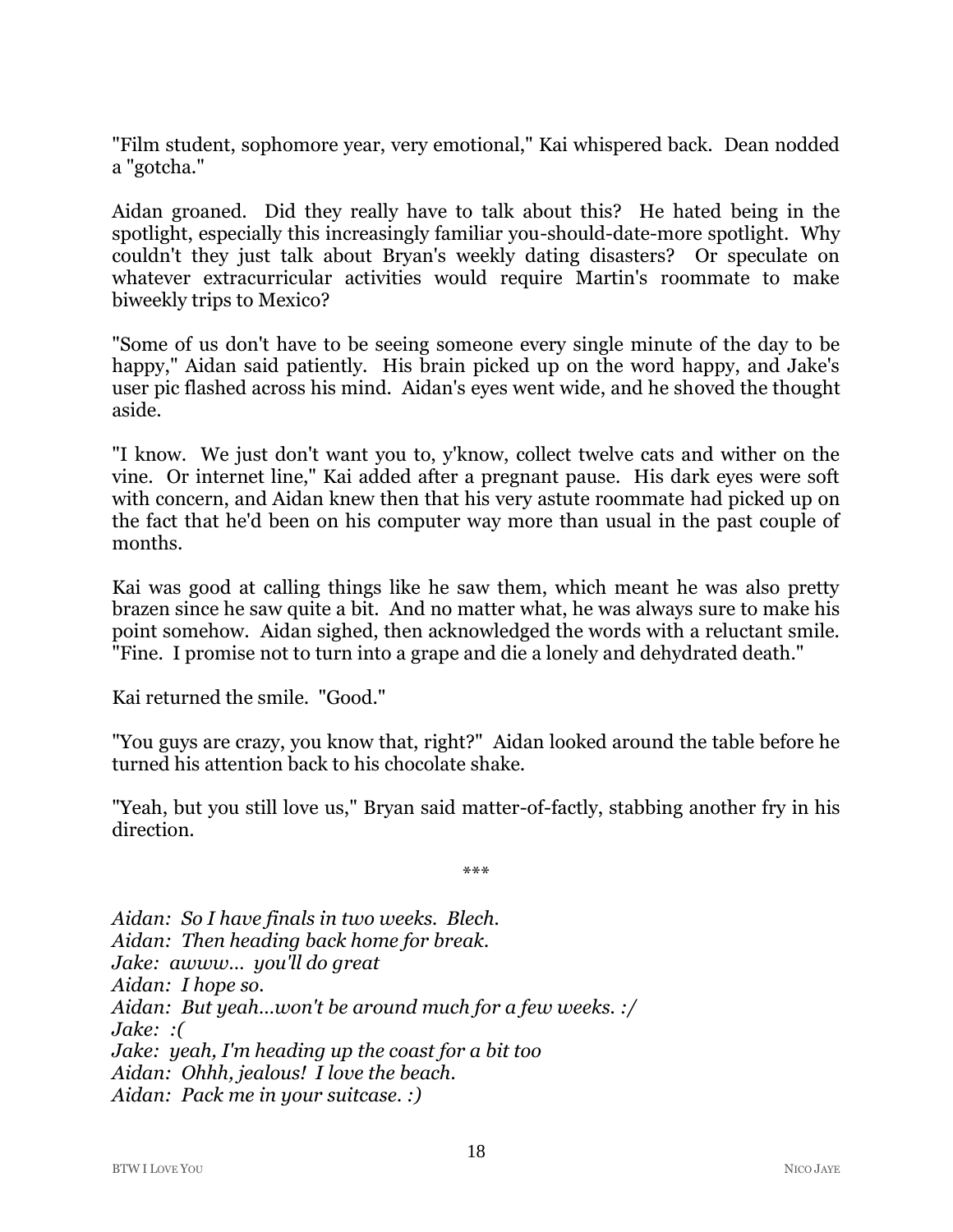"Film student, sophomore year, very emotional," Kai whispered back. Dean nodded a "gotcha."

Aidan groaned. Did they really have to talk about this? He hated being in the spotlight, especially this increasingly familiar you-should-date-more spotlight. Why couldn't they just talk about Bryan's weekly dating disasters? Or speculate on whatever extracurricular activities would require Martin's roommate to make biweekly trips to Mexico?

"Some of us don't have to be seeing someone every single minute of the day to be happy," Aidan said patiently. His brain picked up on the word happy, and Jake's user pic flashed across his mind. Aidan's eyes went wide, and he shoved the thought aside.

"I know. We just don't want you to, y'know, collect twelve cats and wither on the vine. Or internet line," Kai added after a pregnant pause. His dark eyes were soft with concern, and Aidan knew then that his very astute roommate had picked up on the fact that he'd been on his computer way more than usual in the past couple of months.

Kai was good at calling things like he saw them, which meant he was also pretty brazen since he saw quite a bit. And no matter what, he was always sure to make his point somehow. Aidan sighed, then acknowledged the words with a reluctant smile. "Fine. I promise not to turn into a grape and die a lonely and dehydrated death."

Kai returned the smile. "Good."

"You guys are crazy, you know that, right?" Aidan looked around the table before he turned his attention back to his chocolate shake.

"Yeah, but you still love us," Bryan said matter-of-factly, stabbing another fry in his direction.

\*\*\*

*Aidan: So I have finals in two weeks. Blech.*
*Aidan: Then heading back home for break.*
*Jake: awww... you'll do great*
*Aidan: I hope so.*
*Aidan: But yeah...won't be around much for a few weeks. :/*
*Jake: :(*
*Jake: yeah, I'm heading up the coast for a bit too*
*Aidan: Ohhh, jealous! I love the beach.*
*Aidan: Pack me in your suitcase. :)*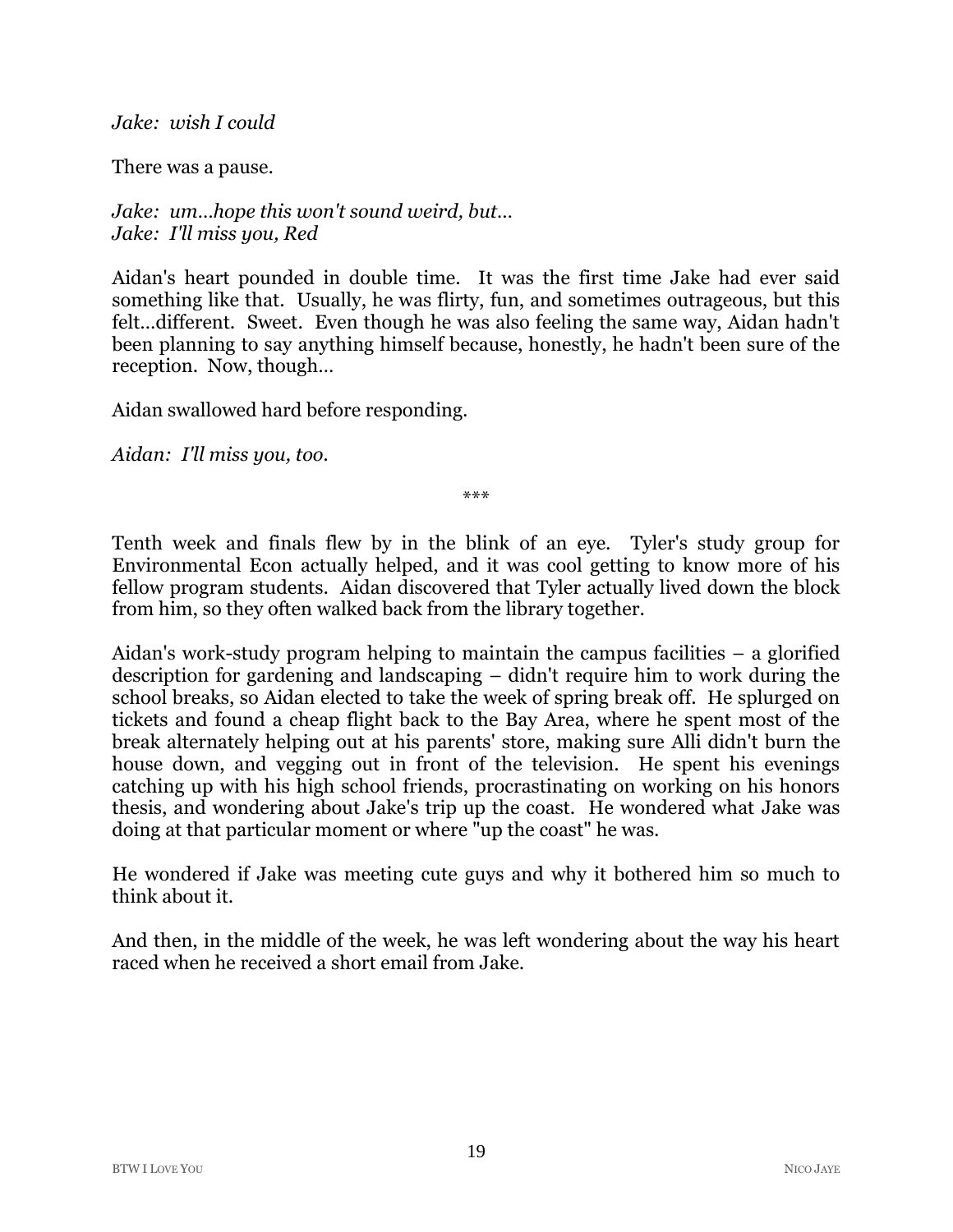*Jake: wish I could*

There was a pause.

*Jake: um…hope this won't sound weird, but…*
*Jake: I'll miss you, Red*

Aidan's heart pounded in double time. It was the first time Jake had ever said something like that. Usually, he was flirty, fun, and sometimes outrageous, but this felt…different. Sweet. Even though he was also feeling the same way, Aidan hadn't been planning to say anything himself because, honestly, he hadn't been sure of the reception. Now, though…

Aidan swallowed hard before responding.

*Aidan: I'll miss you, too.*

\*\*\*

Tenth week and finals flew by in the blink of an eye. Tyler's study group for Environmental Econ actually helped, and it was cool getting to know more of his fellow program students. Aidan discovered that Tyler actually lived down the block from him, so they often walked back from the library together.

Aidan's work-study program helping to maintain the campus facilities – a glorified description for gardening and landscaping – didn't require him to work during the school breaks, so Aidan elected to take the week of spring break off. He splurged on tickets and found a cheap flight back to the Bay Area, where he spent most of the break alternately helping out at his parents' store, making sure Alli didn't burn the house down, and vegging out in front of the television. He spent his evenings catching up with his high school friends, procrastinating on working on his honors thesis, and wondering about Jake's trip up the coast. He wondered what Jake was doing at that particular moment or where "up the coast" he was.

He wondered if Jake was meeting cute guys and why it bothered him so much to think about it.

And then, in the middle of the week, he was left wondering about the way his heart raced when he received a short email from Jake.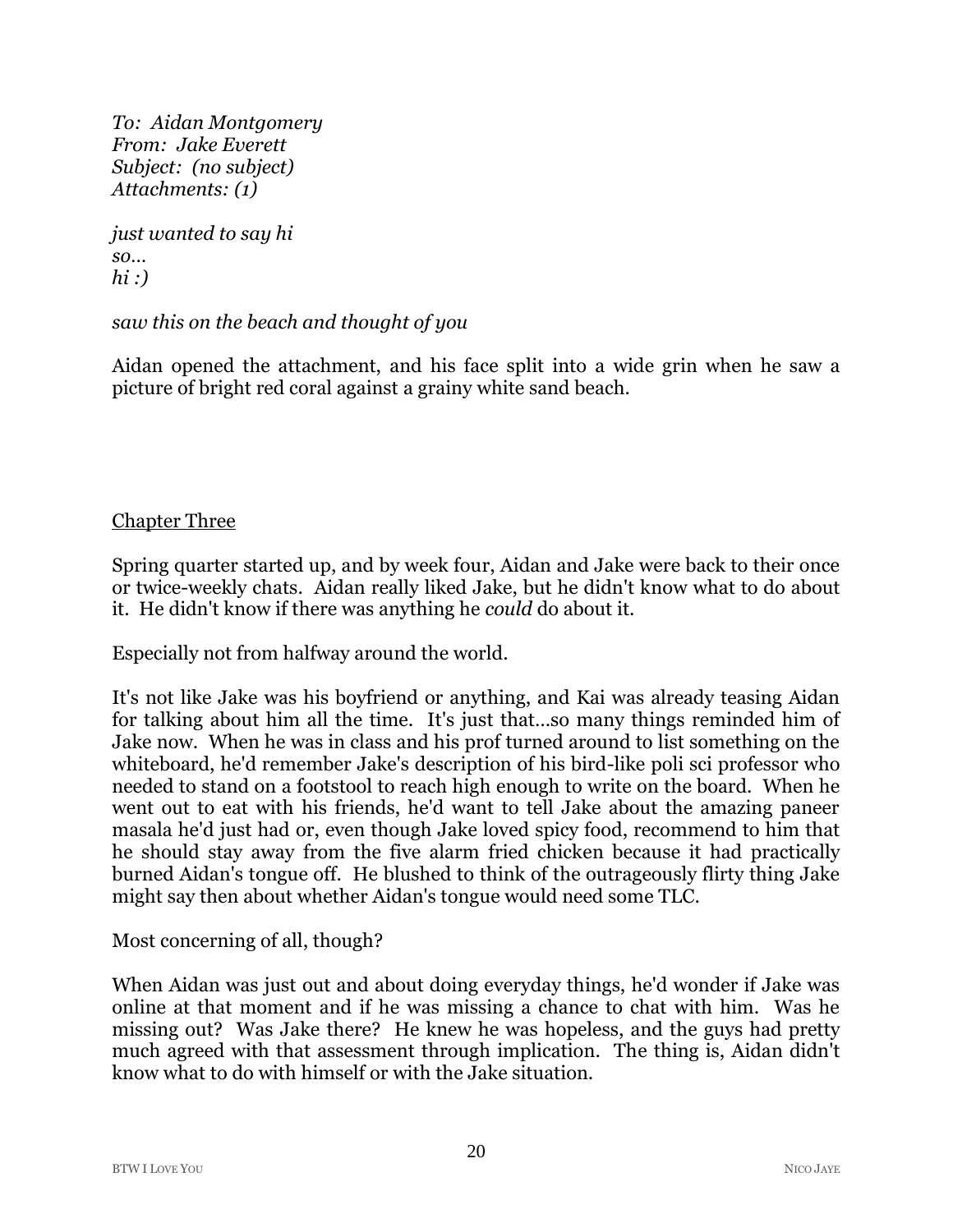*To: Aidan Montgomery*
*From: Jake Everett*
*Subject: (no subject)*
*Attachments: (1)*

*just wanted to say hi*
*so…*
*hi :)*

*saw this on the beach and thought of you*

Aidan opened the attachment, and his face split into a wide grin when he saw a picture of bright red coral against a grainy white sand beach.

## Chapter Three

Spring quarter started up, and by week four, Aidan and Jake were back to their once or twice-weekly chats. Aidan really liked Jake, but he didn't know what to do about it. He didn't know if there was anything he *could* do about it.

Especially not from halfway around the world.

It's not like Jake was his boyfriend or anything, and Kai was already teasing Aidan for talking about him all the time. It's just that…so many things reminded him of Jake now. When he was in class and his prof turned around to list something on the whiteboard, he'd remember Jake's description of his bird-like poli sci professor who needed to stand on a footstool to reach high enough to write on the board. When he went out to eat with his friends, he'd want to tell Jake about the amazing paneer masala he'd just had or, even though Jake loved spicy food, recommend to him that he should stay away from the five alarm fried chicken because it had practically burned Aidan's tongue off. He blushed to think of the outrageously flirty thing Jake might say then about whether Aidan's tongue would need some TLC.

Most concerning of all, though?

When Aidan was just out and about doing everyday things, he'd wonder if Jake was online at that moment and if he was missing a chance to chat with him. Was he missing out? Was Jake there? He knew he was hopeless, and the guys had pretty much agreed with that assessment through implication. The thing is, Aidan didn't know what to do with himself or with the Jake situation.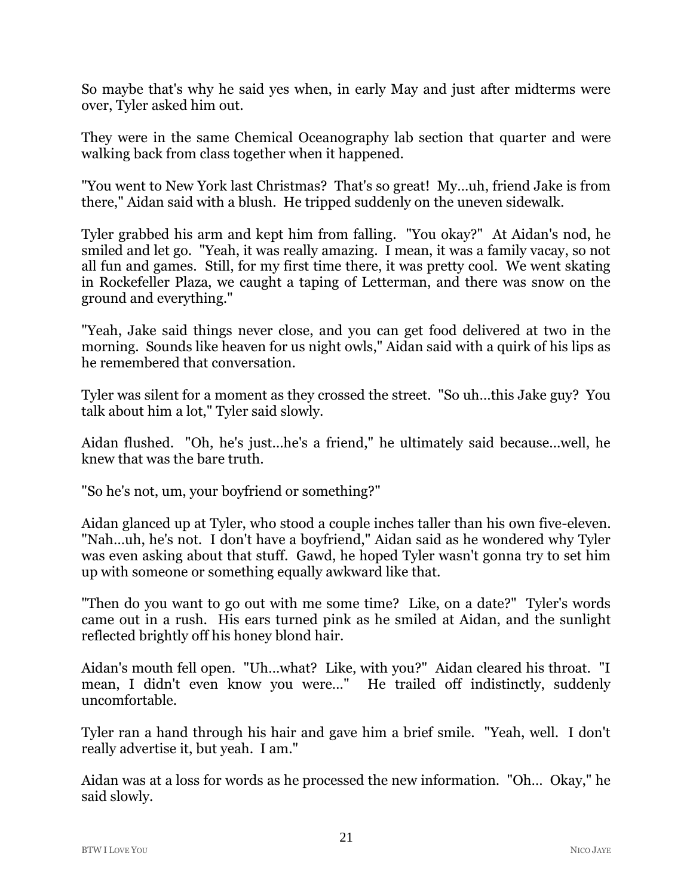So maybe that's why he said yes when, in early May and just after midterms were over, Tyler asked him out.

They were in the same Chemical Oceanography lab section that quarter and were walking back from class together when it happened.

"You went to New York last Christmas? That's so great! My...uh, friend Jake is from there," Aidan said with a blush. He tripped suddenly on the uneven sidewalk.

Tyler grabbed his arm and kept him from falling. "You okay?" At Aidan's nod, he smiled and let go. "Yeah, it was really amazing. I mean, it was a family vacay, so not all fun and games. Still, for my first time there, it was pretty cool. We went skating in Rockefeller Plaza, we caught a taping of Letterman, and there was snow on the ground and everything."

"Yeah, Jake said things never close, and you can get food delivered at two in the morning. Sounds like heaven for us night owls," Aidan said with a quirk of his lips as he remembered that conversation.

Tyler was silent for a moment as they crossed the street. "So uh...this Jake guy? You talk about him a lot," Tyler said slowly.

Aidan flushed. "Oh, he's just...he's a friend," he ultimately said because...well, he knew that was the bare truth.

"So he's not, um, your boyfriend or something?"

Aidan glanced up at Tyler, who stood a couple inches taller than his own five-eleven. "Nah...uh, he's not. I don't have a boyfriend," Aidan said as he wondered why Tyler was even asking about that stuff. Gawd, he hoped Tyler wasn't gonna try to set him up with someone or something equally awkward like that.

"Then do you want to go out with me some time? Like, on a date?" Tyler's words came out in a rush. His ears turned pink as he smiled at Aidan, and the sunlight reflected brightly off his honey blond hair.

Aidan's mouth fell open. "Uh...what? Like, with you?" Aidan cleared his throat. "I mean, I didn't even know you were..." He trailed off indistinctly, suddenly uncomfortable.

Tyler ran a hand through his hair and gave him a brief smile. "Yeah, well. I don't really advertise it, but yeah. I am."

Aidan was at a loss for words as he processed the new information. "Oh... Okay," he said slowly.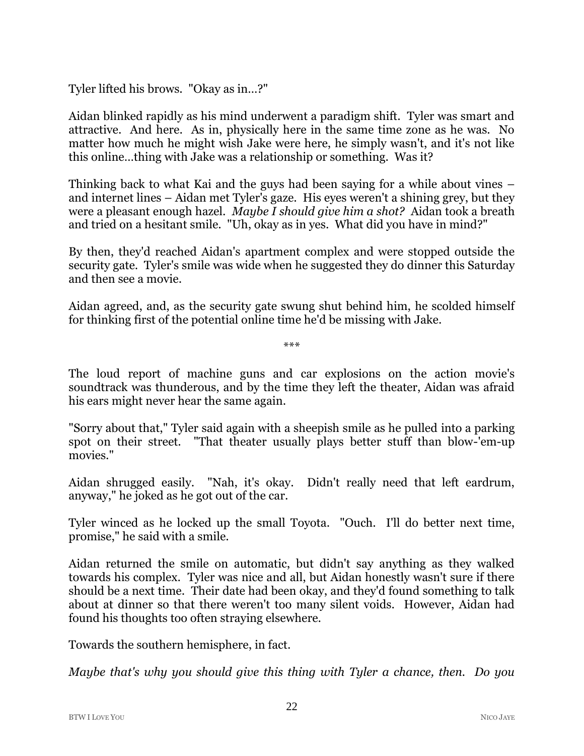Tyler lifted his brows. "Okay as in...?"

Aidan blinked rapidly as his mind underwent a paradigm shift. Tyler was smart and attractive. And here. As in, physically here in the same time zone as he was. No matter how much he might wish Jake were here, he simply wasn't, and it's not like this online...thing with Jake was a relationship or something. Was it?

Thinking back to what Kai and the guys had been saying for a while about vines – and internet lines – Aidan met Tyler's gaze. His eyes weren't a shining grey, but they were a pleasant enough hazel. *Maybe I should give him a shot?* Aidan took a breath and tried on a hesitant smile. "Uh, okay as in yes. What did you have in mind?"

By then, they'd reached Aidan's apartment complex and were stopped outside the security gate. Tyler's smile was wide when he suggested they do dinner this Saturday and then see a movie.

Aidan agreed, and, as the security gate swung shut behind him, he scolded himself for thinking first of the potential online time he'd be missing with Jake.

\*\*\*

The loud report of machine guns and car explosions on the action movie's soundtrack was thunderous, and by the time they left the theater, Aidan was afraid his ears might never hear the same again.

"Sorry about that," Tyler said again with a sheepish smile as he pulled into a parking spot on their street. "That theater usually plays better stuff than blow-'em-up movies."

Aidan shrugged easily. "Nah, it's okay. Didn't really need that left eardrum, anyway," he joked as he got out of the car.

Tyler winced as he locked up the small Toyota. "Ouch. I'll do better next time, promise," he said with a smile.

Aidan returned the smile on automatic, but didn't say anything as they walked towards his complex. Tyler was nice and all, but Aidan honestly wasn't sure if there should be a next time. Their date had been okay, and they'd found something to talk about at dinner so that there weren't too many silent voids. However, Aidan had found his thoughts too often straying elsewhere.

Towards the southern hemisphere, in fact.

*Maybe that's why you should give this thing with Tyler a chance, then. Do you*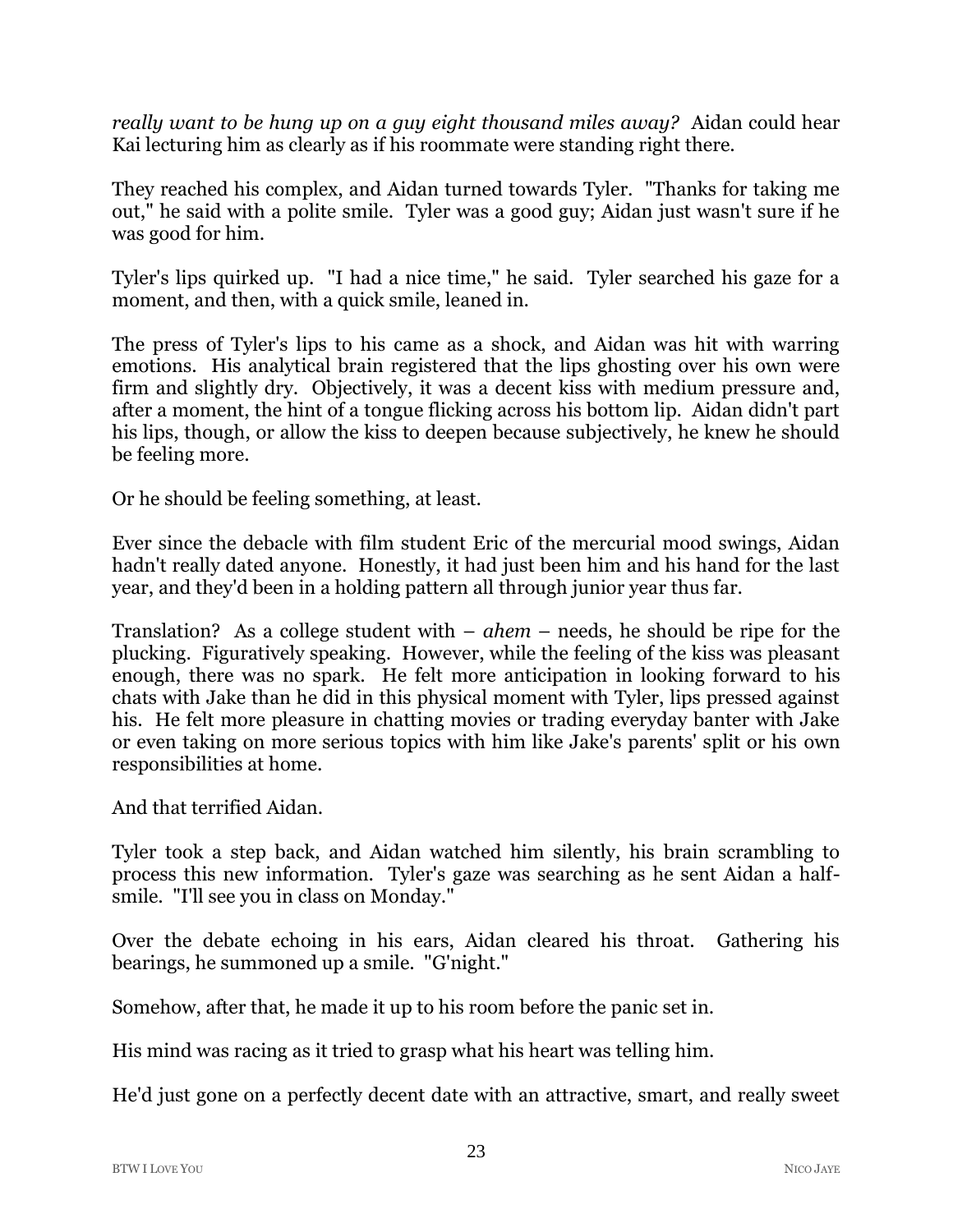*really want to be hung up on a guy eight thousand miles away?* Aidan could hear Kai lecturing him as clearly as if his roommate were standing right there.

They reached his complex, and Aidan turned towards Tyler. "Thanks for taking me out," he said with a polite smile. Tyler was a good guy; Aidan just wasn't sure if he was good for him.

Tyler's lips quirked up. "I had a nice time," he said. Tyler searched his gaze for a moment, and then, with a quick smile, leaned in.

The press of Tyler's lips to his came as a shock, and Aidan was hit with warring emotions. His analytical brain registered that the lips ghosting over his own were firm and slightly dry. Objectively, it was a decent kiss with medium pressure and, after a moment, the hint of a tongue flicking across his bottom lip. Aidan didn't part his lips, though, or allow the kiss to deepen because subjectively, he knew he should be feeling more.

Or he should be feeling something, at least.

Ever since the debacle with film student Eric of the mercurial mood swings, Aidan hadn't really dated anyone. Honestly, it had just been him and his hand for the last year, and they'd been in a holding pattern all through junior year thus far.

Translation? As a college student with – *ahem* – needs, he should be ripe for the plucking. Figuratively speaking. However, while the feeling of the kiss was pleasant enough, there was no spark. He felt more anticipation in looking forward to his chats with Jake than he did in this physical moment with Tyler, lips pressed against his. He felt more pleasure in chatting movies or trading everyday banter with Jake or even taking on more serious topics with him like Jake's parents' split or his own responsibilities at home.

And that terrified Aidan.

Tyler took a step back, and Aidan watched him silently, his brain scrambling to process this new information. Tyler's gaze was searching as he sent Aidan a half-smile. "I'll see you in class on Monday."

Over the debate echoing in his ears, Aidan cleared his throat. Gathering his bearings, he summoned up a smile. "G'night."

Somehow, after that, he made it up to his room before the panic set in.

His mind was racing as it tried to grasp what his heart was telling him.

He'd just gone on a perfectly decent date with an attractive, smart, and really sweet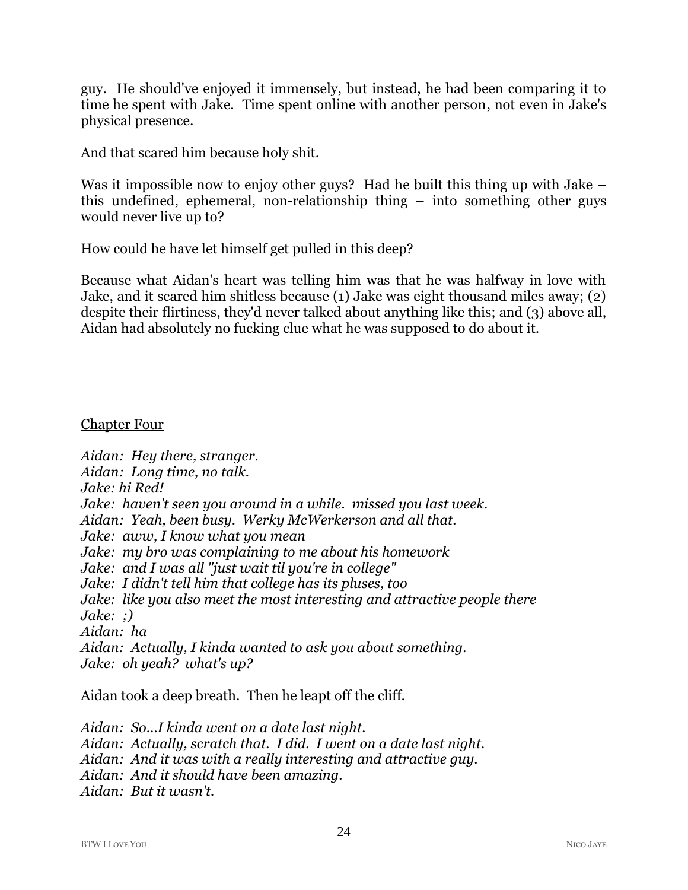guy. He should've enjoyed it immensely, but instead, he had been comparing it to time he spent with Jake. Time spent online with another person, not even in Jake's physical presence.

And that scared him because holy shit.

Was it impossible now to enjoy other guys? Had he built this thing up with Jake – this undefined, ephemeral, non-relationship thing – into something other guys would never live up to?

How could he have let himself get pulled in this deep?

Because what Aidan's heart was telling him was that he was halfway in love with Jake, and it scared him shitless because (1) Jake was eight thousand miles away; (2) despite their flirtiness, they'd never talked about anything like this; and (3) above all, Aidan had absolutely no fucking clue what he was supposed to do about it.

## Chapter Four

*Aidan: Hey there, stranger.*
*Aidan: Long time, no talk.*
*Jake: hi Red!*
*Jake: haven't seen you around in a while. missed you last week.*
*Aidan: Yeah, been busy. Werky McWerkerson and all that.*
*Jake: aww, I know what you mean*
*Jake: my bro was complaining to me about his homework*
*Jake: and I was all "just wait til you're in college"*
*Jake: I didn't tell him that college has its pluses, too*
*Jake: like you also meet the most interesting and attractive people there*
*Jake: ;)*
*Aidan: ha*
*Aidan: Actually, I kinda wanted to ask you about something.*
*Jake: oh yeah? what's up?*

Aidan took a deep breath. Then he leapt off the cliff.

*Aidan: So…I kinda went on a date last night.*
*Aidan: Actually, scratch that. I did. I went on a date last night.*
*Aidan: And it was with a really interesting and attractive guy.*
*Aidan: And it should have been amazing.*
*Aidan: But it wasn't.*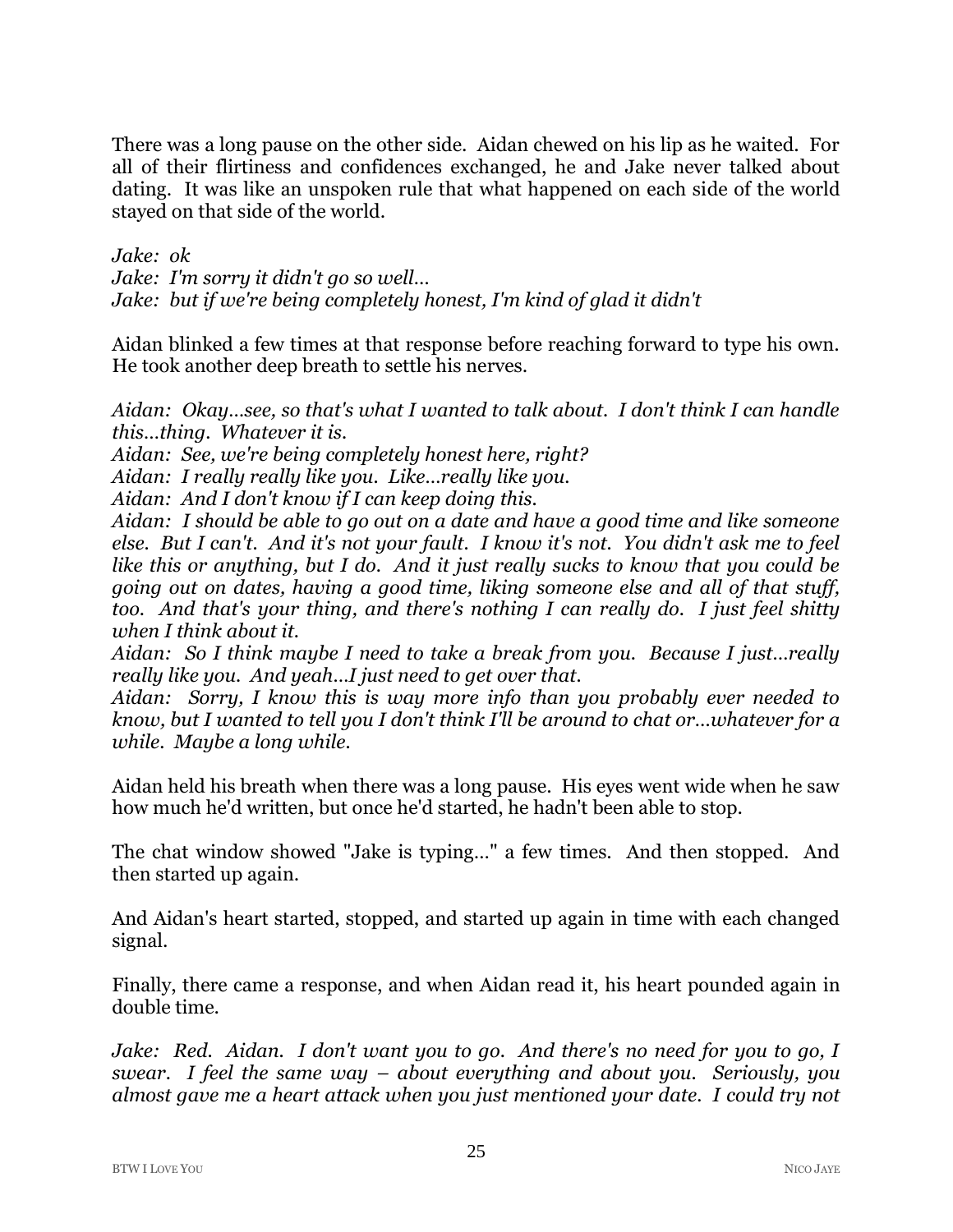There was a long pause on the other side. Aidan chewed on his lip as he waited. For all of their flirtiness and confidences exchanged, he and Jake never talked about dating. It was like an unspoken rule that what happened on each side of the world stayed on that side of the world.

*Jake: ok*
*Jake: I'm sorry it didn't go so well...*
*Jake: but if we're being completely honest, I'm kind of glad it didn't*

Aidan blinked a few times at that response before reaching forward to type his own. He took another deep breath to settle his nerves.

*Aidan: Okay...see, so that's what I wanted to talk about. I don't think I can handle this...thing. Whatever it is.*
*Aidan: See, we're being completely honest here, right?*
*Aidan: I really really like you. Like...really like you.*
*Aidan: And I don't know if I can keep doing this.*
*Aidan: I should be able to go out on a date and have a good time and like someone else. But I can't. And it's not your fault. I know it's not. You didn't ask me to feel like this or anything, but I do. And it just really sucks to know that you could be going out on dates, having a good time, liking someone else and all of that stuff, too. And that's your thing, and there's nothing I can really do. I just feel shitty when I think about it.*
*Aidan: So I think maybe I need to take a break from you. Because I just...really really like you. And yeah...I just need to get over that.*
*Aidan: Sorry, I know this is way more info than you probably ever needed to know, but I wanted to tell you I don't think I'll be around to chat or...whatever for a while. Maybe a long while.*

Aidan held his breath when there was a long pause. His eyes went wide when he saw how much he'd written, but once he'd started, he hadn't been able to stop.

The chat window showed "Jake is typing..." a few times. And then stopped. And then started up again.

And Aidan's heart started, stopped, and started up again in time with each changed signal.

Finally, there came a response, and when Aidan read it, his heart pounded again in double time.

*Jake: Red. Aidan. I don't want you to go. And there's no need for you to go, I swear. I feel the same way – about everything and about you. Seriously, you almost gave me a heart attack when you just mentioned your date. I could try not*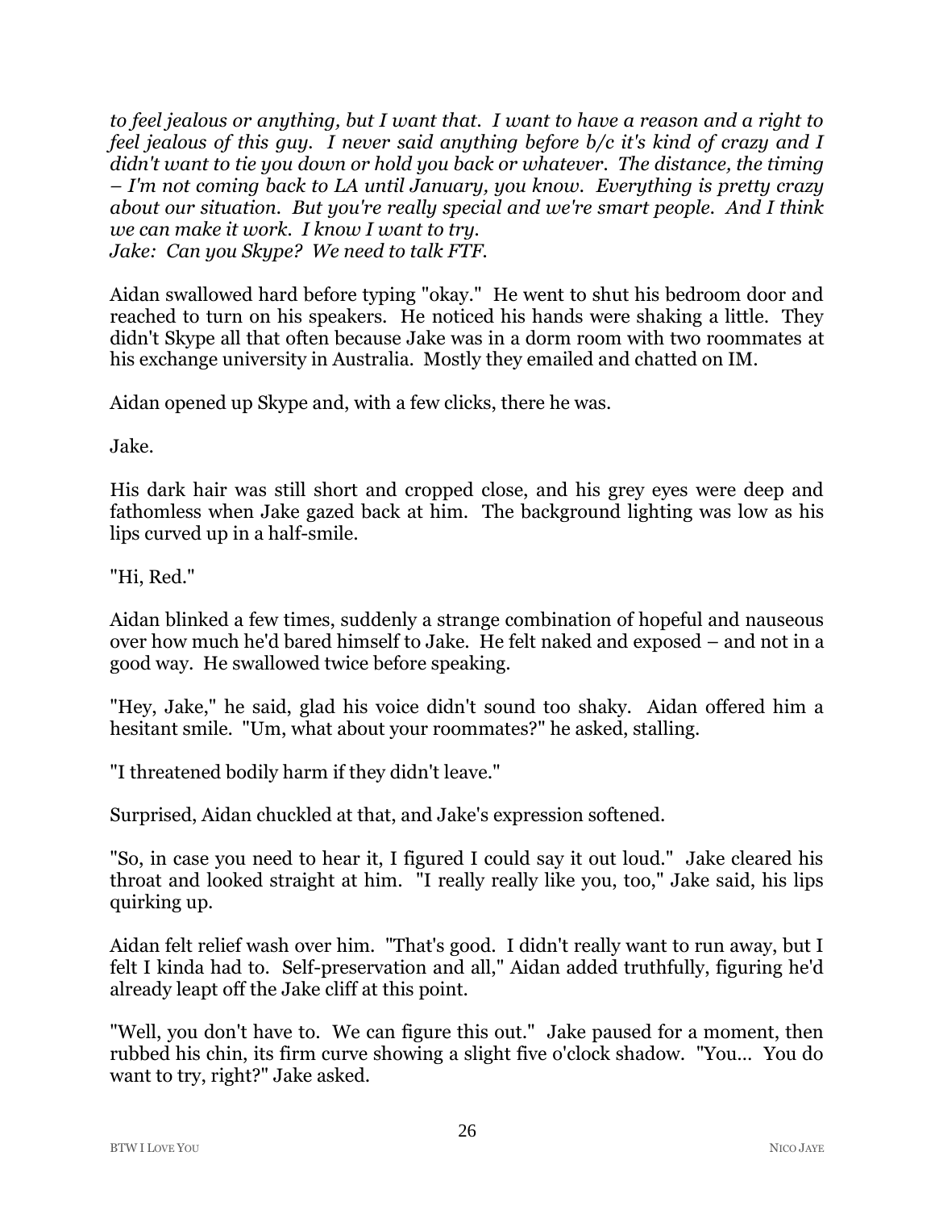*to feel jealous or anything, but I want that. I want to have a reason and a right to feel jealous of this guy. I never said anything before b/c it's kind of crazy and I didn't want to tie you down or hold you back or whatever. The distance, the timing – I'm not coming back to LA until January, you know. Everything is pretty crazy about our situation. But you're really special and we're smart people. And I think we can make it work. I know I want to try.*
*Jake: Can you Skype? We need to talk FTF.*

Aidan swallowed hard before typing "okay." He went to shut his bedroom door and reached to turn on his speakers. He noticed his hands were shaking a little. They didn't Skype all that often because Jake was in a dorm room with two roommates at his exchange university in Australia. Mostly they emailed and chatted on IM.

Aidan opened up Skype and, with a few clicks, there he was.

Jake.

His dark hair was still short and cropped close, and his grey eyes were deep and fathomless when Jake gazed back at him. The background lighting was low as his lips curved up in a half-smile.

"Hi, Red."

Aidan blinked a few times, suddenly a strange combination of hopeful and nauseous over how much he'd bared himself to Jake. He felt naked and exposed – and not in a good way. He swallowed twice before speaking.

"Hey, Jake," he said, glad his voice didn't sound too shaky. Aidan offered him a hesitant smile. "Um, what about your roommates?" he asked, stalling.

"I threatened bodily harm if they didn't leave."

Surprised, Aidan chuckled at that, and Jake's expression softened.

"So, in case you need to hear it, I figured I could say it out loud." Jake cleared his throat and looked straight at him. "I really really like you, too," Jake said, his lips quirking up.

Aidan felt relief wash over him. "That's good. I didn't really want to run away, but I felt I kinda had to. Self-preservation and all," Aidan added truthfully, figuring he'd already leapt off the Jake cliff at this point.

"Well, you don't have to. We can figure this out." Jake paused for a moment, then rubbed his chin, its firm curve showing a slight five o'clock shadow. "You... You do want to try, right?" Jake asked.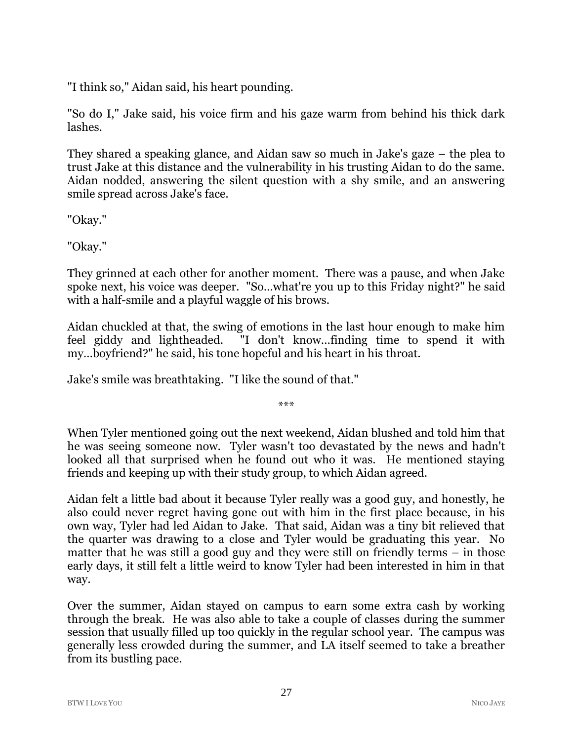"I think so," Aidan said, his heart pounding.

"So do I," Jake said, his voice firm and his gaze warm from behind his thick dark lashes.

They shared a speaking glance, and Aidan saw so much in Jake's gaze – the plea to trust Jake at this distance and the vulnerability in his trusting Aidan to do the same. Aidan nodded, answering the silent question with a shy smile, and an answering smile spread across Jake's face.

"Okay."

"Okay."

They grinned at each other for another moment. There was a pause, and when Jake spoke next, his voice was deeper. "So...what're you up to this Friday night?" he said with a half-smile and a playful waggle of his brows.

Aidan chuckled at that, the swing of emotions in the last hour enough to make him feel giddy and lightheaded. "I don't know...finding time to spend it with my...boyfriend?" he said, his tone hopeful and his heart in his throat.

Jake's smile was breathtaking. "I like the sound of that."

***

When Tyler mentioned going out the next weekend, Aidan blushed and told him that he was seeing someone now. Tyler wasn't too devastated by the news and hadn't looked all that surprised when he found out who it was. He mentioned staying friends and keeping up with their study group, to which Aidan agreed.

Aidan felt a little bad about it because Tyler really was a good guy, and honestly, he also could never regret having gone out with him in the first place because, in his own way, Tyler had led Aidan to Jake. That said, Aidan was a tiny bit relieved that the quarter was drawing to a close and Tyler would be graduating this year. No matter that he was still a good guy and they were still on friendly terms – in those early days, it still felt a little weird to know Tyler had been interested in him in that way.

Over the summer, Aidan stayed on campus to earn some extra cash by working through the break. He was also able to take a couple of classes during the summer session that usually filled up too quickly in the regular school year. The campus was generally less crowded during the summer, and LA itself seemed to take a breather from its bustling pace.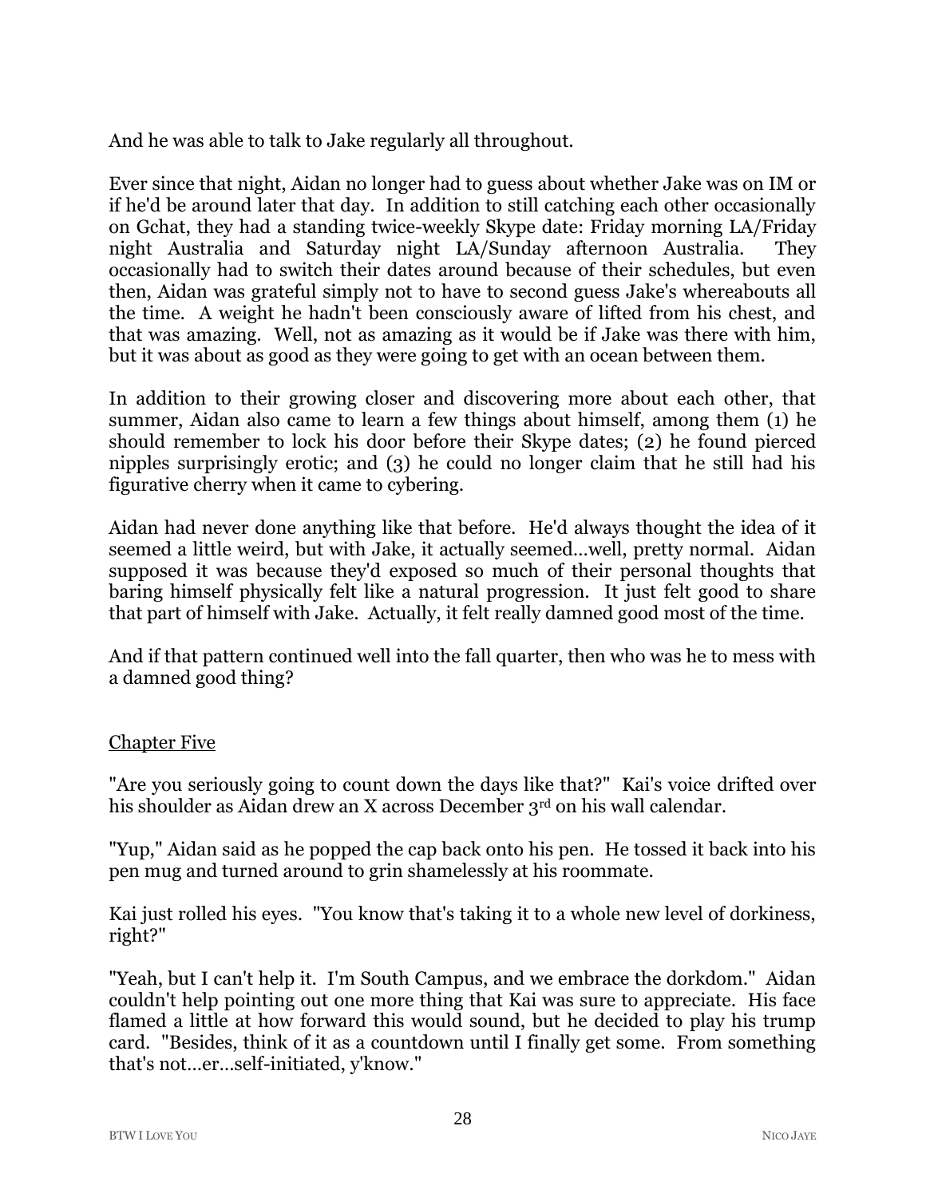And he was able to talk to Jake regularly all throughout.

Ever since that night, Aidan no longer had to guess about whether Jake was on IM or if he'd be around later that day. In addition to still catching each other occasionally on Gchat, they had a standing twice-weekly Skype date: Friday morning LA/Friday night Australia and Saturday night LA/Sunday afternoon Australia. They occasionally had to switch their dates around because of their schedules, but even then, Aidan was grateful simply not to have to second guess Jake's whereabouts all the time. A weight he hadn't been consciously aware of lifted from his chest, and that was amazing. Well, not as amazing as it would be if Jake was there with him, but it was about as good as they were going to get with an ocean between them.

In addition to their growing closer and discovering more about each other, that summer, Aidan also came to learn a few things about himself, among them (1) he should remember to lock his door before their Skype dates; (2) he found pierced nipples surprisingly erotic; and (3) he could no longer claim that he still had his figurative cherry when it came to cybering.

Aidan had never done anything like that before. He'd always thought the idea of it seemed a little weird, but with Jake, it actually seemed…well, pretty normal. Aidan supposed it was because they'd exposed so much of their personal thoughts that baring himself physically felt like a natural progression. It just felt good to share that part of himself with Jake. Actually, it felt really damned good most of the time.

And if that pattern continued well into the fall quarter, then who was he to mess with a damned good thing?

## Chapter Five

"Are you seriously going to count down the days like that?" Kai's voice drifted over his shoulder as Aidan drew an X across December 3rd on his wall calendar.

"Yup," Aidan said as he popped the cap back onto his pen. He tossed it back into his pen mug and turned around to grin shamelessly at his roommate.

Kai just rolled his eyes. "You know that's taking it to a whole new level of dorkiness, right?"

"Yeah, but I can't help it. I'm South Campus, and we embrace the dorkdom." Aidan couldn't help pointing out one more thing that Kai was sure to appreciate. His face flamed a little at how forward this would sound, but he decided to play his trump card. "Besides, think of it as a countdown until I finally get some. From something that's not…er…self-initiated, y'know."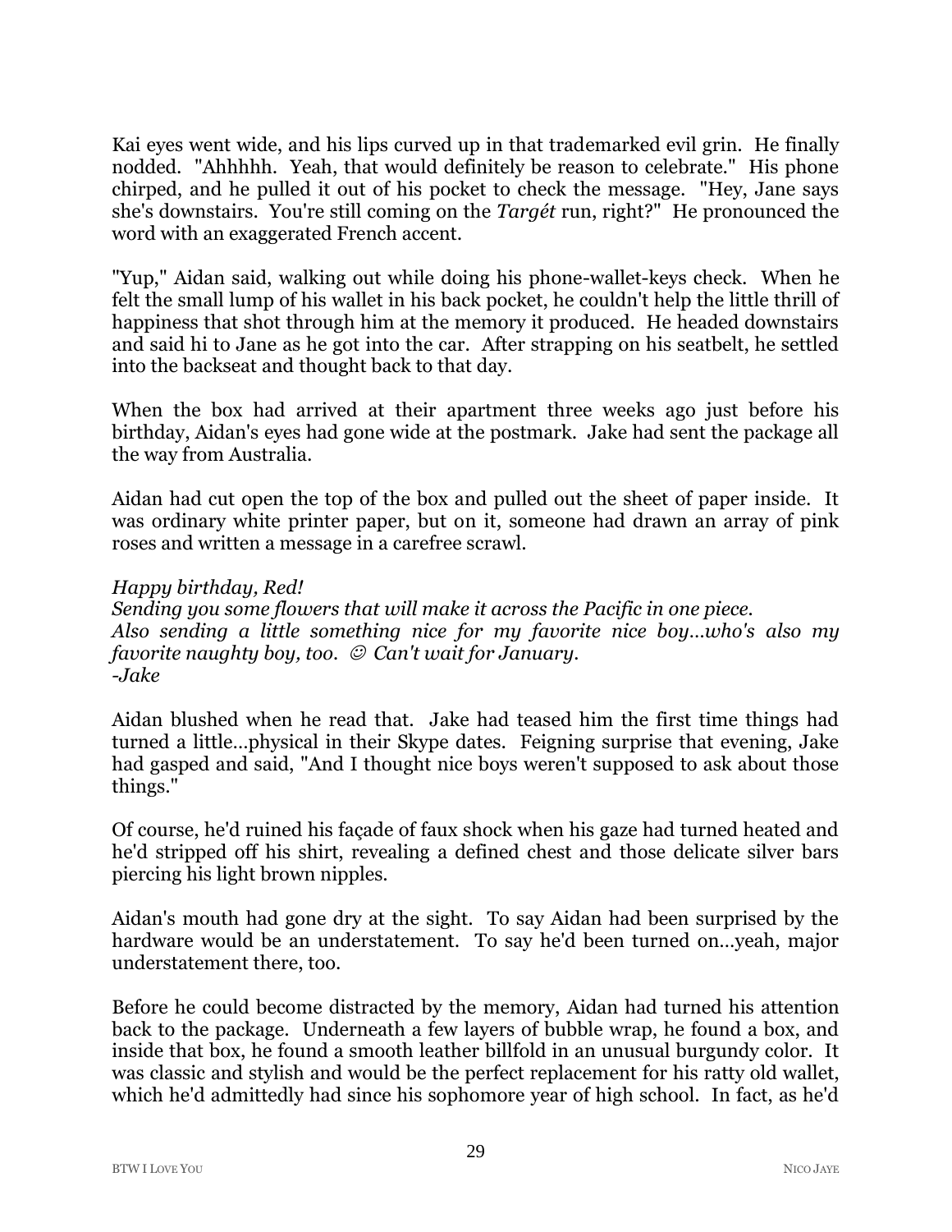Kai eyes went wide, and his lips curved up in that trademarked evil grin. He finally nodded. "Ahhhhh. Yeah, that would definitely be reason to celebrate." His phone chirped, and he pulled it out of his pocket to check the message. "Hey, Jane says she's downstairs. You're still coming on the *Targét* run, right?" He pronounced the word with an exaggerated French accent.

"Yup," Aidan said, walking out while doing his phone-wallet-keys check. When he felt the small lump of his wallet in his back pocket, he couldn't help the little thrill of happiness that shot through him at the memory it produced. He headed downstairs and said hi to Jane as he got into the car. After strapping on his seatbelt, he settled into the backseat and thought back to that day.

When the box had arrived at their apartment three weeks ago just before his birthday, Aidan's eyes had gone wide at the postmark. Jake had sent the package all the way from Australia.

Aidan had cut open the top of the box and pulled out the sheet of paper inside. It was ordinary white printer paper, but on it, someone had drawn an array of pink roses and written a message in a carefree scrawl.

*Happy birthday, Red!*
*Sending you some flowers that will make it across the Pacific in one piece.*
*Also sending a little something nice for my favorite nice boy…who's also my favorite naughty boy, too. ☺ Can't wait for January.*
*-Jake*

Aidan blushed when he read that. Jake had teased him the first time things had turned a little…physical in their Skype dates. Feigning surprise that evening, Jake had gasped and said, "And I thought nice boys weren't supposed to ask about those things."

Of course, he'd ruined his façade of faux shock when his gaze had turned heated and he'd stripped off his shirt, revealing a defined chest and those delicate silver bars piercing his light brown nipples.

Aidan's mouth had gone dry at the sight. To say Aidan had been surprised by the hardware would be an understatement. To say he'd been turned on…yeah, major understatement there, too.

Before he could become distracted by the memory, Aidan had turned his attention back to the package. Underneath a few layers of bubble wrap, he found a box, and inside that box, he found a smooth leather billfold in an unusual burgundy color. It was classic and stylish and would be the perfect replacement for his ratty old wallet, which he'd admittedly had since his sophomore year of high school. In fact, as he'd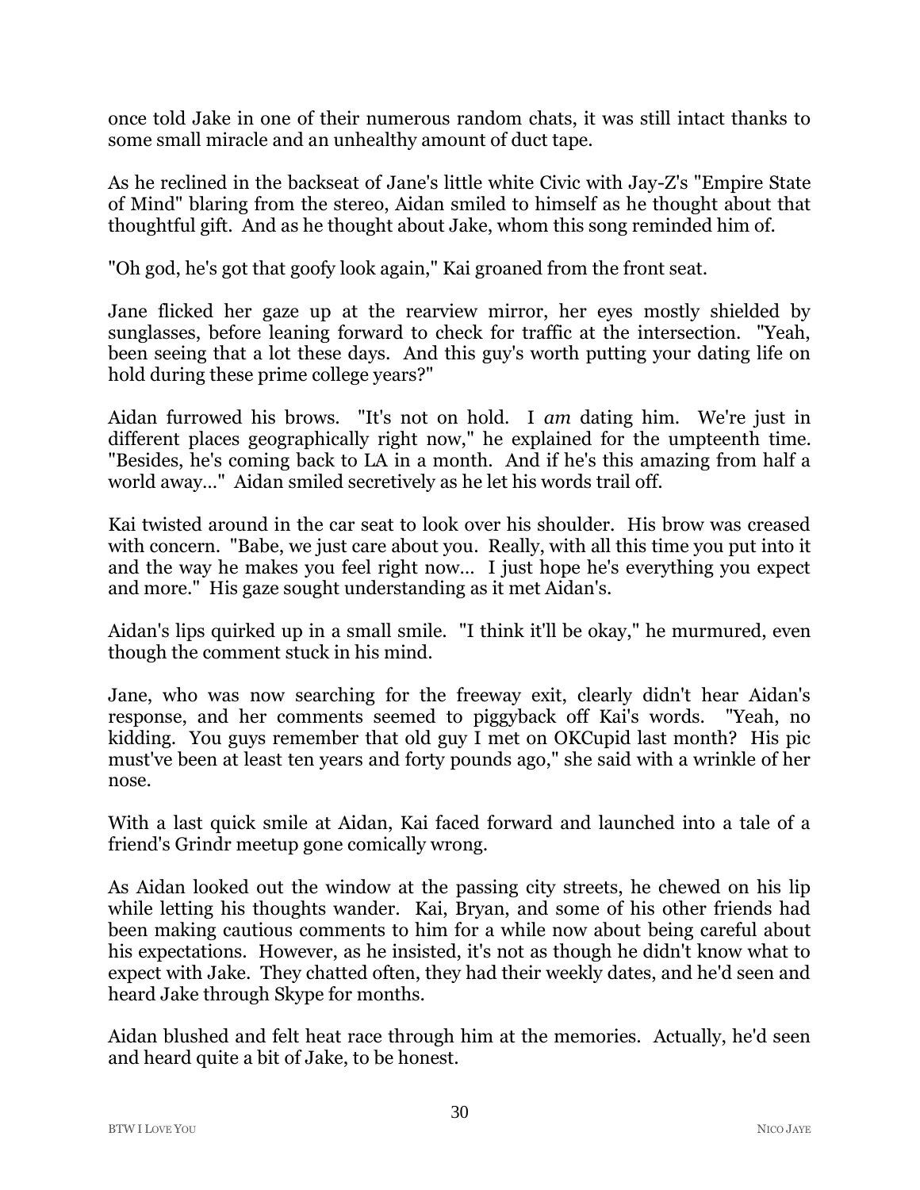once told Jake in one of their numerous random chats, it was still intact thanks to some small miracle and an unhealthy amount of duct tape.

As he reclined in the backseat of Jane's little white Civic with Jay-Z's "Empire State of Mind" blaring from the stereo, Aidan smiled to himself as he thought about that thoughtful gift. And as he thought about Jake, whom this song reminded him of.

"Oh god, he's got that goofy look again," Kai groaned from the front seat.

Jane flicked her gaze up at the rearview mirror, her eyes mostly shielded by sunglasses, before leaning forward to check for traffic at the intersection. "Yeah, been seeing that a lot these days. And this guy's worth putting your dating life on hold during these prime college years?"

Aidan furrowed his brows. "It's not on hold. I *am* dating him. We're just in different places geographically right now," he explained for the umpteenth time. "Besides, he's coming back to LA in a month. And if he's this amazing from half a world away..." Aidan smiled secretively as he let his words trail off.

Kai twisted around in the car seat to look over his shoulder. His brow was creased with concern. "Babe, we just care about you. Really, with all this time you put into it and the way he makes you feel right now... I just hope he's everything you expect and more." His gaze sought understanding as it met Aidan's.

Aidan's lips quirked up in a small smile. "I think it'll be okay," he murmured, even though the comment stuck in his mind.

Jane, who was now searching for the freeway exit, clearly didn't hear Aidan's response, and her comments seemed to piggyback off Kai's words. "Yeah, no kidding. You guys remember that old guy I met on OKCupid last month? His pic must've been at least ten years and forty pounds ago," she said with a wrinkle of her nose.

With a last quick smile at Aidan, Kai faced forward and launched into a tale of a friend's Grindr meetup gone comically wrong.

As Aidan looked out the window at the passing city streets, he chewed on his lip while letting his thoughts wander. Kai, Bryan, and some of his other friends had been making cautious comments to him for a while now about being careful about his expectations. However, as he insisted, it's not as though he didn't know what to expect with Jake. They chatted often, they had their weekly dates, and he'd seen and heard Jake through Skype for months.

Aidan blushed and felt heat race through him at the memories. Actually, he'd seen and heard quite a bit of Jake, to be honest.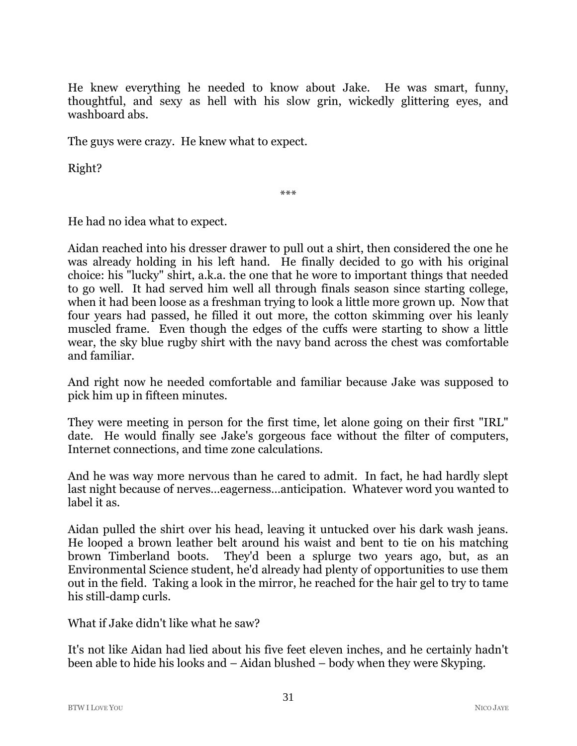He knew everything he needed to know about Jake. He was smart, funny, thoughtful, and sexy as hell with his slow grin, wickedly glittering eyes, and washboard abs.

The guys were crazy. He knew what to expect.

Right?

***

He had no idea what to expect.

Aidan reached into his dresser drawer to pull out a shirt, then considered the one he was already holding in his left hand. He finally decided to go with his original choice: his "lucky" shirt, a.k.a. the one that he wore to important things that needed to go well. It had served him well all through finals season since starting college, when it had been loose as a freshman trying to look a little more grown up. Now that four years had passed, he filled it out more, the cotton skimming over his leanly muscled frame. Even though the edges of the cuffs were starting to show a little wear, the sky blue rugby shirt with the navy band across the chest was comfortable and familiar.

And right now he needed comfortable and familiar because Jake was supposed to pick him up in fifteen minutes.

They were meeting in person for the first time, let alone going on their first "IRL" date. He would finally see Jake's gorgeous face without the filter of computers, Internet connections, and time zone calculations.

And he was way more nervous than he cared to admit. In fact, he had hardly slept last night because of nerves…eagerness…anticipation. Whatever word you wanted to label it as.

Aidan pulled the shirt over his head, leaving it untucked over his dark wash jeans. He looped a brown leather belt around his waist and bent to tie on his matching brown Timberland boots. They'd been a splurge two years ago, but, as an Environmental Science student, he'd already had plenty of opportunities to use them out in the field. Taking a look in the mirror, he reached for the hair gel to try to tame his still-damp curls.

What if Jake didn't like what he saw?

It's not like Aidan had lied about his five feet eleven inches, and he certainly hadn't been able to hide his looks and – Aidan blushed – body when they were Skyping.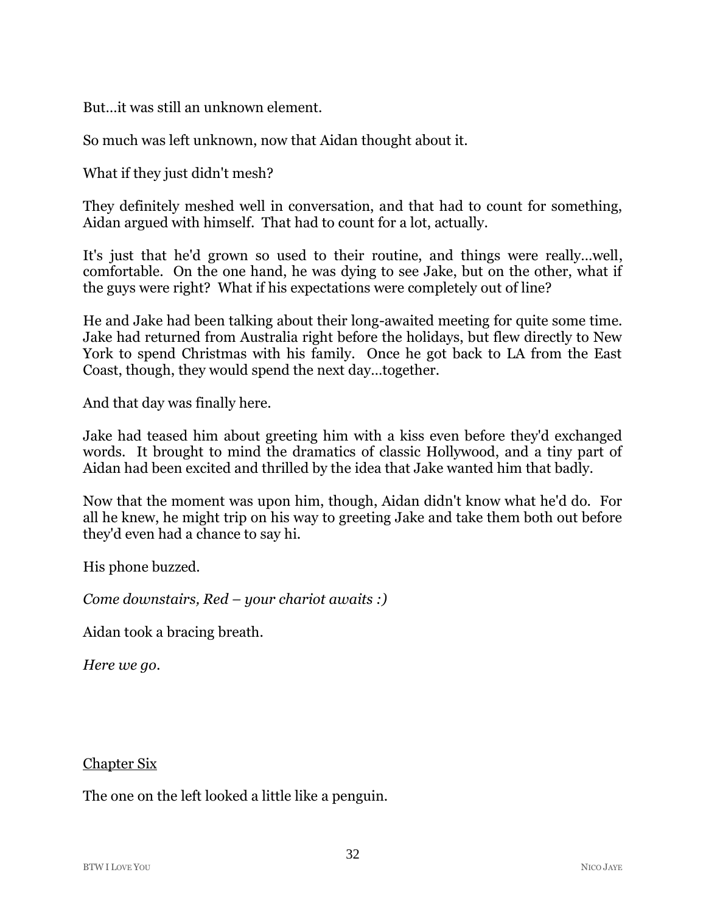But…it was still an unknown element.

So much was left unknown, now that Aidan thought about it.

What if they just didn't mesh?

They definitely meshed well in conversation, and that had to count for something, Aidan argued with himself. That had to count for a lot, actually.

It's just that he'd grown so used to their routine, and things were really…well, comfortable. On the one hand, he was dying to see Jake, but on the other, what if the guys were right? What if his expectations were completely out of line?

He and Jake had been talking about their long-awaited meeting for quite some time. Jake had returned from Australia right before the holidays, but flew directly to New York to spend Christmas with his family. Once he got back to LA from the East Coast, though, they would spend the next day…together.

And that day was finally here.

Jake had teased him about greeting him with a kiss even before they'd exchanged words. It brought to mind the dramatics of classic Hollywood, and a tiny part of Aidan had been excited and thrilled by the idea that Jake wanted him that badly.

Now that the moment was upon him, though, Aidan didn't know what he'd do. For all he knew, he might trip on his way to greeting Jake and take them both out before they'd even had a chance to say hi.

His phone buzzed.

*Come downstairs, Red – your chariot awaits :)*

Aidan took a bracing breath.

*Here we go.*

## Chapter Six

The one on the left looked a little like a penguin.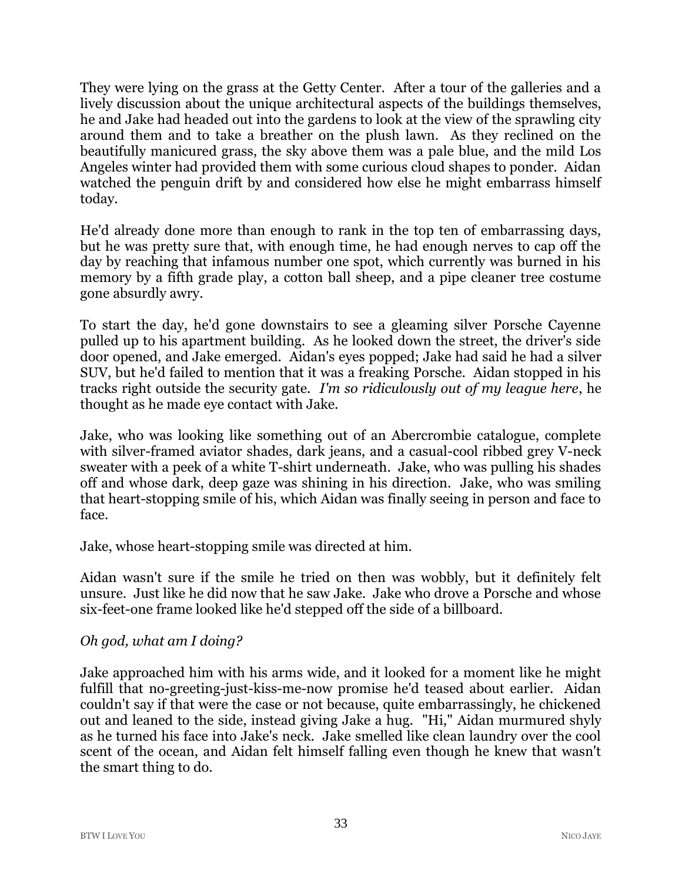They were lying on the grass at the Getty Center. After a tour of the galleries and a lively discussion about the unique architectural aspects of the buildings themselves, he and Jake had headed out into the gardens to look at the view of the sprawling city around them and to take a breather on the plush lawn. As they reclined on the beautifully manicured grass, the sky above them was a pale blue, and the mild Los Angeles winter had provided them with some curious cloud shapes to ponder. Aidan watched the penguin drift by and considered how else he might embarrass himself today.

He'd already done more than enough to rank in the top ten of embarrassing days, but he was pretty sure that, with enough time, he had enough nerves to cap off the day by reaching that infamous number one spot, which currently was burned in his memory by a fifth grade play, a cotton ball sheep, and a pipe cleaner tree costume gone absurdly awry.

To start the day, he'd gone downstairs to see a gleaming silver Porsche Cayenne pulled up to his apartment building. As he looked down the street, the driver's side door opened, and Jake emerged. Aidan's eyes popped; Jake had said he had a silver SUV, but he'd failed to mention that it was a freaking Porsche. Aidan stopped in his tracks right outside the security gate. *I'm so ridiculously out of my league here*, he thought as he made eye contact with Jake.

Jake, who was looking like something out of an Abercrombie catalogue, complete with silver-framed aviator shades, dark jeans, and a casual-cool ribbed grey V-neck sweater with a peek of a white T-shirt underneath. Jake, who was pulling his shades off and whose dark, deep gaze was shining in his direction. Jake, who was smiling that heart-stopping smile of his, which Aidan was finally seeing in person and face to face.

Jake, whose heart-stopping smile was directed at him.

Aidan wasn't sure if the smile he tried on then was wobbly, but it definitely felt unsure. Just like he did now that he saw Jake. Jake who drove a Porsche and whose six-feet-one frame looked like he'd stepped off the side of a billboard.

*Oh god, what am I doing?*

Jake approached him with his arms wide, and it looked for a moment like he might fulfill that no-greeting-just-kiss-me-now promise he'd teased about earlier. Aidan couldn't say if that were the case or not because, quite embarrassingly, he chickened out and leaned to the side, instead giving Jake a hug. "Hi," Aidan murmured shyly as he turned his face into Jake's neck. Jake smelled like clean laundry over the cool scent of the ocean, and Aidan felt himself falling even though he knew that wasn't the smart thing to do.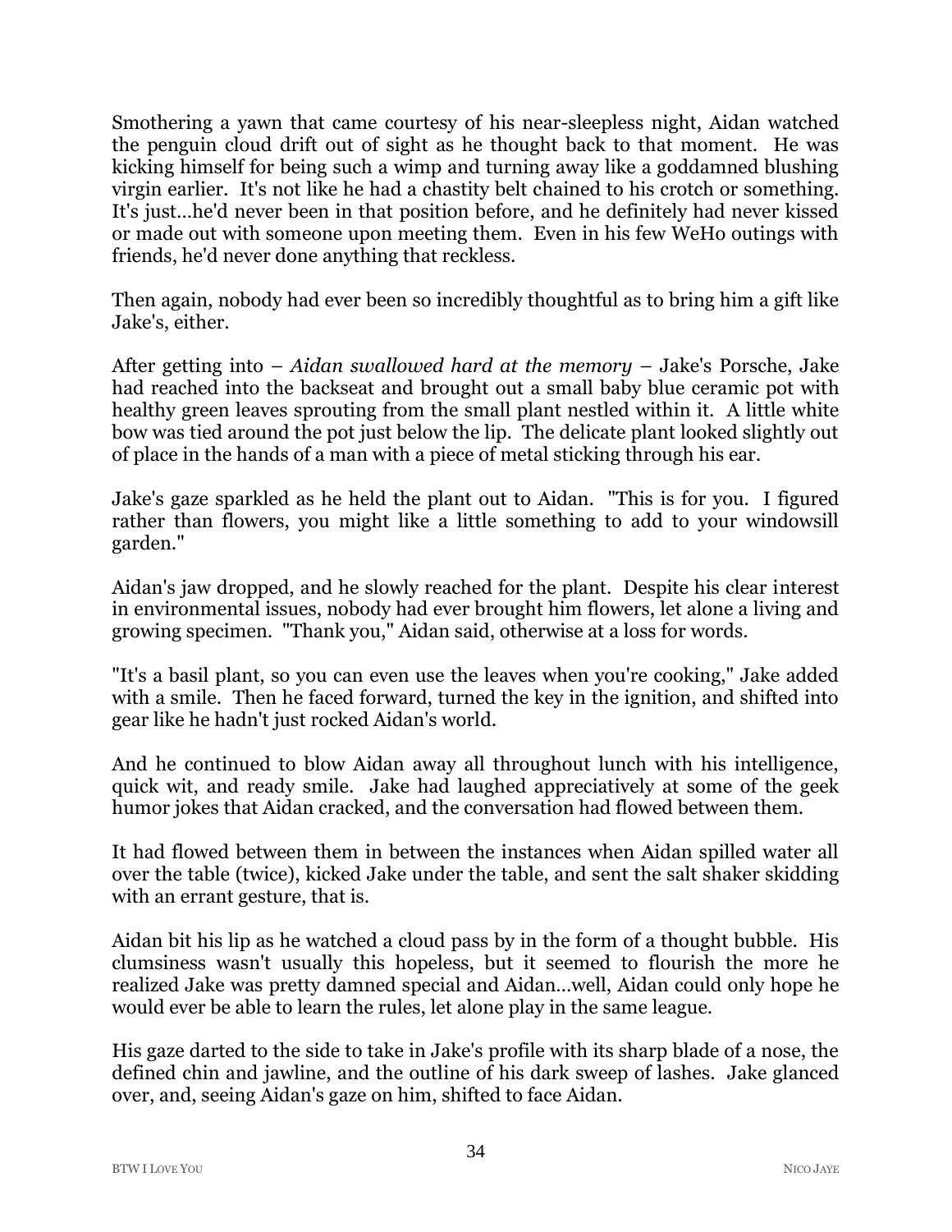Smothering a yawn that came courtesy of his near-sleepless night, Aidan watched the penguin cloud drift out of sight as he thought back to that moment. He was kicking himself for being such a wimp and turning away like a goddamned blushing virgin earlier. It's not like he had a chastity belt chained to his crotch or something. It's just…he'd never been in that position before, and he definitely had never kissed or made out with someone upon meeting them. Even in his few WeHo outings with friends, he'd never done anything that reckless.

Then again, nobody had ever been so incredibly thoughtful as to bring him a gift like Jake's, either.

After getting into – *Aidan swallowed hard at the memory* – Jake's Porsche, Jake had reached into the backseat and brought out a small baby blue ceramic pot with healthy green leaves sprouting from the small plant nestled within it. A little white bow was tied around the pot just below the lip. The delicate plant looked slightly out of place in the hands of a man with a piece of metal sticking through his ear.

Jake's gaze sparkled as he held the plant out to Aidan. "This is for you. I figured rather than flowers, you might like a little something to add to your windowsill garden."

Aidan's jaw dropped, and he slowly reached for the plant. Despite his clear interest in environmental issues, nobody had ever brought him flowers, let alone a living and growing specimen. "Thank you," Aidan said, otherwise at a loss for words.

"It's a basil plant, so you can even use the leaves when you're cooking," Jake added with a smile. Then he faced forward, turned the key in the ignition, and shifted into gear like he hadn't just rocked Aidan's world.

And he continued to blow Aidan away all throughout lunch with his intelligence, quick wit, and ready smile. Jake had laughed appreciatively at some of the geek humor jokes that Aidan cracked, and the conversation had flowed between them.

It had flowed between them in between the instances when Aidan spilled water all over the table (twice), kicked Jake under the table, and sent the salt shaker skidding with an errant gesture, that is.

Aidan bit his lip as he watched a cloud pass by in the form of a thought bubble. His clumsiness wasn't usually this hopeless, but it seemed to flourish the more he realized Jake was pretty damned special and Aidan…well, Aidan could only hope he would ever be able to learn the rules, let alone play in the same league.

His gaze darted to the side to take in Jake's profile with its sharp blade of a nose, the defined chin and jawline, and the outline of his dark sweep of lashes. Jake glanced over, and, seeing Aidan's gaze on him, shifted to face Aidan.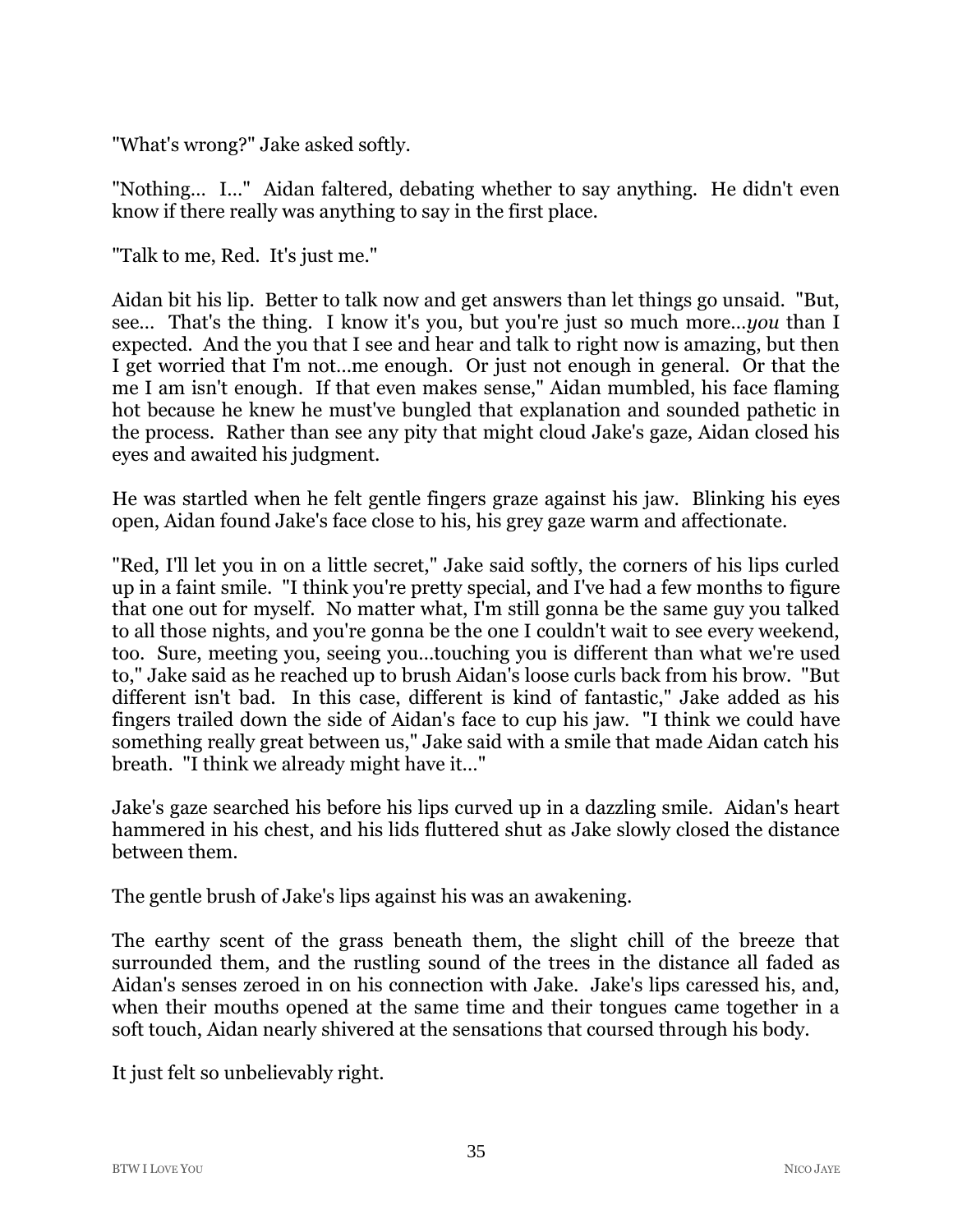"What's wrong?" Jake asked softly.

"Nothing… I…" Aidan faltered, debating whether to say anything. He didn't even know if there really was anything to say in the first place.

"Talk to me, Red. It's just me."

Aidan bit his lip. Better to talk now and get answers than let things go unsaid. "But, see… That's the thing. I know it's you, but you're just so much more…*you* than I expected. And the you that I see and hear and talk to right now is amazing, but then I get worried that I'm not…me enough. Or just not enough in general. Or that the me I am isn't enough. If that even makes sense," Aidan mumbled, his face flaming hot because he knew he must've bungled that explanation and sounded pathetic in the process. Rather than see any pity that might cloud Jake's gaze, Aidan closed his eyes and awaited his judgment.

He was startled when he felt gentle fingers graze against his jaw. Blinking his eyes open, Aidan found Jake's face close to his, his grey gaze warm and affectionate.

"Red, I'll let you in on a little secret," Jake said softly, the corners of his lips curled up in a faint smile. "I think you're pretty special, and I've had a few months to figure that one out for myself. No matter what, I'm still gonna be the same guy you talked to all those nights, and you're gonna be the one I couldn't wait to see every weekend, too. Sure, meeting you, seeing you…touching you is different than what we're used to," Jake said as he reached up to brush Aidan's loose curls back from his brow. "But different isn't bad. In this case, different is kind of fantastic," Jake added as his fingers trailed down the side of Aidan's face to cup his jaw. "I think we could have something really great between us," Jake said with a smile that made Aidan catch his breath. "I think we already might have it…"

Jake's gaze searched his before his lips curved up in a dazzling smile. Aidan's heart hammered in his chest, and his lids fluttered shut as Jake slowly closed the distance between them.

The gentle brush of Jake's lips against his was an awakening.

The earthy scent of the grass beneath them, the slight chill of the breeze that surrounded them, and the rustling sound of the trees in the distance all faded as Aidan's senses zeroed in on his connection with Jake. Jake's lips caressed his, and, when their mouths opened at the same time and their tongues came together in a soft touch, Aidan nearly shivered at the sensations that coursed through his body.

It just felt so unbelievably right.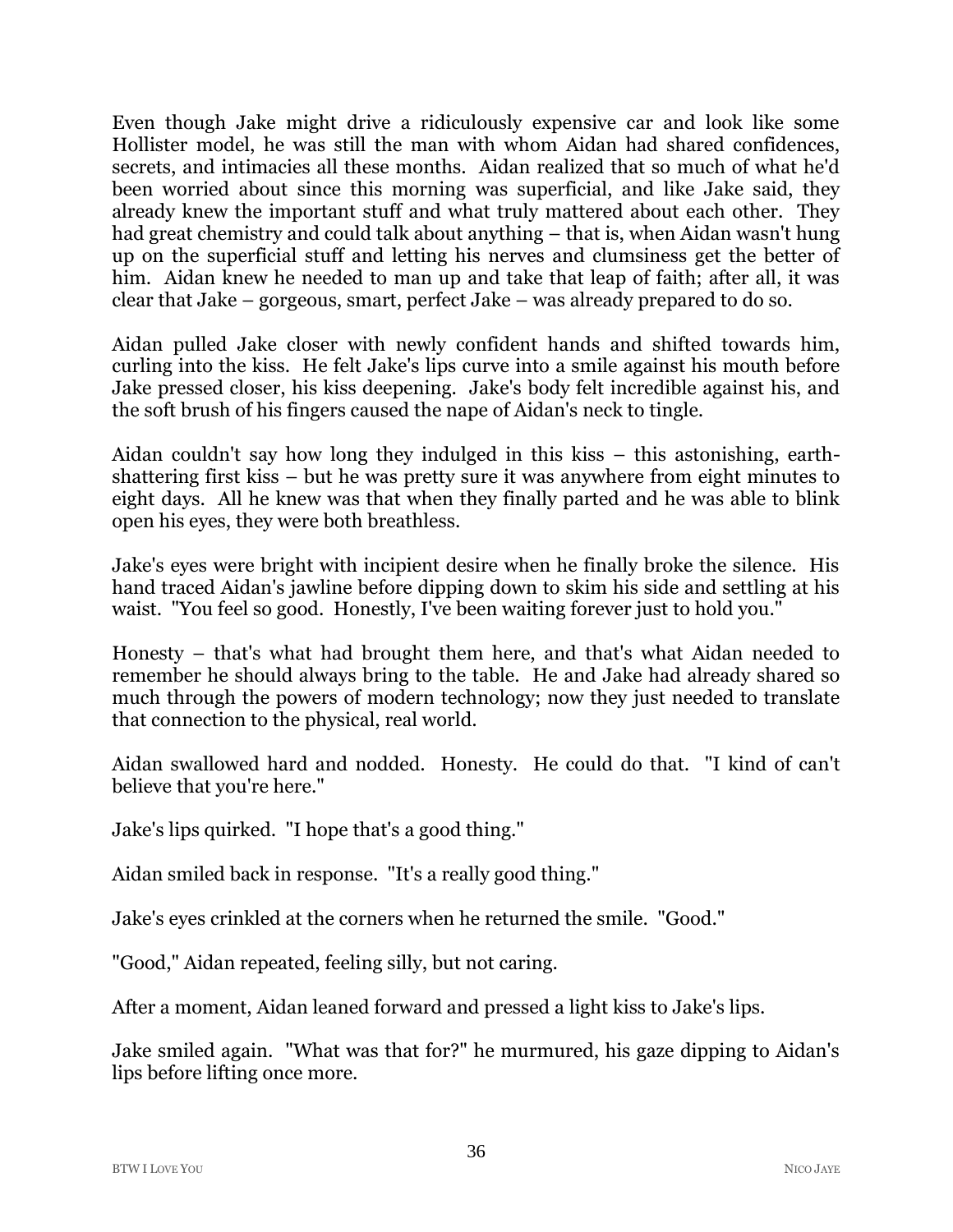Even though Jake might drive a ridiculously expensive car and look like some Hollister model, he was still the man with whom Aidan had shared confidences, secrets, and intimacies all these months. Aidan realized that so much of what he'd been worried about since this morning was superficial, and like Jake said, they already knew the important stuff and what truly mattered about each other. They had great chemistry and could talk about anything – that is, when Aidan wasn't hung up on the superficial stuff and letting his nerves and clumsiness get the better of him. Aidan knew he needed to man up and take that leap of faith; after all, it was clear that Jake – gorgeous, smart, perfect Jake – was already prepared to do so.

Aidan pulled Jake closer with newly confident hands and shifted towards him, curling into the kiss. He felt Jake's lips curve into a smile against his mouth before Jake pressed closer, his kiss deepening. Jake's body felt incredible against his, and the soft brush of his fingers caused the nape of Aidan's neck to tingle.

Aidan couldn't say how long they indulged in this kiss – this astonishing, earth-shattering first kiss – but he was pretty sure it was anywhere from eight minutes to eight days. All he knew was that when they finally parted and he was able to blink open his eyes, they were both breathless.

Jake's eyes were bright with incipient desire when he finally broke the silence. His hand traced Aidan's jawline before dipping down to skim his side and settling at his waist. "You feel so good. Honestly, I've been waiting forever just to hold you."

Honesty – that's what had brought them here, and that's what Aidan needed to remember he should always bring to the table. He and Jake had already shared so much through the powers of modern technology; now they just needed to translate that connection to the physical, real world.

Aidan swallowed hard and nodded. Honesty. He could do that. "I kind of can't believe that you're here."

Jake's lips quirked. "I hope that's a good thing."

Aidan smiled back in response. "It's a really good thing."

Jake's eyes crinkled at the corners when he returned the smile. "Good."

"Good," Aidan repeated, feeling silly, but not caring.

After a moment, Aidan leaned forward and pressed a light kiss to Jake's lips.

Jake smiled again. "What was that for?" he murmured, his gaze dipping to Aidan's lips before lifting once more.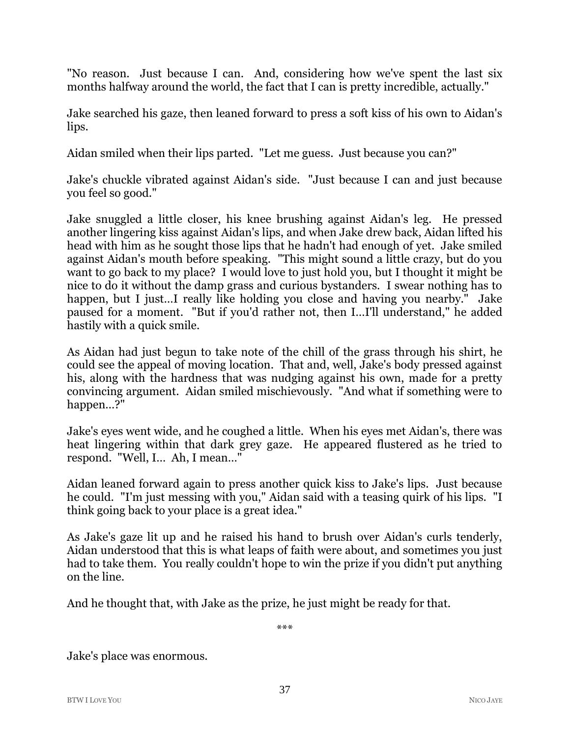"No reason. Just because I can. And, considering how we've spent the last six months halfway around the world, the fact that I can is pretty incredible, actually."

Jake searched his gaze, then leaned forward to press a soft kiss of his own to Aidan's lips.

Aidan smiled when their lips parted. "Let me guess. Just because you can?"

Jake's chuckle vibrated against Aidan's side. "Just because I can and just because you feel so good."

Jake snuggled a little closer, his knee brushing against Aidan's leg. He pressed another lingering kiss against Aidan's lips, and when Jake drew back, Aidan lifted his head with him as he sought those lips that he hadn't had enough of yet. Jake smiled against Aidan's mouth before speaking. "This might sound a little crazy, but do you want to go back to my place? I would love to just hold you, but I thought it might be nice to do it without the damp grass and curious bystanders. I swear nothing has to happen, but I just…I really like holding you close and having you nearby." Jake paused for a moment. "But if you'd rather not, then I…I'll understand," he added hastily with a quick smile.

As Aidan had just begun to take note of the chill of the grass through his shirt, he could see the appeal of moving location. That and, well, Jake's body pressed against his, along with the hardness that was nudging against his own, made for a pretty convincing argument. Aidan smiled mischievously. "And what if something were to happen…?"

Jake's eyes went wide, and he coughed a little. When his eyes met Aidan's, there was heat lingering within that dark grey gaze. He appeared flustered as he tried to respond. "Well, I… Ah, I mean…"

Aidan leaned forward again to press another quick kiss to Jake's lips. Just because he could. "I'm just messing with you," Aidan said with a teasing quirk of his lips. "I think going back to your place is a great idea."

As Jake's gaze lit up and he raised his hand to brush over Aidan's curls tenderly, Aidan understood that this is what leaps of faith were about, and sometimes you just had to take them. You really couldn't hope to win the prize if you didn't put anything on the line.

And he thought that, with Jake as the prize, he just might be ready for that.

***

Jake's place was enormous.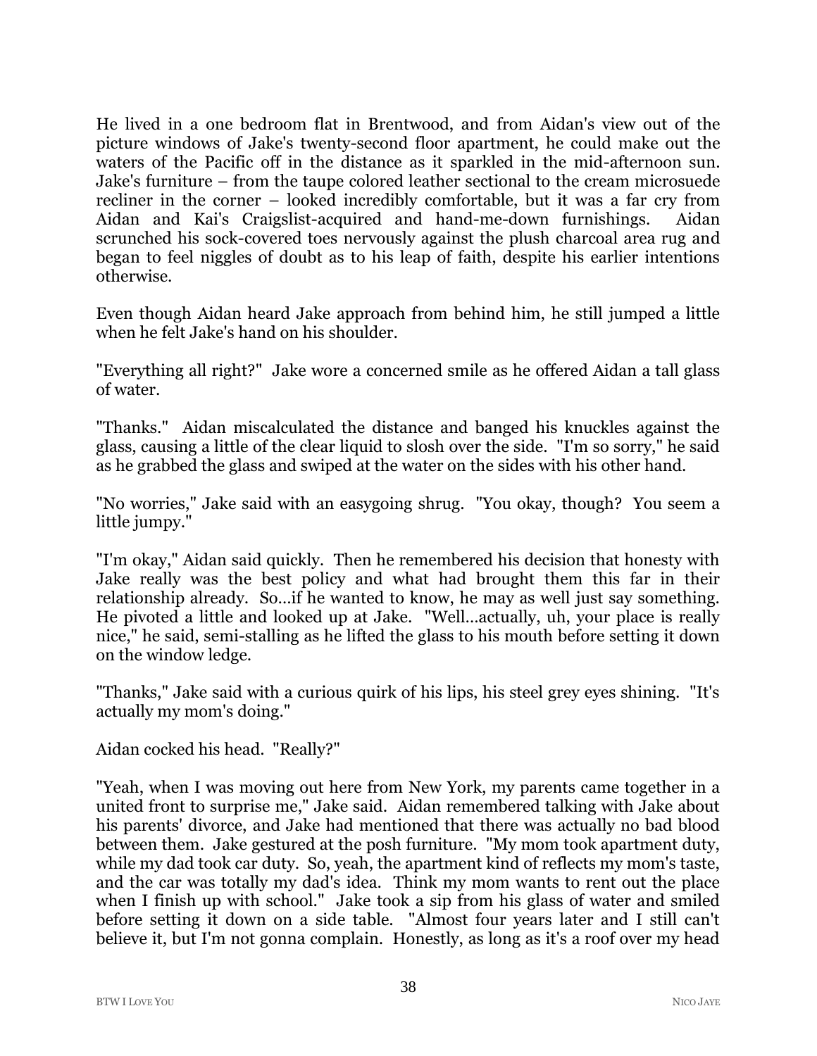He lived in a one bedroom flat in Brentwood, and from Aidan's view out of the picture windows of Jake's twenty-second floor apartment, he could make out the waters of the Pacific off in the distance as it sparkled in the mid-afternoon sun. Jake's furniture – from the taupe colored leather sectional to the cream microsuede recliner in the corner – looked incredibly comfortable, but it was a far cry from Aidan and Kai's Craigslist-acquired and hand-me-down furnishings. Aidan scrunched his sock-covered toes nervously against the plush charcoal area rug and began to feel niggles of doubt as to his leap of faith, despite his earlier intentions otherwise.

Even though Aidan heard Jake approach from behind him, he still jumped a little when he felt Jake's hand on his shoulder.

"Everything all right?" Jake wore a concerned smile as he offered Aidan a tall glass of water.

"Thanks." Aidan miscalculated the distance and banged his knuckles against the glass, causing a little of the clear liquid to slosh over the side. "I'm so sorry," he said as he grabbed the glass and swiped at the water on the sides with his other hand.

"No worries," Jake said with an easygoing shrug. "You okay, though? You seem a little jumpy."

"I'm okay," Aidan said quickly. Then he remembered his decision that honesty with Jake really was the best policy and what had brought them this far in their relationship already. So...if he wanted to know, he may as well just say something. He pivoted a little and looked up at Jake. "Well...actually, uh, your place is really nice," he said, semi-stalling as he lifted the glass to his mouth before setting it down on the window ledge.

"Thanks," Jake said with a curious quirk of his lips, his steel grey eyes shining. "It's actually my mom's doing."

Aidan cocked his head. "Really?"

"Yeah, when I was moving out here from New York, my parents came together in a united front to surprise me," Jake said. Aidan remembered talking with Jake about his parents' divorce, and Jake had mentioned that there was actually no bad blood between them. Jake gestured at the posh furniture. "My mom took apartment duty, while my dad took car duty. So, yeah, the apartment kind of reflects my mom's taste, and the car was totally my dad's idea. Think my mom wants to rent out the place when I finish up with school." Jake took a sip from his glass of water and smiled before setting it down on a side table. "Almost four years later and I still can't believe it, but I'm not gonna complain. Honestly, as long as it's a roof over my head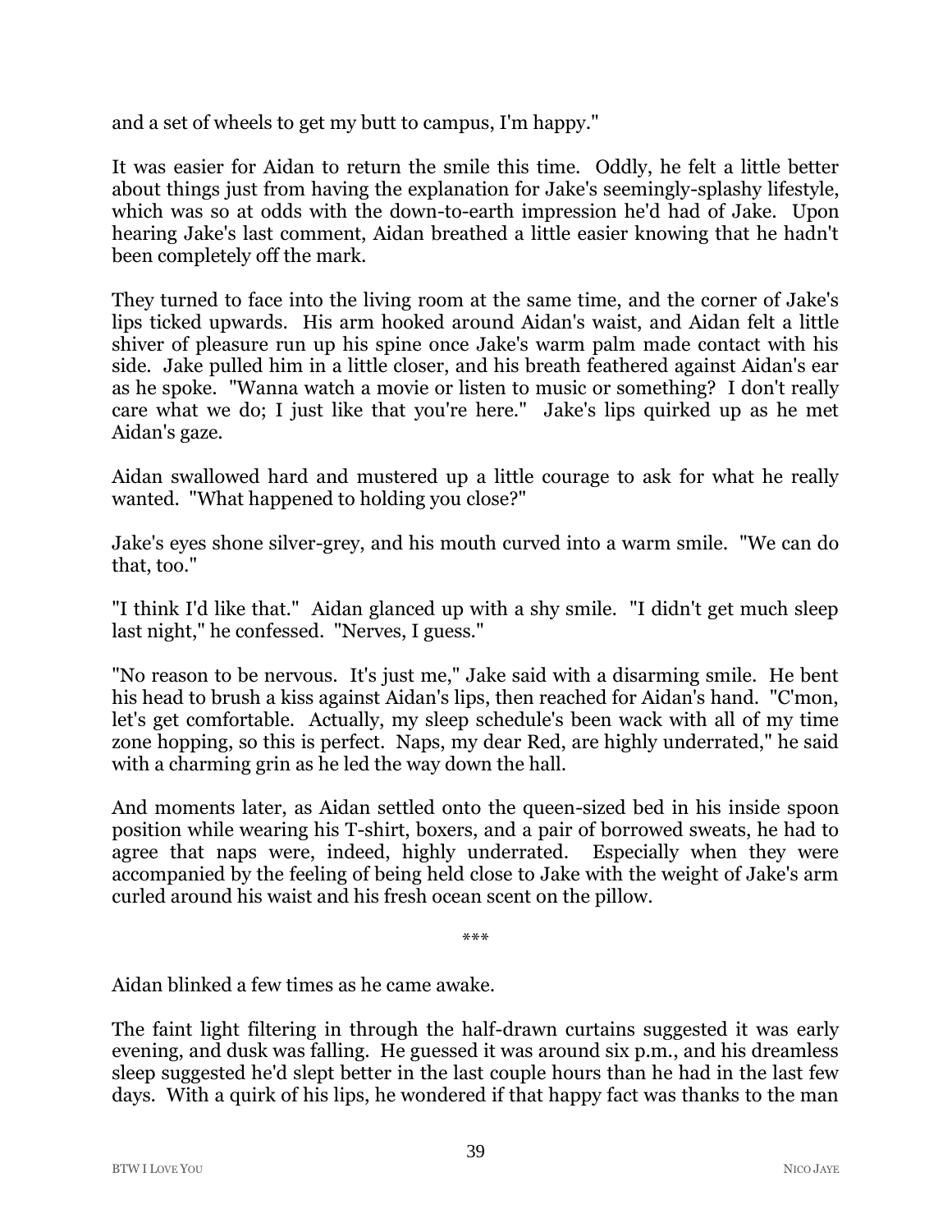and a set of wheels to get my butt to campus, I'm happy."

It was easier for Aidan to return the smile this time. Oddly, he felt a little better about things just from having the explanation for Jake's seemingly-splashy lifestyle, which was so at odds with the down-to-earth impression he'd had of Jake. Upon hearing Jake's last comment, Aidan breathed a little easier knowing that he hadn't been completely off the mark.

They turned to face into the living room at the same time, and the corner of Jake's lips ticked upwards. His arm hooked around Aidan's waist, and Aidan felt a little shiver of pleasure run up his spine once Jake's warm palm made contact with his side. Jake pulled him in a little closer, and his breath feathered against Aidan's ear as he spoke. "Wanna watch a movie or listen to music or something? I don't really care what we do; I just like that you're here." Jake's lips quirked up as he met Aidan's gaze.

Aidan swallowed hard and mustered up a little courage to ask for what he really wanted. "What happened to holding you close?"

Jake's eyes shone silver-grey, and his mouth curved into a warm smile. "We can do that, too."

"I think I'd like that." Aidan glanced up with a shy smile. "I didn't get much sleep last night," he confessed. "Nerves, I guess."

"No reason to be nervous. It's just me," Jake said with a disarming smile. He bent his head to brush a kiss against Aidan's lips, then reached for Aidan's hand. "C'mon, let's get comfortable. Actually, my sleep schedule's been wack with all of my time zone hopping, so this is perfect. Naps, my dear Red, are highly underrated," he said with a charming grin as he led the way down the hall.

And moments later, as Aidan settled onto the queen-sized bed in his inside spoon position while wearing his T-shirt, boxers, and a pair of borrowed sweats, he had to agree that naps were, indeed, highly underrated. Especially when they were accompanied by the feeling of being held close to Jake with the weight of Jake's arm curled around his waist and his fresh ocean scent on the pillow.

***

Aidan blinked a few times as he came awake.

The faint light filtering in through the half-drawn curtains suggested it was early evening, and dusk was falling. He guessed it was around six p.m., and his dreamless sleep suggested he'd slept better in the last couple hours than he had in the last few days. With a quirk of his lips, he wondered if that happy fact was thanks to the man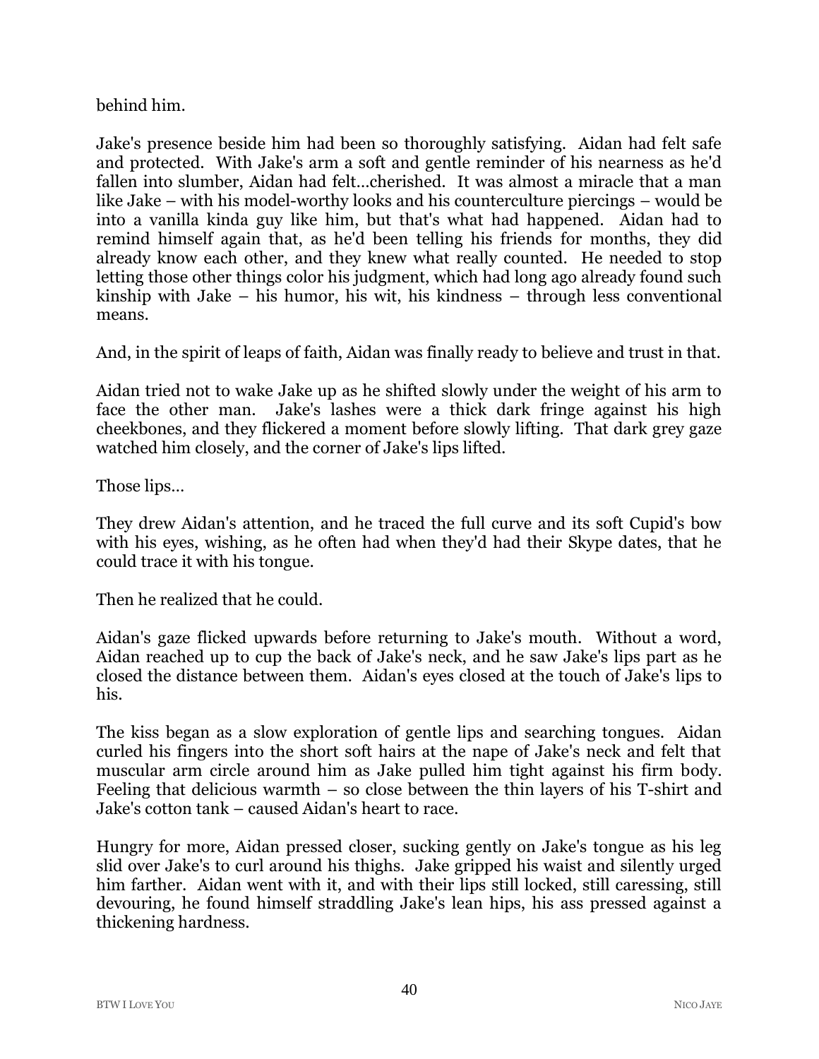behind him.

Jake's presence beside him had been so thoroughly satisfying. Aidan had felt safe and protected. With Jake's arm a soft and gentle reminder of his nearness as he'd fallen into slumber, Aidan had felt…cherished. It was almost a miracle that a man like Jake – with his model-worthy looks and his counterculture piercings – would be into a vanilla kinda guy like him, but that's what had happened. Aidan had to remind himself again that, as he'd been telling his friends for months, they did already know each other, and they knew what really counted. He needed to stop letting those other things color his judgment, which had long ago already found such kinship with Jake – his humor, his wit, his kindness – through less conventional means.

And, in the spirit of leaps of faith, Aidan was finally ready to believe and trust in that.

Aidan tried not to wake Jake up as he shifted slowly under the weight of his arm to face the other man. Jake's lashes were a thick dark fringe against his high cheekbones, and they flickered a moment before slowly lifting. That dark grey gaze watched him closely, and the corner of Jake's lips lifted.

Those lips…

They drew Aidan's attention, and he traced the full curve and its soft Cupid's bow with his eyes, wishing, as he often had when they'd had their Skype dates, that he could trace it with his tongue.

Then he realized that he could.

Aidan's gaze flicked upwards before returning to Jake's mouth. Without a word, Aidan reached up to cup the back of Jake's neck, and he saw Jake's lips part as he closed the distance between them. Aidan's eyes closed at the touch of Jake's lips to his.

The kiss began as a slow exploration of gentle lips and searching tongues. Aidan curled his fingers into the short soft hairs at the nape of Jake's neck and felt that muscular arm circle around him as Jake pulled him tight against his firm body. Feeling that delicious warmth – so close between the thin layers of his T-shirt and Jake's cotton tank – caused Aidan's heart to race.

Hungry for more, Aidan pressed closer, sucking gently on Jake's tongue as his leg slid over Jake's to curl around his thighs. Jake gripped his waist and silently urged him farther. Aidan went with it, and with their lips still locked, still caressing, still devouring, he found himself straddling Jake's lean hips, his ass pressed against a thickening hardness.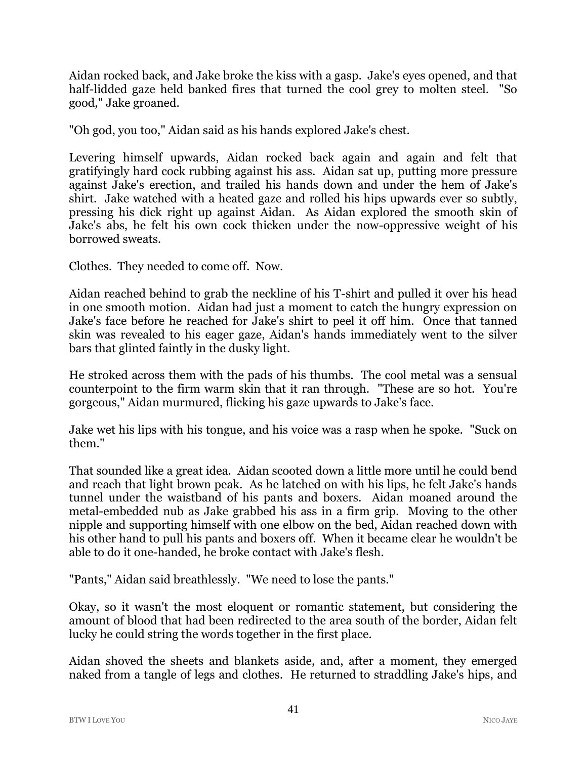Aidan rocked back, and Jake broke the kiss with a gasp. Jake's eyes opened, and that half-lidded gaze held banked fires that turned the cool grey to molten steel. "So good," Jake groaned.

"Oh god, you too," Aidan said as his hands explored Jake's chest.

Levering himself upwards, Aidan rocked back again and again and felt that gratifyingly hard cock rubbing against his ass. Aidan sat up, putting more pressure against Jake's erection, and trailed his hands down and under the hem of Jake's shirt. Jake watched with a heated gaze and rolled his hips upwards ever so subtly, pressing his dick right up against Aidan. As Aidan explored the smooth skin of Jake's abs, he felt his own cock thicken under the now-oppressive weight of his borrowed sweats.

Clothes. They needed to come off. Now.

Aidan reached behind to grab the neckline of his T-shirt and pulled it over his head in one smooth motion. Aidan had just a moment to catch the hungry expression on Jake's face before he reached for Jake's shirt to peel it off him. Once that tanned skin was revealed to his eager gaze, Aidan's hands immediately went to the silver bars that glinted faintly in the dusky light.

He stroked across them with the pads of his thumbs. The cool metal was a sensual counterpoint to the firm warm skin that it ran through. "These are so hot. You're gorgeous," Aidan murmured, flicking his gaze upwards to Jake's face.

Jake wet his lips with his tongue, and his voice was a rasp when he spoke. "Suck on them."

That sounded like a great idea. Aidan scooted down a little more until he could bend and reach that light brown peak. As he latched on with his lips, he felt Jake's hands tunnel under the waistband of his pants and boxers. Aidan moaned around the metal-embedded nub as Jake grabbed his ass in a firm grip. Moving to the other nipple and supporting himself with one elbow on the bed, Aidan reached down with his other hand to pull his pants and boxers off. When it became clear he wouldn't be able to do it one-handed, he broke contact with Jake's flesh.

"Pants," Aidan said breathlessly. "We need to lose the pants."

Okay, so it wasn't the most eloquent or romantic statement, but considering the amount of blood that had been redirected to the area south of the border, Aidan felt lucky he could string the words together in the first place.

Aidan shoved the sheets and blankets aside, and, after a moment, they emerged naked from a tangle of legs and clothes. He returned to straddling Jake's hips, and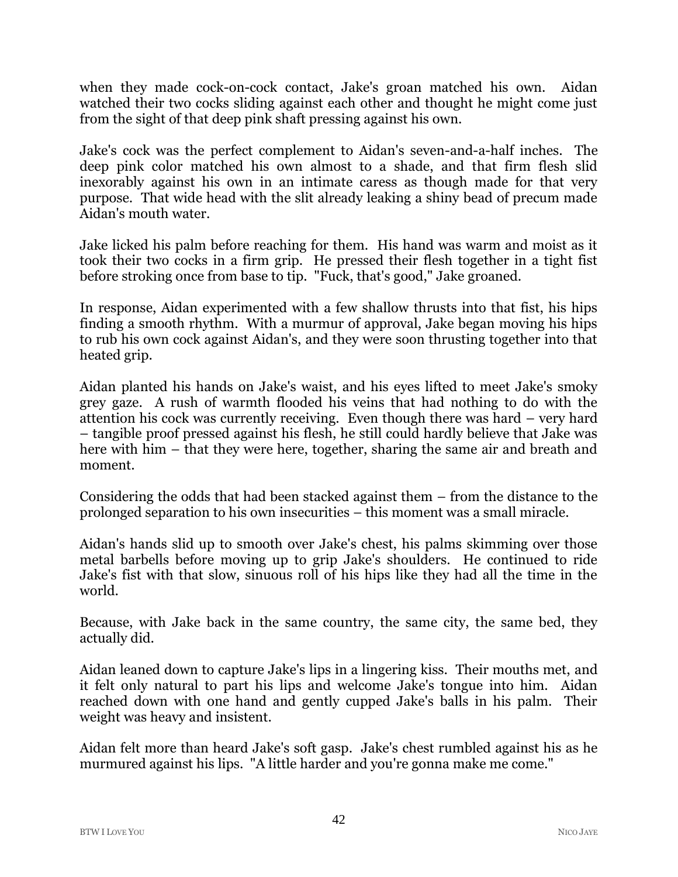when they made cock-on-cock contact, Jake's groan matched his own. Aidan watched their two cocks sliding against each other and thought he might come just from the sight of that deep pink shaft pressing against his own.

Jake's cock was the perfect complement to Aidan's seven-and-a-half inches. The deep pink color matched his own almost to a shade, and that firm flesh slid inexorably against his own in an intimate caress as though made for that very purpose. That wide head with the slit already leaking a shiny bead of precum made Aidan's mouth water.

Jake licked his palm before reaching for them. His hand was warm and moist as it took their two cocks in a firm grip. He pressed their flesh together in a tight fist before stroking once from base to tip. "Fuck, that's good," Jake groaned.

In response, Aidan experimented with a few shallow thrusts into that fist, his hips finding a smooth rhythm. With a murmur of approval, Jake began moving his hips to rub his own cock against Aidan's, and they were soon thrusting together into that heated grip.

Aidan planted his hands on Jake's waist, and his eyes lifted to meet Jake's smoky grey gaze. A rush of warmth flooded his veins that had nothing to do with the attention his cock was currently receiving. Even though there was hard – very hard – tangible proof pressed against his flesh, he still could hardly believe that Jake was here with him – that they were here, together, sharing the same air and breath and moment.

Considering the odds that had been stacked against them – from the distance to the prolonged separation to his own insecurities – this moment was a small miracle.

Aidan's hands slid up to smooth over Jake's chest, his palms skimming over those metal barbells before moving up to grip Jake's shoulders. He continued to ride Jake's fist with that slow, sinuous roll of his hips like they had all the time in the world.

Because, with Jake back in the same country, the same city, the same bed, they actually did.

Aidan leaned down to capture Jake's lips in a lingering kiss. Their mouths met, and it felt only natural to part his lips and welcome Jake's tongue into him. Aidan reached down with one hand and gently cupped Jake's balls in his palm. Their weight was heavy and insistent.

Aidan felt more than heard Jake's soft gasp. Jake's chest rumbled against his as he murmured against his lips. "A little harder and you're gonna make me come."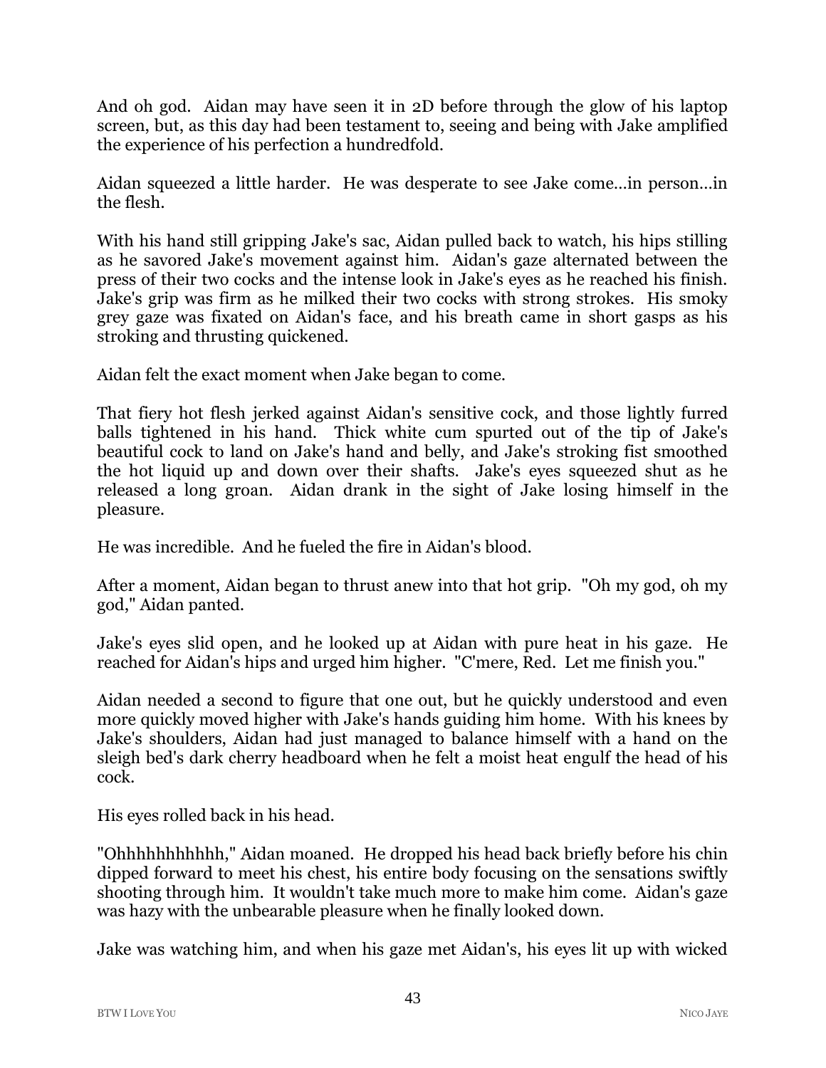And oh god. Aidan may have seen it in 2D before through the glow of his laptop screen, but, as this day had been testament to, seeing and being with Jake amplified the experience of his perfection a hundredfold.

Aidan squeezed a little harder. He was desperate to see Jake come…in person…in the flesh.

With his hand still gripping Jake's sac, Aidan pulled back to watch, his hips stilling as he savored Jake's movement against him. Aidan's gaze alternated between the press of their two cocks and the intense look in Jake's eyes as he reached his finish. Jake's grip was firm as he milked their two cocks with strong strokes. His smoky grey gaze was fixated on Aidan's face, and his breath came in short gasps as his stroking and thrusting quickened.

Aidan felt the exact moment when Jake began to come.

That fiery hot flesh jerked against Aidan's sensitive cock, and those lightly furred balls tightened in his hand. Thick white cum spurted out of the tip of Jake's beautiful cock to land on Jake's hand and belly, and Jake's stroking fist smoothed the hot liquid up and down over their shafts. Jake's eyes squeezed shut as he released a long groan. Aidan drank in the sight of Jake losing himself in the pleasure.

He was incredible. And he fueled the fire in Aidan's blood.

After a moment, Aidan began to thrust anew into that hot grip. "Oh my god, oh my god," Aidan panted.

Jake's eyes slid open, and he looked up at Aidan with pure heat in his gaze. He reached for Aidan's hips and urged him higher. "C'mere, Red. Let me finish you."

Aidan needed a second to figure that one out, but he quickly understood and even more quickly moved higher with Jake's hands guiding him home. With his knees by Jake's shoulders, Aidan had just managed to balance himself with a hand on the sleigh bed's dark cherry headboard when he felt a moist heat engulf the head of his cock.

His eyes rolled back in his head.

"Ohhhhhhhhhhh," Aidan moaned. He dropped his head back briefly before his chin dipped forward to meet his chest, his entire body focusing on the sensations swiftly shooting through him. It wouldn't take much more to make him come. Aidan's gaze was hazy with the unbearable pleasure when he finally looked down.

Jake was watching him, and when his gaze met Aidan's, his eyes lit up with wicked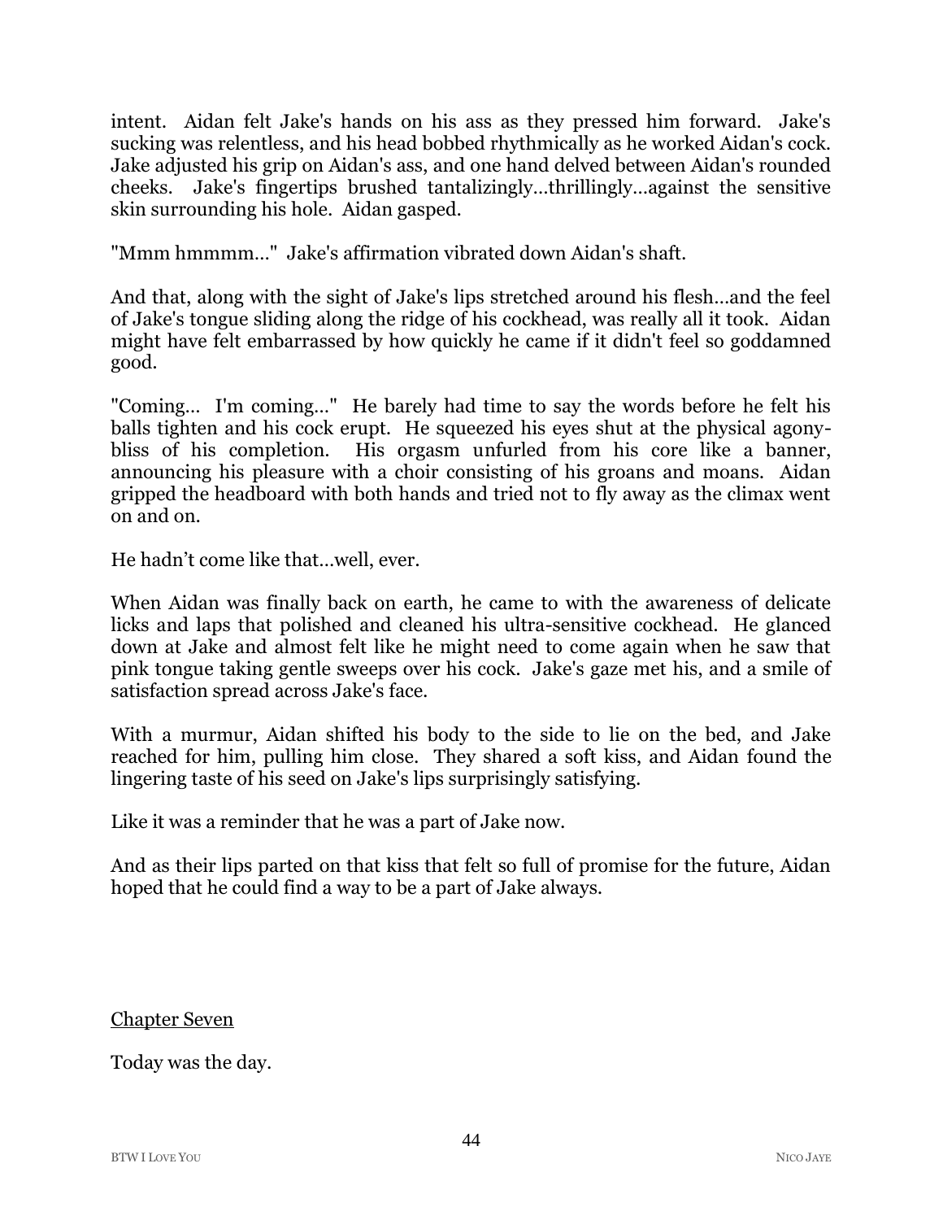intent. Aidan felt Jake's hands on his ass as they pressed him forward. Jake's sucking was relentless, and his head bobbed rhythmically as he worked Aidan's cock. Jake adjusted his grip on Aidan's ass, and one hand delved between Aidan's rounded cheeks. Jake's fingertips brushed tantalizingly…thrillingly…against the sensitive skin surrounding his hole. Aidan gasped.

"Mmm hmmmm…" Jake's affirmation vibrated down Aidan's shaft.

And that, along with the sight of Jake's lips stretched around his flesh…and the feel of Jake's tongue sliding along the ridge of his cockhead, was really all it took. Aidan might have felt embarrassed by how quickly he came if it didn't feel so goddamned good.

"Coming… I'm coming…" He barely had time to say the words before he felt his balls tighten and his cock erupt. He squeezed his eyes shut at the physical agony-bliss of his completion. His orgasm unfurled from his core like a banner, announcing his pleasure with a choir consisting of his groans and moans. Aidan gripped the headboard with both hands and tried not to fly away as the climax went on and on.

He hadn't come like that…well, ever.

When Aidan was finally back on earth, he came to with the awareness of delicate licks and laps that polished and cleaned his ultra-sensitive cockhead. He glanced down at Jake and almost felt like he might need to come again when he saw that pink tongue taking gentle sweeps over his cock. Jake's gaze met his, and a smile of satisfaction spread across Jake's face.

With a murmur, Aidan shifted his body to the side to lie on the bed, and Jake reached for him, pulling him close. They shared a soft kiss, and Aidan found the lingering taste of his seed on Jake's lips surprisingly satisfying.

Like it was a reminder that he was a part of Jake now.

And as their lips parted on that kiss that felt so full of promise for the future, Aidan hoped that he could find a way to be a part of Jake always.

## Chapter Seven

Today was the day.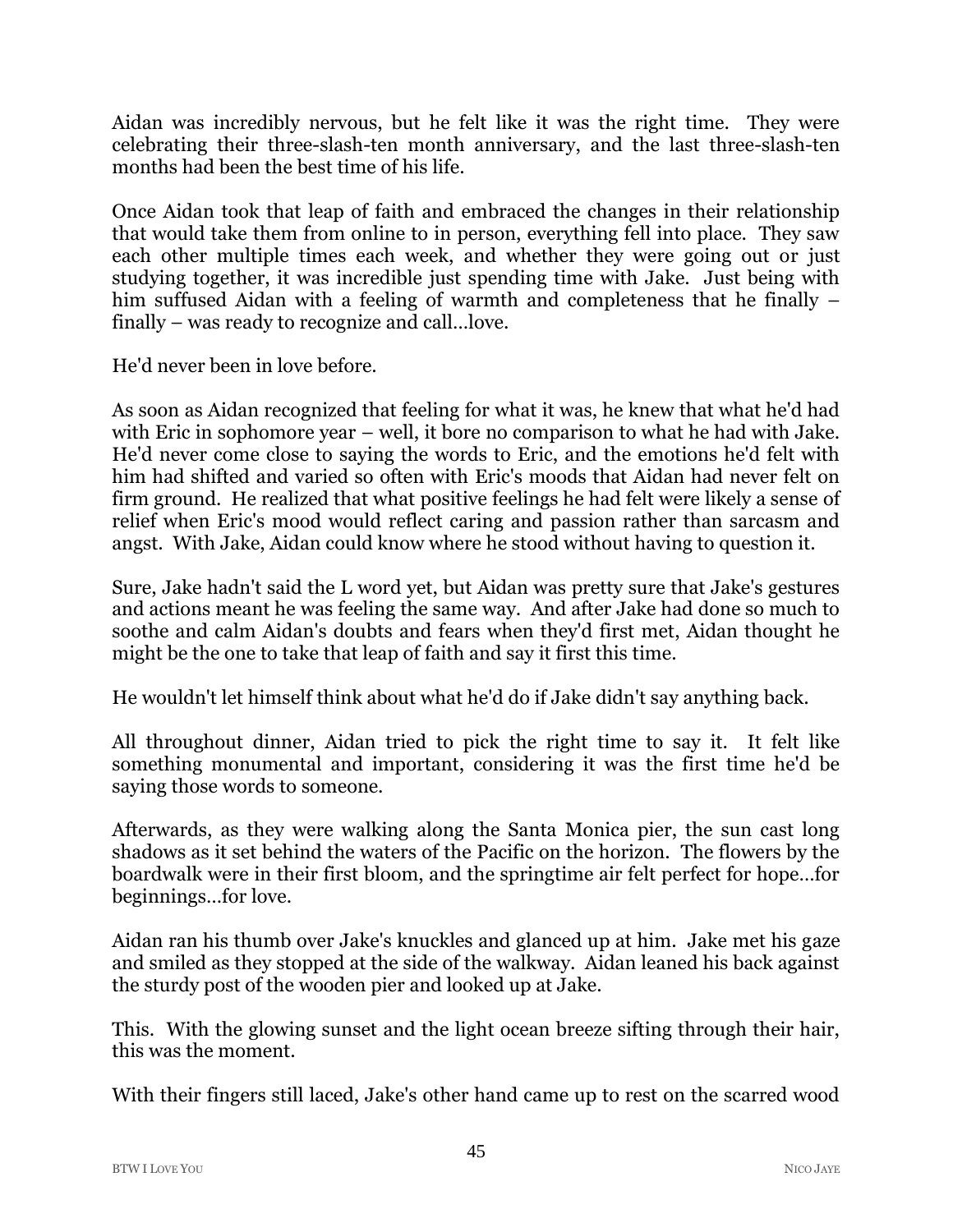Aidan was incredibly nervous, but he felt like it was the right time. They were celebrating their three-slash-ten month anniversary, and the last three-slash-ten months had been the best time of his life.

Once Aidan took that leap of faith and embraced the changes in their relationship that would take them from online to in person, everything fell into place. They saw each other multiple times each week, and whether they were going out or just studying together, it was incredible just spending time with Jake. Just being with him suffused Aidan with a feeling of warmth and completeness that he finally – finally – was ready to recognize and call…love.

He'd never been in love before.

As soon as Aidan recognized that feeling for what it was, he knew that what he'd had with Eric in sophomore year – well, it bore no comparison to what he had with Jake. He'd never come close to saying the words to Eric, and the emotions he'd felt with him had shifted and varied so often with Eric's moods that Aidan had never felt on firm ground. He realized that what positive feelings he had felt were likely a sense of relief when Eric's mood would reflect caring and passion rather than sarcasm and angst. With Jake, Aidan could know where he stood without having to question it.

Sure, Jake hadn't said the L word yet, but Aidan was pretty sure that Jake's gestures and actions meant he was feeling the same way. And after Jake had done so much to soothe and calm Aidan's doubts and fears when they'd first met, Aidan thought he might be the one to take that leap of faith and say it first this time.

He wouldn't let himself think about what he'd do if Jake didn't say anything back.

All throughout dinner, Aidan tried to pick the right time to say it. It felt like something monumental and important, considering it was the first time he'd be saying those words to someone.

Afterwards, as they were walking along the Santa Monica pier, the sun cast long shadows as it set behind the waters of the Pacific on the horizon. The flowers by the boardwalk were in their first bloom, and the springtime air felt perfect for hope…for beginnings…for love.

Aidan ran his thumb over Jake's knuckles and glanced up at him. Jake met his gaze and smiled as they stopped at the side of the walkway. Aidan leaned his back against the sturdy post of the wooden pier and looked up at Jake.

This. With the glowing sunset and the light ocean breeze sifting through their hair, this was the moment.

With their fingers still laced, Jake's other hand came up to rest on the scarred wood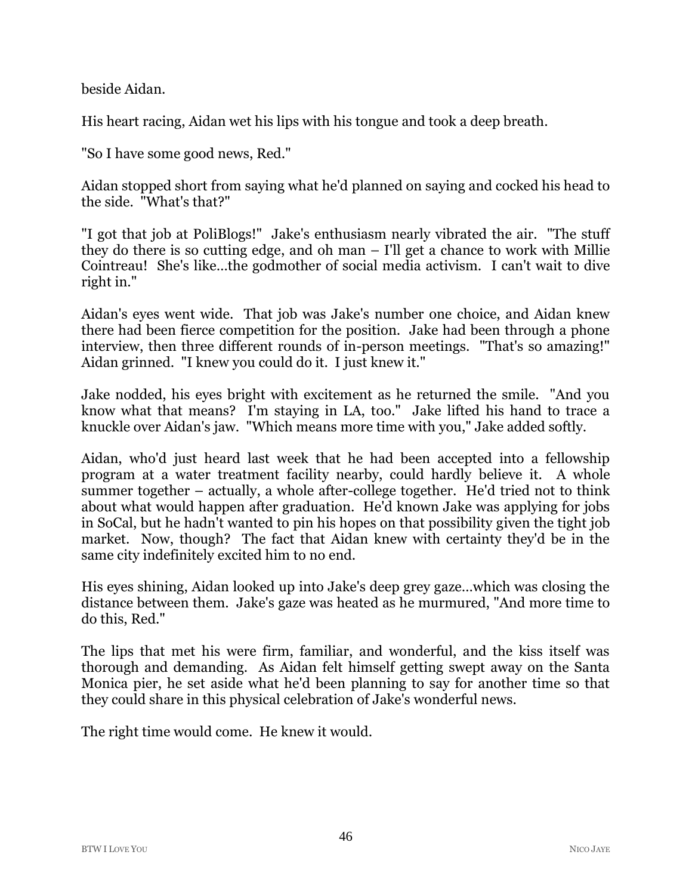beside Aidan.

His heart racing, Aidan wet his lips with his tongue and took a deep breath.

"So I have some good news, Red."

Aidan stopped short from saying what he'd planned on saying and cocked his head to the side. "What's that?"

"I got that job at PoliBlogs!" Jake's enthusiasm nearly vibrated the air. "The stuff they do there is so cutting edge, and oh man – I'll get a chance to work with Millie Cointreau! She's like...the godmother of social media activism. I can't wait to dive right in."

Aidan's eyes went wide. That job was Jake's number one choice, and Aidan knew there had been fierce competition for the position. Jake had been through a phone interview, then three different rounds of in-person meetings. "That's so amazing!" Aidan grinned. "I knew you could do it. I just knew it."

Jake nodded, his eyes bright with excitement as he returned the smile. "And you know what that means? I'm staying in LA, too." Jake lifted his hand to trace a knuckle over Aidan's jaw. "Which means more time with you," Jake added softly.

Aidan, who'd just heard last week that he had been accepted into a fellowship program at a water treatment facility nearby, could hardly believe it. A whole summer together – actually, a whole after-college together. He'd tried not to think about what would happen after graduation. He'd known Jake was applying for jobs in SoCal, but he hadn't wanted to pin his hopes on that possibility given the tight job market. Now, though? The fact that Aidan knew with certainty they'd be in the same city indefinitely excited him to no end.

His eyes shining, Aidan looked up into Jake's deep grey gaze...which was closing the distance between them. Jake's gaze was heated as he murmured, "And more time to do this, Red."

The lips that met his were firm, familiar, and wonderful, and the kiss itself was thorough and demanding. As Aidan felt himself getting swept away on the Santa Monica pier, he set aside what he'd been planning to say for another time so that they could share in this physical celebration of Jake's wonderful news.

The right time would come. He knew it would.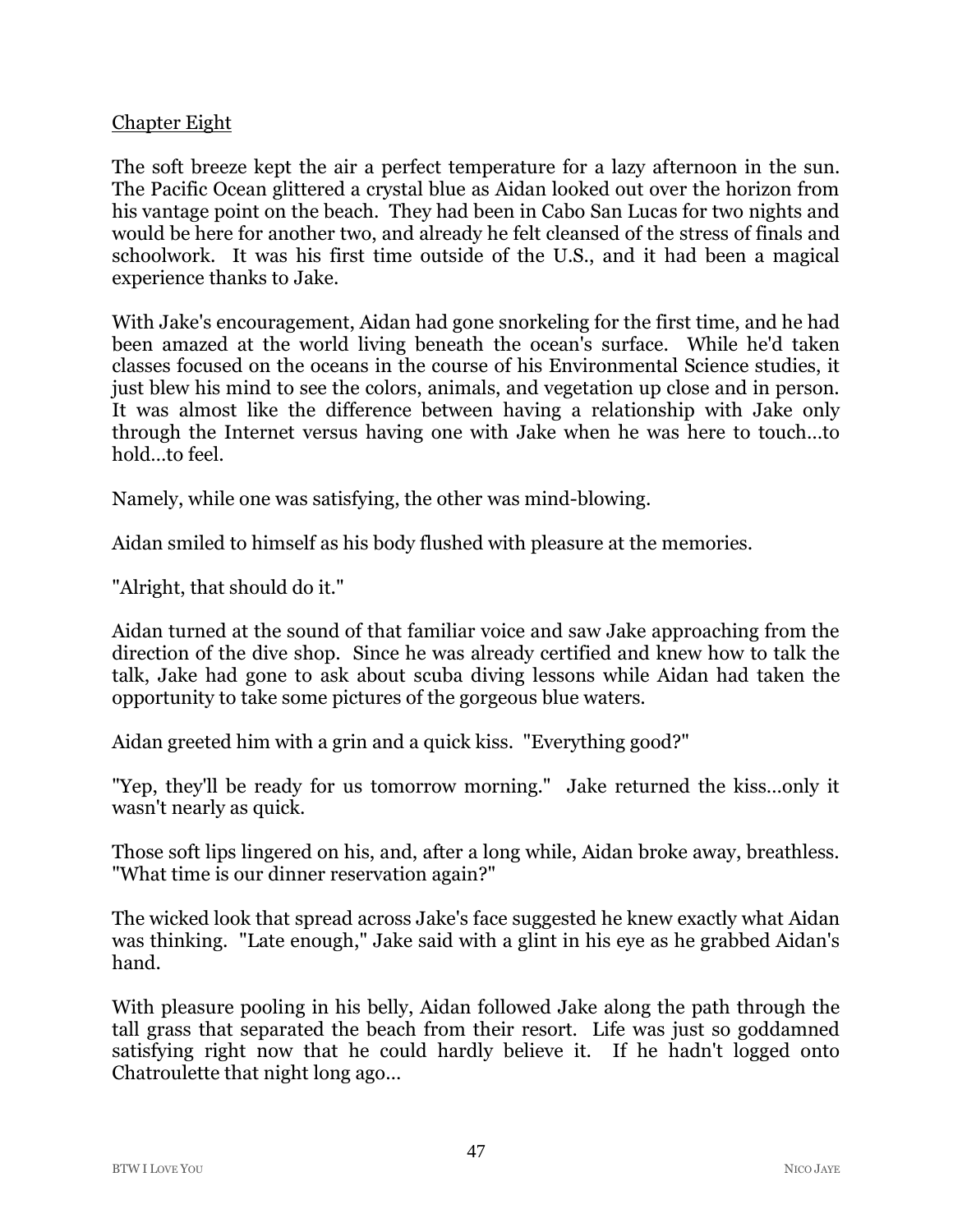## Chapter Eight

The soft breeze kept the air a perfect temperature for a lazy afternoon in the sun. The Pacific Ocean glittered a crystal blue as Aidan looked out over the horizon from his vantage point on the beach. They had been in Cabo San Lucas for two nights and would be here for another two, and already he felt cleansed of the stress of finals and schoolwork. It was his first time outside of the U.S., and it had been a magical experience thanks to Jake.

With Jake's encouragement, Aidan had gone snorkeling for the first time, and he had been amazed at the world living beneath the ocean's surface. While he'd taken classes focused on the oceans in the course of his Environmental Science studies, it just blew his mind to see the colors, animals, and vegetation up close and in person. It was almost like the difference between having a relationship with Jake only through the Internet versus having one with Jake when he was here to touch…to hold…to feel.

Namely, while one was satisfying, the other was mind-blowing.

Aidan smiled to himself as his body flushed with pleasure at the memories.

"Alright, that should do it."

Aidan turned at the sound of that familiar voice and saw Jake approaching from the direction of the dive shop. Since he was already certified and knew how to talk the talk, Jake had gone to ask about scuba diving lessons while Aidan had taken the opportunity to take some pictures of the gorgeous blue waters.

Aidan greeted him with a grin and a quick kiss. "Everything good?"

"Yep, they'll be ready for us tomorrow morning." Jake returned the kiss…only it wasn't nearly as quick.

Those soft lips lingered on his, and, after a long while, Aidan broke away, breathless. "What time is our dinner reservation again?"

The wicked look that spread across Jake's face suggested he knew exactly what Aidan was thinking. "Late enough," Jake said with a glint in his eye as he grabbed Aidan's hand.

With pleasure pooling in his belly, Aidan followed Jake along the path through the tall grass that separated the beach from their resort. Life was just so goddamned satisfying right now that he could hardly believe it. If he hadn't logged onto Chatroulette that night long ago…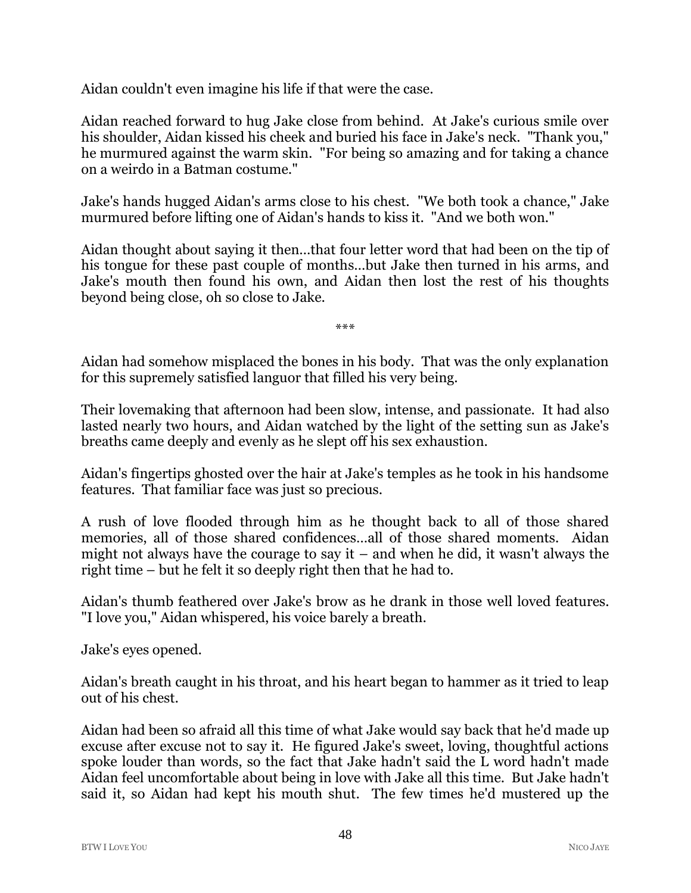Aidan couldn't even imagine his life if that were the case.

Aidan reached forward to hug Jake close from behind. At Jake's curious smile over his shoulder, Aidan kissed his cheek and buried his face in Jake's neck. "Thank you," he murmured against the warm skin. "For being so amazing and for taking a chance on a weirdo in a Batman costume."

Jake's hands hugged Aidan's arms close to his chest. "We both took a chance," Jake murmured before lifting one of Aidan's hands to kiss it. "And we both won."

Aidan thought about saying it then…that four letter word that had been on the tip of his tongue for these past couple of months…but Jake then turned in his arms, and Jake's mouth then found his own, and Aidan then lost the rest of his thoughts beyond being close, oh so close to Jake.

***

Aidan had somehow misplaced the bones in his body. That was the only explanation for this supremely satisfied languor that filled his very being.

Their lovemaking that afternoon had been slow, intense, and passionate. It had also lasted nearly two hours, and Aidan watched by the light of the setting sun as Jake's breaths came deeply and evenly as he slept off his sex exhaustion.

Aidan's fingertips ghosted over the hair at Jake's temples as he took in his handsome features. That familiar face was just so precious.

A rush of love flooded through him as he thought back to all of those shared memories, all of those shared confidences…all of those shared moments. Aidan might not always have the courage to say it – and when he did, it wasn't always the right time – but he felt it so deeply right then that he had to.

Aidan's thumb feathered over Jake's brow as he drank in those well loved features. "I love you," Aidan whispered, his voice barely a breath.

Jake's eyes opened.

Aidan's breath caught in his throat, and his heart began to hammer as it tried to leap out of his chest.

Aidan had been so afraid all this time of what Jake would say back that he'd made up excuse after excuse not to say it. He figured Jake's sweet, loving, thoughtful actions spoke louder than words, so the fact that Jake hadn't said the L word hadn't made Aidan feel uncomfortable about being in love with Jake all this time. But Jake hadn't said it, so Aidan had kept his mouth shut. The few times he'd mustered up the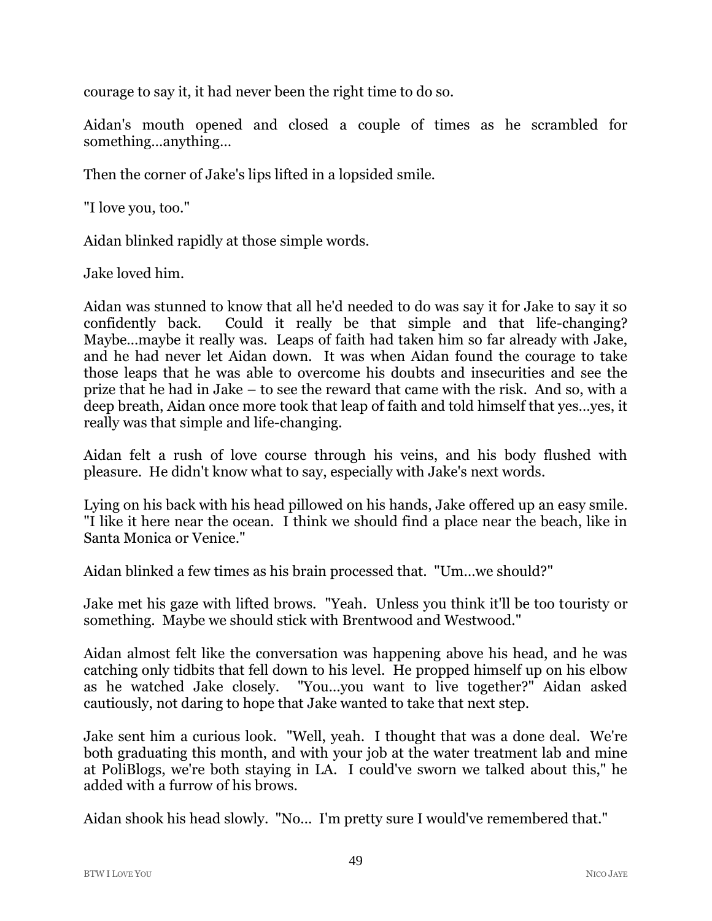courage to say it, it had never been the right time to do so.

Aidan's mouth opened and closed a couple of times as he scrambled for something…anything…

Then the corner of Jake's lips lifted in a lopsided smile.

"I love you, too."

Aidan blinked rapidly at those simple words.

Jake loved him.

Aidan was stunned to know that all he'd needed to do was say it for Jake to say it so confidently back. Could it really be that simple and that life-changing? Maybe…maybe it really was. Leaps of faith had taken him so far already with Jake, and he had never let Aidan down. It was when Aidan found the courage to take those leaps that he was able to overcome his doubts and insecurities and see the prize that he had in Jake – to see the reward that came with the risk. And so, with a deep breath, Aidan once more took that leap of faith and told himself that yes…yes, it really was that simple and life-changing.

Aidan felt a rush of love course through his veins, and his body flushed with pleasure. He didn't know what to say, especially with Jake's next words.

Lying on his back with his head pillowed on his hands, Jake offered up an easy smile. "I like it here near the ocean. I think we should find a place near the beach, like in Santa Monica or Venice."

Aidan blinked a few times as his brain processed that. "Um…we should?"

Jake met his gaze with lifted brows. "Yeah. Unless you think it'll be too touristy or something. Maybe we should stick with Brentwood and Westwood."

Aidan almost felt like the conversation was happening above his head, and he was catching only tidbits that fell down to his level. He propped himself up on his elbow as he watched Jake closely. "You…you want to live together?" Aidan asked cautiously, not daring to hope that Jake wanted to take that next step.

Jake sent him a curious look. "Well, yeah. I thought that was a done deal. We're both graduating this month, and with your job at the water treatment lab and mine at PoliBlogs, we're both staying in LA. I could've sworn we talked about this," he added with a furrow of his brows.

Aidan shook his head slowly. "No… I'm pretty sure I would've remembered that."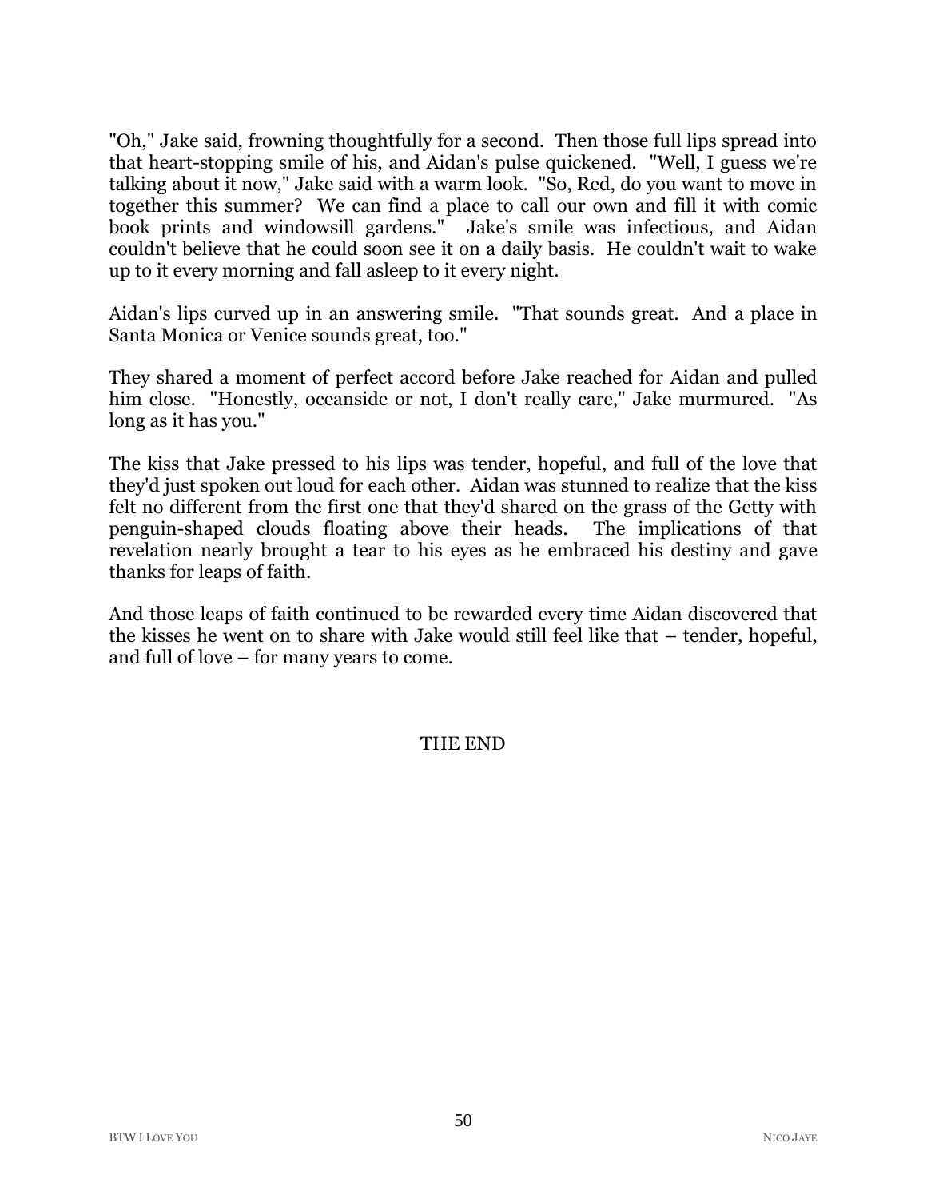"Oh," Jake said, frowning thoughtfully for a second. Then those full lips spread into that heart-stopping smile of his, and Aidan's pulse quickened. "Well, I guess we're talking about it now," Jake said with a warm look. "So, Red, do you want to move in together this summer? We can find a place to call our own and fill it with comic book prints and windowsill gardens." Jake's smile was infectious, and Aidan couldn't believe that he could soon see it on a daily basis. He couldn't wait to wake up to it every morning and fall asleep to it every night.

Aidan's lips curved up in an answering smile. "That sounds great. And a place in Santa Monica or Venice sounds great, too."

They shared a moment of perfect accord before Jake reached for Aidan and pulled him close. "Honestly, oceanside or not, I don't really care," Jake murmured. "As long as it has you."

The kiss that Jake pressed to his lips was tender, hopeful, and full of the love that they'd just spoken out loud for each other. Aidan was stunned to realize that the kiss felt no different from the first one that they'd shared on the grass of the Getty with penguin-shaped clouds floating above their heads. The implications of that revelation nearly brought a tear to his eyes as he embraced his destiny and gave thanks for leaps of faith.

And those leaps of faith continued to be rewarded every time Aidan discovered that the kisses he went on to share with Jake would still feel like that – tender, hopeful, and full of love – for many years to come.

THE END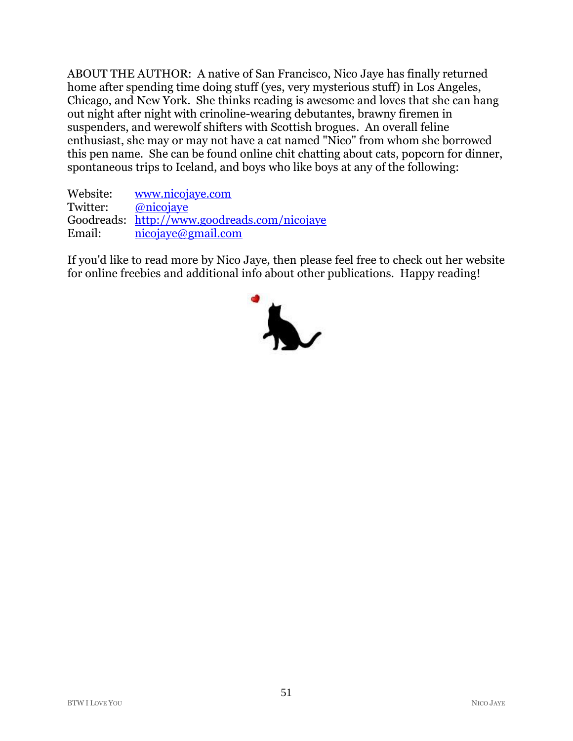ABOUT THE AUTHOR: A native of San Francisco, Nico Jaye has finally returned home after spending time doing stuff (yes, very mysterious stuff) in Los Angeles, Chicago, and New York. She thinks reading is awesome and loves that she can hang out night after night with crinoline-wearing debutantes, brawny firemen in suspenders, and werewolf shifters with Scottish brogues. An overall feline enthusiast, she may or may not have a cat named "Nico" from whom she borrowed this pen name. She can be found online chit chatting about cats, popcorn for dinner, spontaneous trips to Iceland, and boys who like boys at any of the following:

| | |
|---|---|
| Website: | www.nicojaye.com |
| Twitter: | @nicojaye |
| Goodreads: | http://www.goodreads.com/nicojaye |
| Email: | nicojaye@gmail.com |

If you'd like to read more by Nico Jaye, then please feel free to check out her website for online freebies and additional info about other publications. Happy reading!